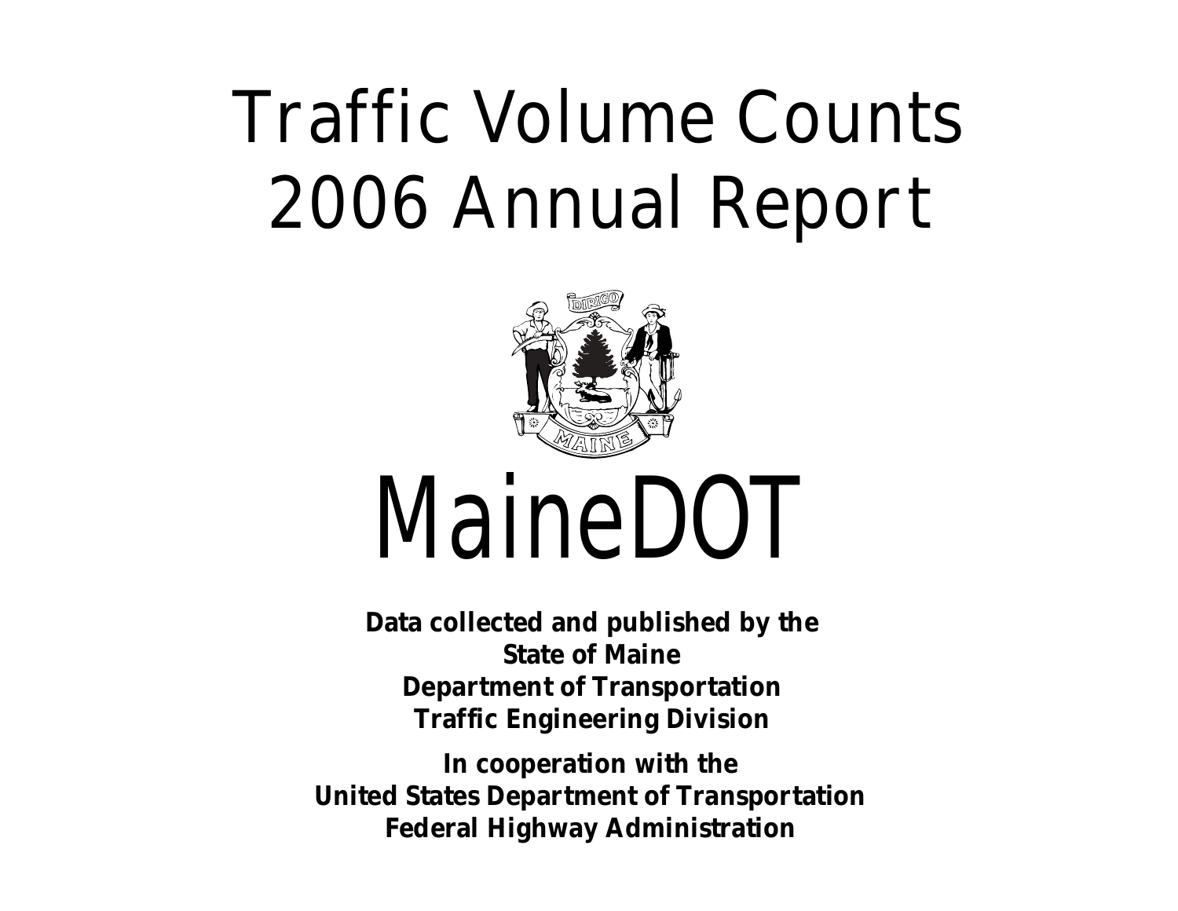# Traffic Volume Counts
# 2006 Annual Report

# MaineDOT

**Data collected and published by the**
**State of Maine**
**Department of Transportation**
**Traffic Engineering Division**

**In cooperation with the**
**United States Department of Transportation**
**Federal Highway Administration**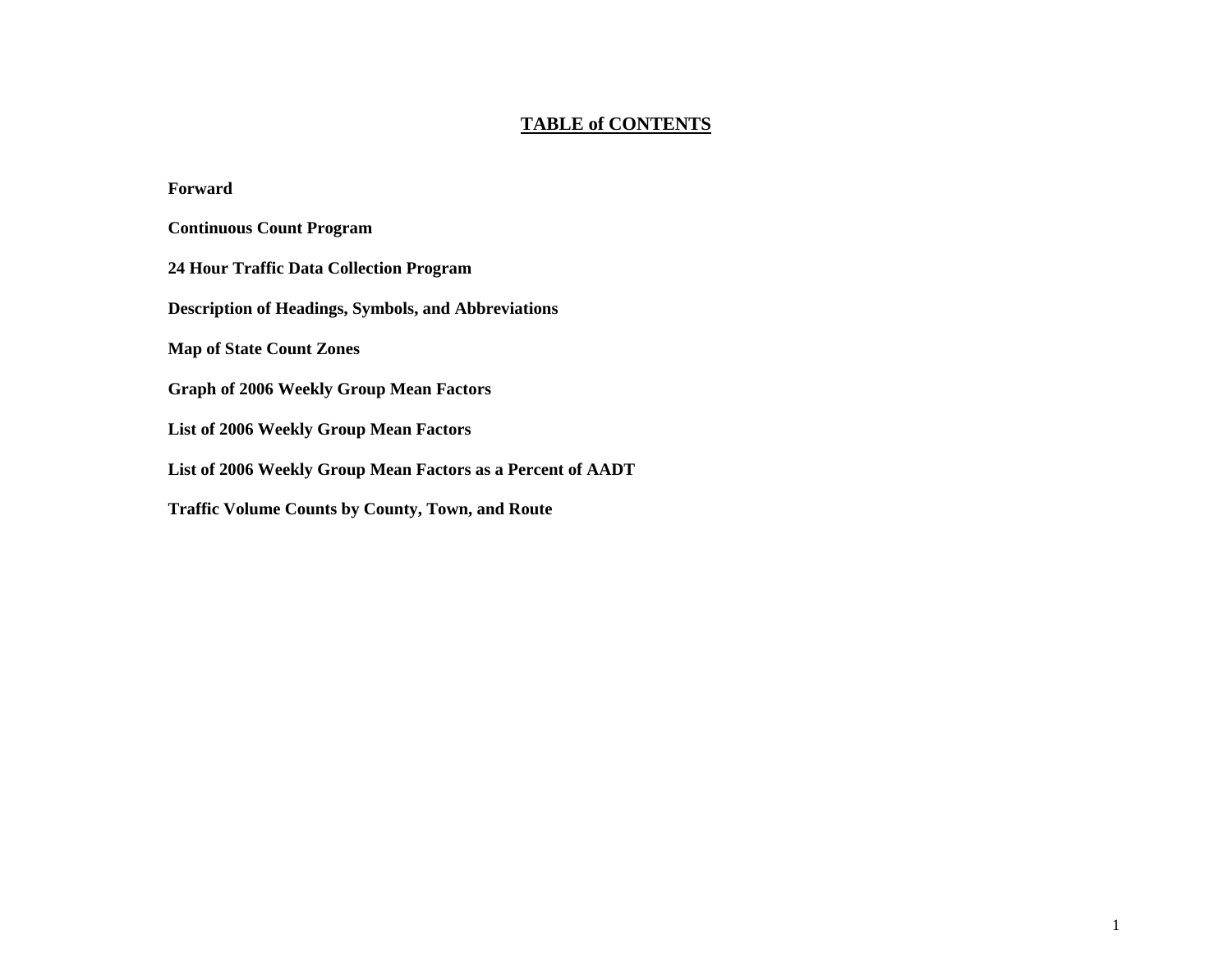# TABLE of CONTENTS

**Forward**

**Continuous Count Program**

**24 Hour Traffic Data Collection Program**

**Description of Headings, Symbols, and Abbreviations**

**Map of State Count Zones**

**Graph of 2006 Weekly Group Mean Factors**

**List of 2006 Weekly Group Mean Factors**

**List of 2006 Weekly Group Mean Factors as a Percent of AADT**

**Traffic Volume Counts by County, Town, and Route**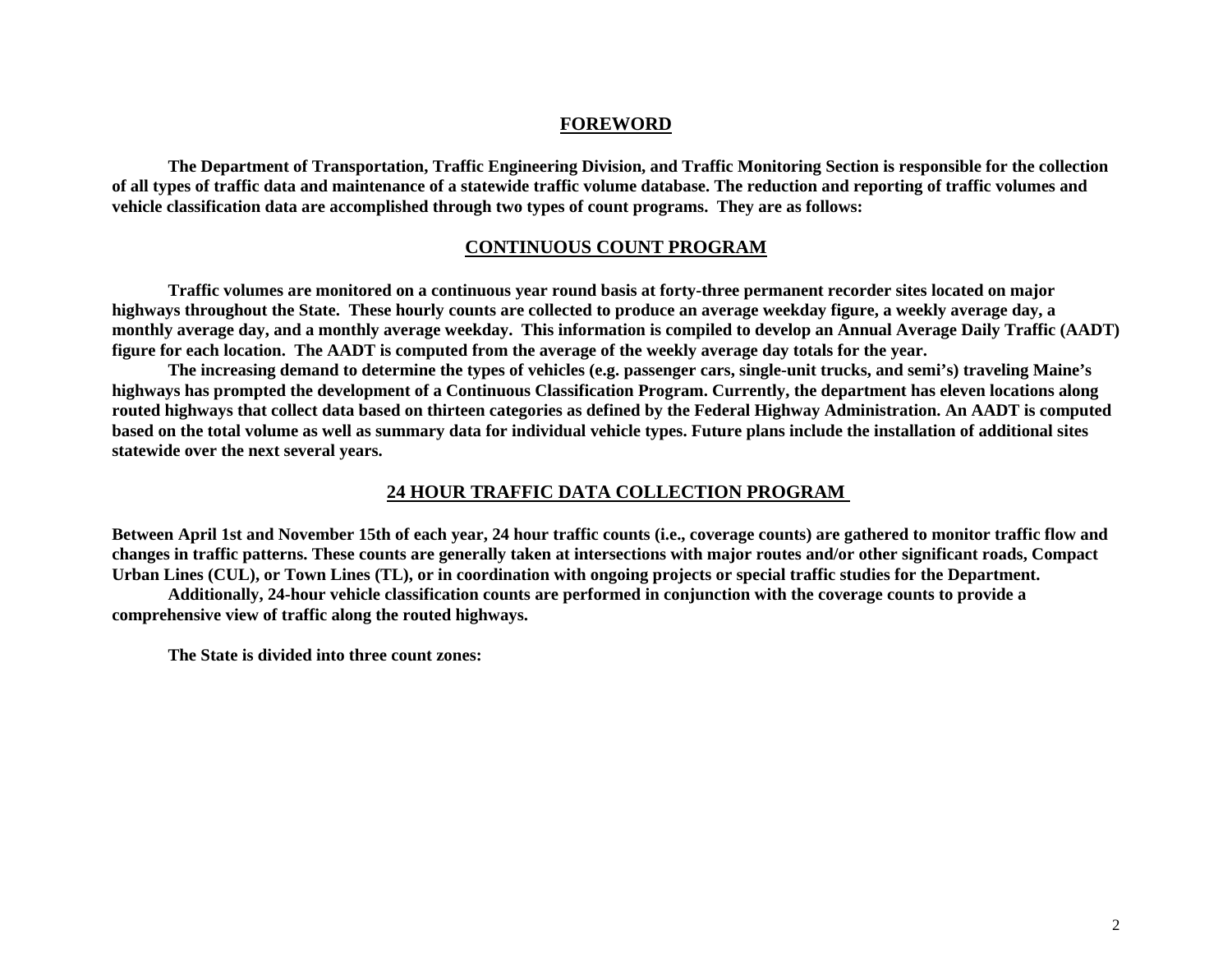## FOREWORD

**The Department of Transportation, Traffic Engineering Division, and Traffic Monitoring Section is responsible for the collection of all types of traffic data and maintenance of a statewide traffic volume database. The reduction and reporting of traffic volumes and vehicle classification data are accomplished through two types of count programs. They are as follows:**

## CONTINUOUS COUNT PROGRAM

**Traffic volumes are monitored on a continuous year round basis at forty-three permanent recorder sites located on major highways throughout the State. These hourly counts are collected to produce an average weekday figure, a weekly average day, a monthly average day, and a monthly average weekday. This information is compiled to develop an Annual Average Daily Traffic (AADT) figure for each location. The AADT is computed from the average of the weekly average day totals for the year.**

**The increasing demand to determine the types of vehicles (e.g. passenger cars, single-unit trucks, and semi's) traveling Maine's highways has prompted the development of a Continuous Classification Program. Currently, the department has eleven locations along routed highways that collect data based on thirteen categories as defined by the Federal Highway Administration. An AADT is computed based on the total volume as well as summary data for individual vehicle types. Future plans include the installation of additional sites statewide over the next several years.**

## 24 HOUR TRAFFIC DATA COLLECTION PROGRAM

**Between April 1st and November 15th of each year, 24 hour traffic counts (i.e., coverage counts) are gathered to monitor traffic flow and changes in traffic patterns. These counts are generally taken at intersections with major routes and/or other significant roads, Compact Urban Lines (CUL), or Town Lines (TL), or in coordination with ongoing projects or special traffic studies for the Department.**

**Additionally, 24-hour vehicle classification counts are performed in conjunction with the coverage counts to provide a comprehensive view of traffic along the routed highways.**

**The State is divided into three count zones:**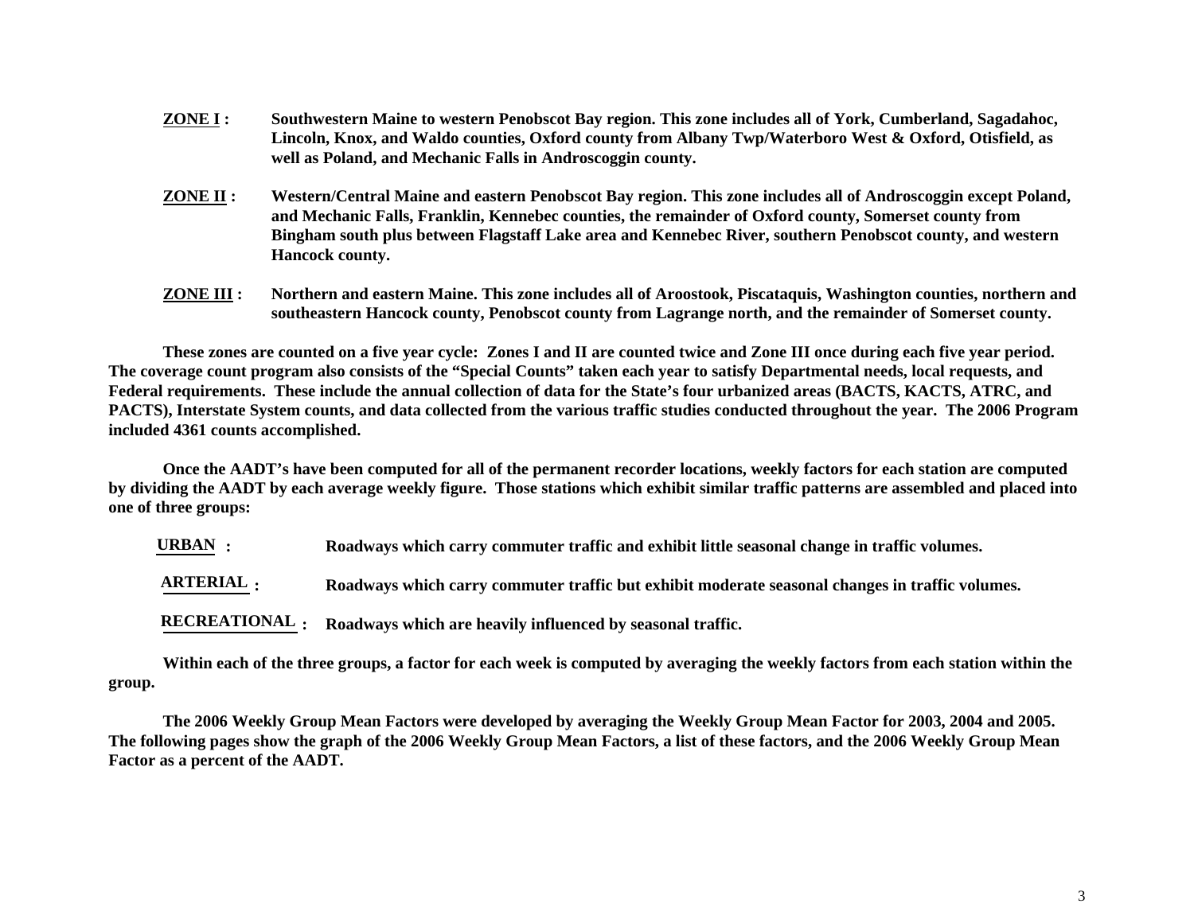**ZONE I :** Southwestern Maine to western Penobscot Bay region. This zone includes all of York, Cumberland, Sagadahoc, Lincoln, Knox, and Waldo counties, Oxford county from Albany Twp/Waterboro West & Oxford, Otisfield, as well as Poland, and Mechanic Falls in Androscoggin county.

**ZONE II :** Western/Central Maine and eastern Penobscot Bay region. This zone includes all of Androscoggin except Poland, and Mechanic Falls, Franklin, Kennebec counties, the remainder of Oxford county, Somerset county from Bingham south plus between Flagstaff Lake area and Kennebec River, southern Penobscot county, and western Hancock county.

**ZONE III :** Northern and eastern Maine. This zone includes all of Aroostook, Piscataquis, Washington counties, northern and southeastern Hancock county, Penobscot county from Lagrange north, and the remainder of Somerset county.

These zones are counted on a five year cycle: Zones I and II are counted twice and Zone III once during each five year period. The coverage count program also consists of the "Special Counts" taken each year to satisfy Departmental needs, local requests, and Federal requirements. These include the annual collection of data for the State's four urbanized areas (BACTS, KACTS, ATRC, and PACTS), Interstate System counts, and data collected from the various traffic studies conducted throughout the year. The 2006 Program included 4361 counts accomplished.

Once the AADT's have been computed for all of the permanent recorder locations, weekly factors for each station are computed by dividing the AADT by each average weekly figure. Those stations which exhibit similar traffic patterns are assembled and placed into one of three groups:

**URBAN :** Roadways which carry commuter traffic and exhibit little seasonal change in traffic volumes.

**ARTERIAL :** Roadways which carry commuter traffic but exhibit moderate seasonal changes in traffic volumes.

**RECREATIONAL :** Roadways which are heavily influenced by seasonal traffic.

Within each of the three groups, a factor for each week is computed by averaging the weekly factors from each station within the group.

The 2006 Weekly Group Mean Factors were developed by averaging the Weekly Group Mean Factor for 2003, 2004 and 2005. The following pages show the graph of the 2006 Weekly Group Mean Factors, a list of these factors, and the 2006 Weekly Group Mean Factor as a percent of the AADT.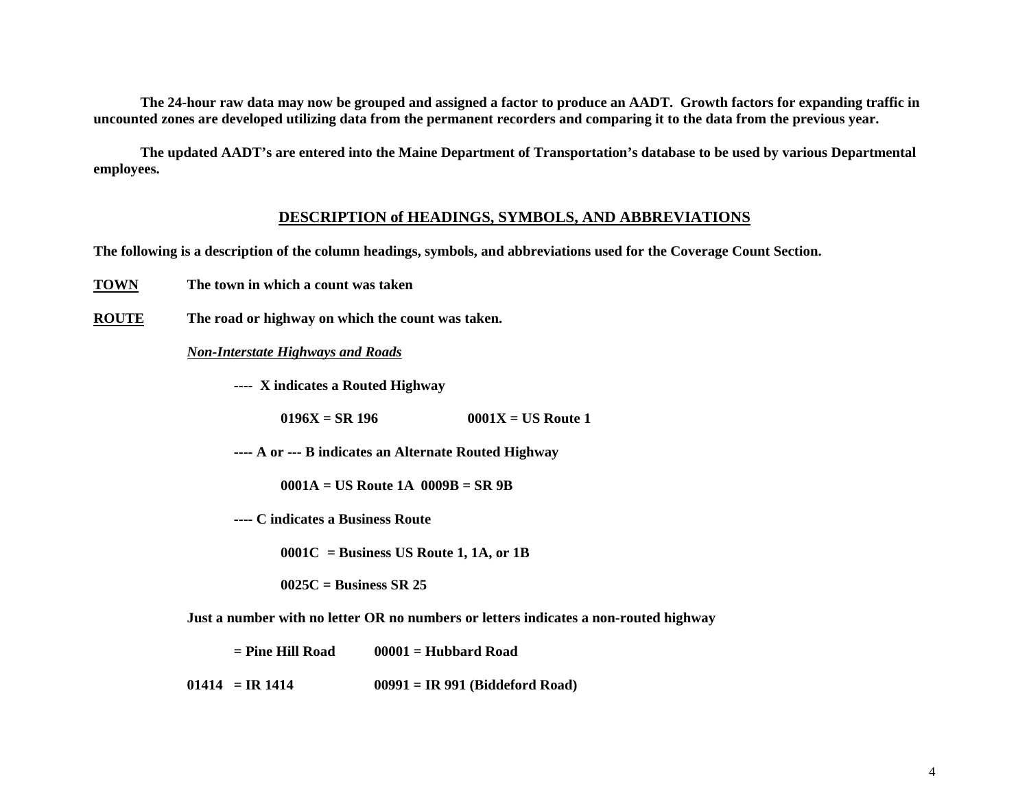**The 24-hour raw data may now be grouped and assigned a factor to produce an AADT. Growth factors for expanding traffic in uncounted zones are developed utilizing data from the permanent recorders and comparing it to the data from the previous year.**

**The updated AADT's are entered into the Maine Department of Transportation's database to be used by various Departmental employees.**

## DESCRIPTION of HEADINGS, SYMBOLS, AND ABBREVIATIONS

**The following is a description of the column headings, symbols, and abbreviations used for the Coverage Count Section.**

**TOWN** **The town in which a count was taken**

**ROUTE** **The road or highway on which the count was taken.**

***Non-Interstate Highways and Roads***

**---- X indicates a Routed Highway**

**0196X = SR 196** **0001X = US Route 1**

**---- A or --- B indicates an Alternate Routed Highway**

**0001A = US Route 1A 0009B = SR 9B**

**---- C indicates a Business Route**

**0001C = Business US Route 1, 1A, or 1B**

**0025C = Business SR 25**

**Just a number with no letter OR no numbers or letters indicates a non-routed highway**

**= Pine Hill Road** **00001 = Hubbard Road**

**01414 = IR 1414** **00991 = IR 991 (Biddeford Road)**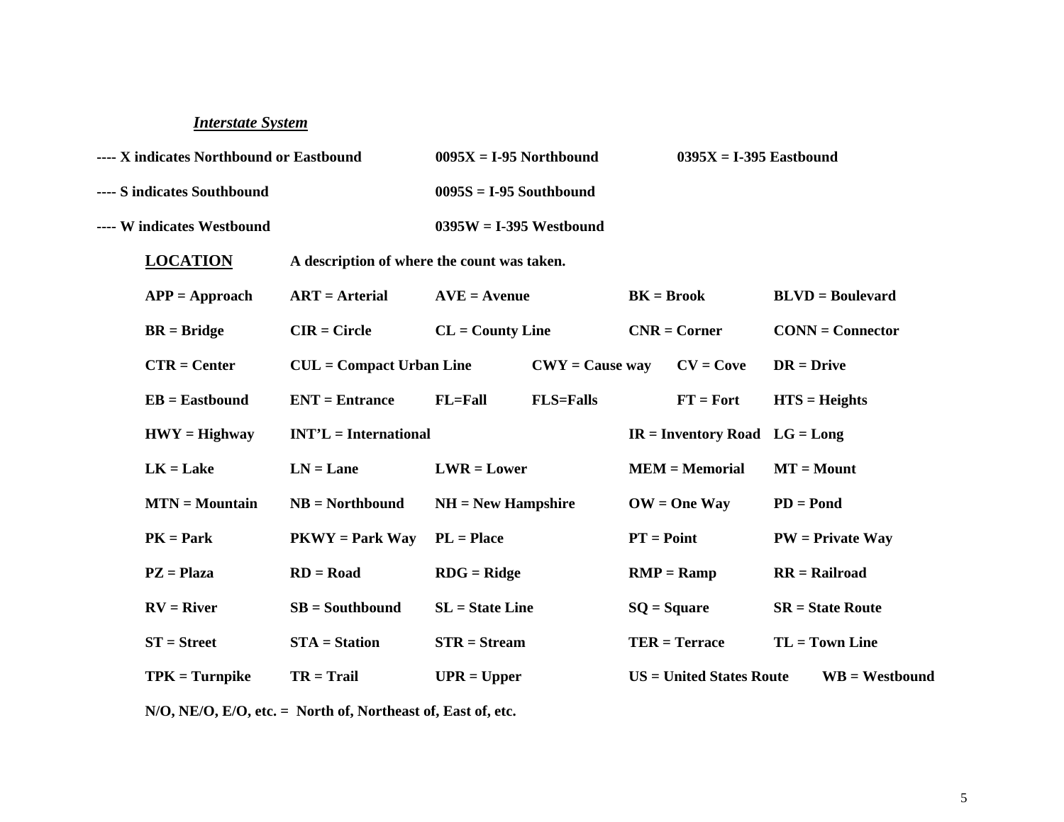***Interstate System***

**---- X indicates Northbound or Eastbound** **0095X = I-95 Northbound** **0395X = I-395 Eastbound**

**---- S indicates Southbound** **0095S = I-95 Southbound**

**---- W indicates Westbound** **0395W = I-395 Westbound**

**LOCATION** **A description of where the count was taken.**

**APP = Approach** **ART = Arterial** **AVE = Avenue** **BK = Brook** **BLVD = Boulevard**

**BR = Bridge** **CIR = Circle** **CL = County Line** **CNR = Corner** **CONN = Connector**

**CTR = Center** **CUL = Compact Urban Line** **CWY = Cause way** **CV = Cove** **DR = Drive**

**EB = Eastbound** **ENT = Entrance** **FL=Fall** **FLS=Falls** **FT = Fort** **HTS = Heights**

**HWY = Highway** **INT'L = International** **IR = Inventory Road** **LG = Long**

**LK = Lake** **LN = Lane** **LWR = Lower** **MEM = Memorial** **MT = Mount**

**MTN = Mountain** **NB = Northbound** **NH = New Hampshire** **OW = One Way** **PD = Pond**

**PK = Park** **PKWY = Park Way** **PL = Place** **PT = Point** **PW = Private Way**

**PZ = Plaza** **RD = Road** **RDG = Ridge** **RMP = Ramp** **RR = Railroad**

**RV = River** **SB = Southbound** **SL = State Line** **SQ = Square** **SR = State Route**

**ST = Street** **STA = Station** **STR = Stream** **TER = Terrace** **TL = Town Line**

**TPK = Turnpike** **TR = Trail** **UPR = Upper** **US = United States Route** **WB = Westbound**

**N/O, NE/O, E/O, etc. = North of, Northeast of, East of, etc.**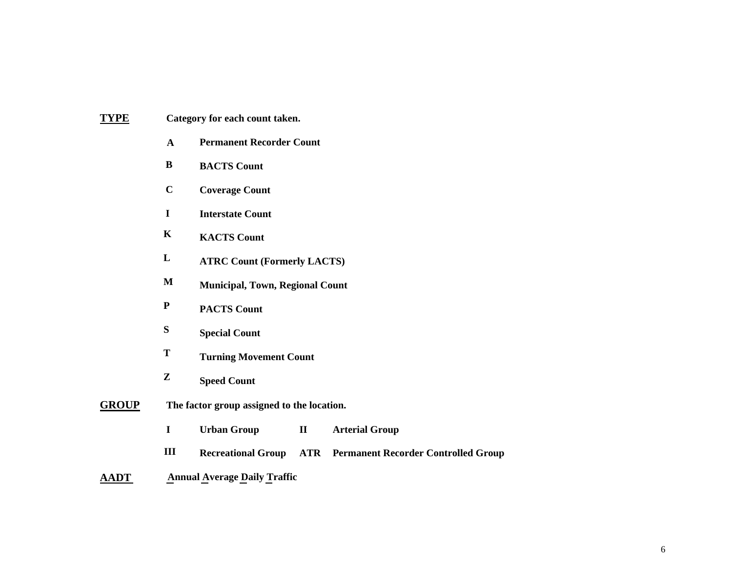**TYPE** **Category for each count taken.**

| | |
|---|---|
| **A** | **Permanent Recorder Count** |
| **B** | **BACTS Count** |
| **C** | **Coverage Count** |
| **I** | **Interstate Count** |
| **K** | **KACTS Count** |
| **L** | **ATRC Count (Formerly LACTS)** |
| **M** | **Municipal, Town, Regional Count** |
| **P** | **PACTS Count** |
| **S** | **Special Count** |
| **T** | **Turning Movement Count** |
| **Z** | **Speed Count** |

**GROUP** **The factor group assigned to the location.**

| | | | |
|---|---|---|---|
| **I** | **Urban Group** | **II** | **Arterial Group** |
| **III** | **Recreational Group** | **ATR** | **Permanent Recorder Controlled Group** |

**AADT** **Annual Average Daily Traffic**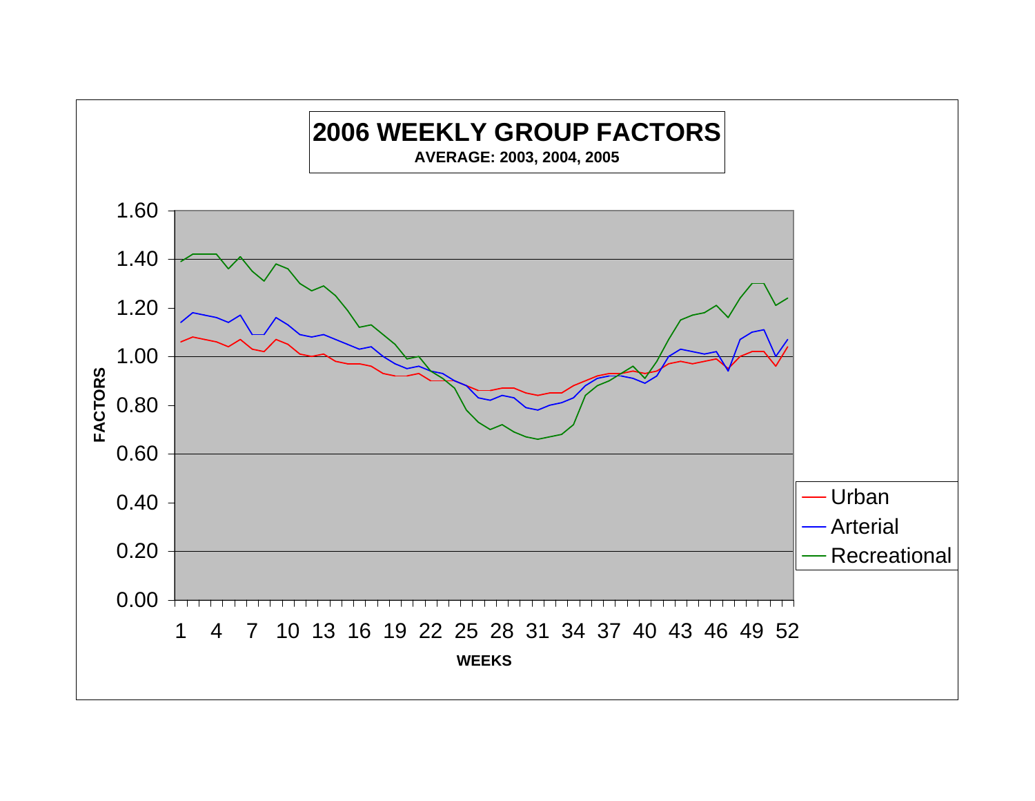# 2006 WEEKLY GROUP FACTORS

**AVERAGE: 2003, 2004, 2005**

FACTORS

1.60
1.40
1.20
1.00
0.80
0.60
0.40
0.20
0.00

1 4 7 10 13 16 19 22 25 28 31 34 37 40 43 46 49 52

WEEKS

Urban
Arterial
Recreational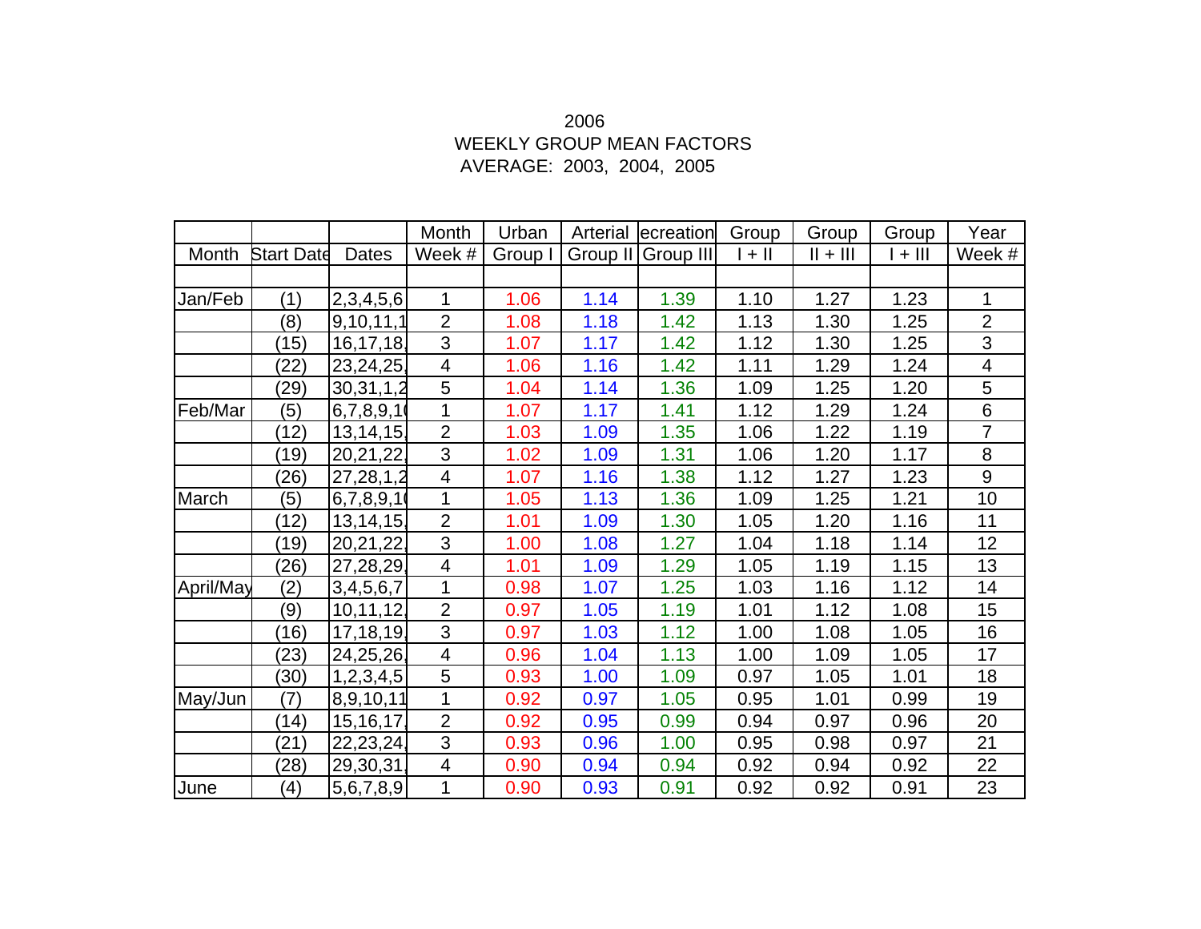2006

WEEKLY GROUP MEAN FACTORS

AVERAGE: 2003, 2004, 2005

| Month | Start Date | Dates | Month Week # | Urban Group I | Arterial Group II | ecreation Group III | Group I + II | Group II + III | Group I + III | Year Week # |
|---|---|---|---|---|---|---|---|---|---|---|
| | | | | | | | | | | |
| Jan/Feb | (1) | 2,3,4,5,6 | 1 | 1.06 | 1.14 | 1.39 | 1.10 | 1.27 | 1.23 | 1 |
| | (8) | 9,10,11,1 | 2 | 1.08 | 1.18 | 1.42 | 1.13 | 1.30 | 1.25 | 2 |
| | (15) | 16,17,18, | 3 | 1.07 | 1.17 | 1.42 | 1.12 | 1.30 | 1.25 | 3 |
| | (22) | 23,24,25, | 4 | 1.06 | 1.16 | 1.42 | 1.11 | 1.29 | 1.24 | 4 |
| | (29) | 30,31,1,2 | 5 | 1.04 | 1.14 | 1.36 | 1.09 | 1.25 | 1.20 | 5 |
| Feb/Mar | (5) | 6,7,8,9,1( | 1 | 1.07 | 1.17 | 1.41 | 1.12 | 1.29 | 1.24 | 6 |
| | (12) | 13,14,15, | 2 | 1.03 | 1.09 | 1.35 | 1.06 | 1.22 | 1.19 | 7 |
| | (19) | 20,21,22, | 3 | 1.02 | 1.09 | 1.31 | 1.06 | 1.20 | 1.17 | 8 |
| | (26) | 27,28,1,2 | 4 | 1.07 | 1.16 | 1.38 | 1.12 | 1.27 | 1.23 | 9 |
| March | (5) | 6,7,8,9,1( | 1 | 1.05 | 1.13 | 1.36 | 1.09 | 1.25 | 1.21 | 10 |
| | (12) | 13,14,15, | 2 | 1.01 | 1.09 | 1.30 | 1.05 | 1.20 | 1.16 | 11 |
| | (19) | 20,21,22, | 3 | 1.00 | 1.08 | 1.27 | 1.04 | 1.18 | 1.14 | 12 |
| | (26) | 27,28,29, | 4 | 1.01 | 1.09 | 1.29 | 1.05 | 1.19 | 1.15 | 13 |
| April/May | (2) | 3,4,5,6,7 | 1 | 0.98 | 1.07 | 1.25 | 1.03 | 1.16 | 1.12 | 14 |
| | (9) | 10,11,12, | 2 | 0.97 | 1.05 | 1.19 | 1.01 | 1.12 | 1.08 | 15 |
| | (16) | 17,18,19, | 3 | 0.97 | 1.03 | 1.12 | 1.00 | 1.08 | 1.05 | 16 |
| | (23) | 24,25,26, | 4 | 0.96 | 1.04 | 1.13 | 1.00 | 1.09 | 1.05 | 17 |
| | (30) | 1,2,3,4,5 | 5 | 0.93 | 1.00 | 1.09 | 0.97 | 1.05 | 1.01 | 18 |
| May/Jun | (7) | 8,9,10,11 | 1 | 0.92 | 0.97 | 1.05 | 0.95 | 1.01 | 0.99 | 19 |
| | (14) | 15,16,17, | 2 | 0.92 | 0.95 | 0.99 | 0.94 | 0.97 | 0.96 | 20 |
| | (21) | 22,23,24, | 3 | 0.93 | 0.96 | 1.00 | 0.95 | 0.98 | 0.97 | 21 |
| | (28) | 29,30,31, | 4 | 0.90 | 0.94 | 0.94 | 0.92 | 0.94 | 0.92 | 22 |
| June | (4) | 5,6,7,8,9 | 1 | 0.90 | 0.93 | 0.91 | 0.92 | 0.92 | 0.91 | 23 |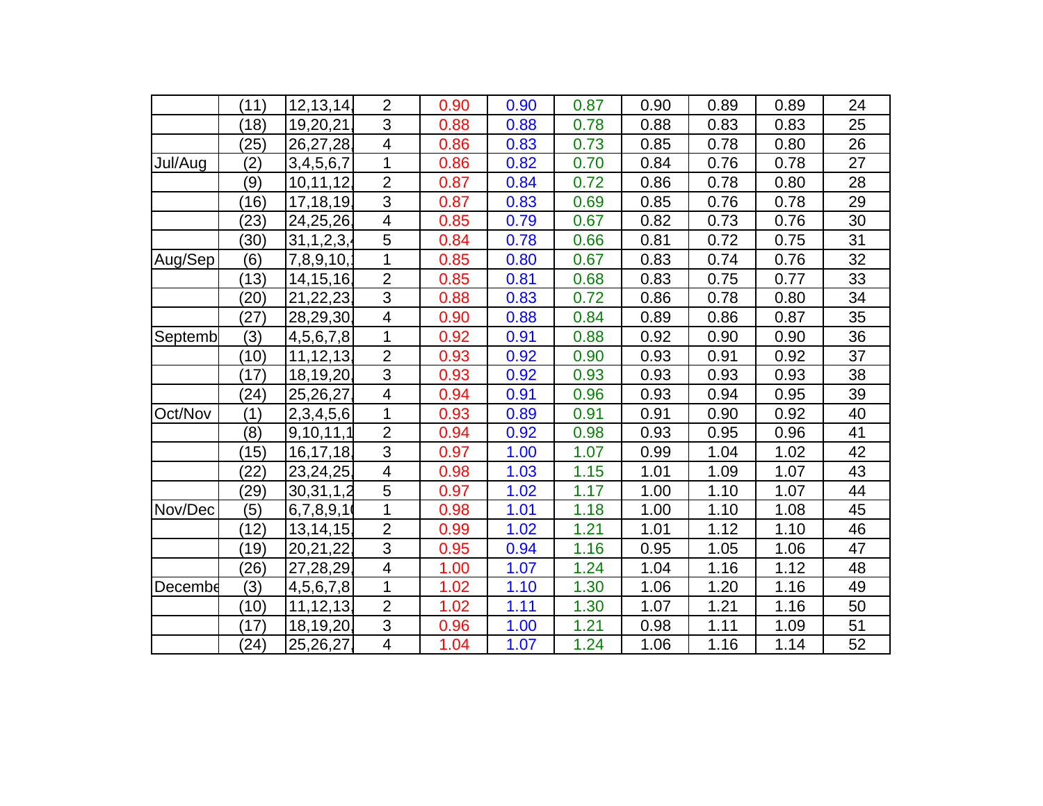| | | | | | | | | | | |
|---|---|---|---|---|---|---|---|---|---|---|
| | (11) | 12,13,14, | 2 | 0.90 | 0.90 | 0.87 | 0.90 | 0.89 | 0.89 | 24 |
| | (18) | 19,20,21, | 3 | 0.88 | 0.88 | 0.78 | 0.88 | 0.83 | 0.83 | 25 |
| | (25) | 26,27,28, | 4 | 0.86 | 0.83 | 0.73 | 0.85 | 0.78 | 0.80 | 26 |
| Jul/Aug | (2) | 3,4,5,6,7 | 1 | 0.86 | 0.82 | 0.70 | 0.84 | 0.76 | 0.78 | 27 |
| | (9) | 10,11,12, | 2 | 0.87 | 0.84 | 0.72 | 0.86 | 0.78 | 0.80 | 28 |
| | (16) | 17,18,19, | 3 | 0.87 | 0.83 | 0.69 | 0.85 | 0.76 | 0.78 | 29 |
| | (23) | 24,25,26, | 4 | 0.85 | 0.79 | 0.67 | 0.82 | 0.73 | 0.76 | 30 |
| | (30) | 31,1,2,3, | 5 | 0.84 | 0.78 | 0.66 | 0.81 | 0.72 | 0.75 | 31 |
| Aug/Sep | (6) | 7,8,9,10, | 1 | 0.85 | 0.80 | 0.67 | 0.83 | 0.74 | 0.76 | 32 |
| | (13) | 14,15,16, | 2 | 0.85 | 0.81 | 0.68 | 0.83 | 0.75 | 0.77 | 33 |
| | (20) | 21,22,23, | 3 | 0.88 | 0.83 | 0.72 | 0.86 | 0.78 | 0.80 | 34 |
| | (27) | 28,29,30, | 4 | 0.90 | 0.88 | 0.84 | 0.89 | 0.86 | 0.87 | 35 |
| Septemb | (3) | 4,5,6,7,8 | 1 | 0.92 | 0.91 | 0.88 | 0.92 | 0.90 | 0.90 | 36 |
| | (10) | 11,12,13, | 2 | 0.93 | 0.92 | 0.90 | 0.93 | 0.91 | 0.92 | 37 |
| | (17) | 18,19,20, | 3 | 0.93 | 0.92 | 0.93 | 0.93 | 0.93 | 0.93 | 38 |
| | (24) | 25,26,27, | 4 | 0.94 | 0.91 | 0.96 | 0.93 | 0.94 | 0.95 | 39 |
| Oct/Nov | (1) | 2,3,4,5,6 | 1 | 0.93 | 0.89 | 0.91 | 0.91 | 0.90 | 0.92 | 40 |
| | (8) | 9,10,11,1 | 2 | 0.94 | 0.92 | 0.98 | 0.93 | 0.95 | 0.96 | 41 |
| | (15) | 16,17,18, | 3 | 0.97 | 1.00 | 1.07 | 0.99 | 1.04 | 1.02 | 42 |
| | (22) | 23,24,25, | 4 | 0.98 | 1.03 | 1.15 | 1.01 | 1.09 | 1.07 | 43 |
| | (29) | 30,31,1,2 | 5 | 0.97 | 1.02 | 1.17 | 1.00 | 1.10 | 1.07 | 44 |
| Nov/Dec | (5) | 6,7,8,9,1 | 1 | 0.98 | 1.01 | 1.18 | 1.00 | 1.10 | 1.08 | 45 |
| | (12) | 13,14,15, | 2 | 0.99 | 1.02 | 1.21 | 1.01 | 1.12 | 1.10 | 46 |
| | (19) | 20,21,22, | 3 | 0.95 | 0.94 | 1.16 | 0.95 | 1.05 | 1.06 | 47 |
| | (26) | 27,28,29, | 4 | 1.00 | 1.07 | 1.24 | 1.04 | 1.16 | 1.12 | 48 |
| Decembe | (3) | 4,5,6,7,8 | 1 | 1.02 | 1.10 | 1.30 | 1.06 | 1.20 | 1.16 | 49 |
| | (10) | 11,12,13, | 2 | 1.02 | 1.11 | 1.30 | 1.07 | 1.21 | 1.16 | 50 |
| | (17) | 18,19,20, | 3 | 0.96 | 1.00 | 1.21 | 0.98 | 1.11 | 1.09 | 51 |
| | (24) | 25,26,27, | 4 | 1.04 | 1.07 | 1.24 | 1.06 | 1.16 | 1.14 | 52 |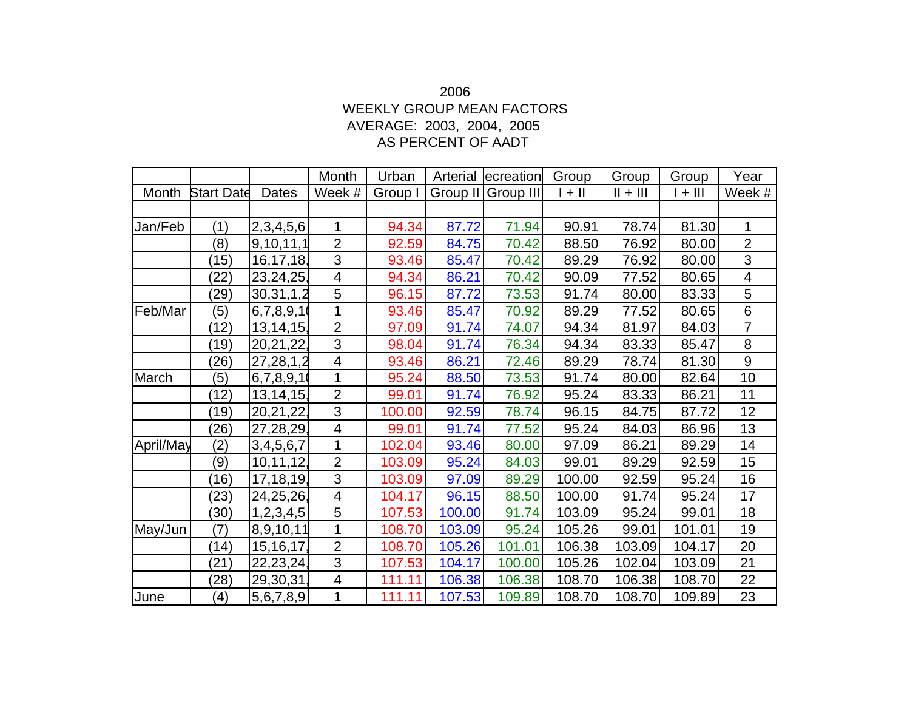2006

WEEKLY GROUP MEAN FACTORS

AVERAGE: 2003, 2004, 2005

AS PERCENT OF AADT

| Month | Start Date | Dates | Month Week # | Urban Group I | Arterial Group II | ecreation Group III | Group I + II | Group II + III | Group I + III | Year Week # |
|---|---|---|---|---|---|---|---|---|---|---|
| | | | | | | | | | | |
| Jan/Feb | (1) | 2,3,4,5,6 | 1 | 94.34 | 87.72 | 71.94 | 90.91 | 78.74 | 81.30 | 1 |
| | (8) | 9,10,11,1 | 2 | 92.59 | 84.75 | 70.42 | 88.50 | 76.92 | 80.00 | 2 |
| | (15) | 16,17,18, | 3 | 93.46 | 85.47 | 70.42 | 89.29 | 76.92 | 80.00 | 3 |
| | (22) | 23,24,25, | 4 | 94.34 | 86.21 | 70.42 | 90.09 | 77.52 | 80.65 | 4 |
| | (29) | 30,31,1,2 | 5 | 96.15 | 87.72 | 73.53 | 91.74 | 80.00 | 83.33 | 5 |
| Feb/Mar | (5) | 6,7,8,9,1 | 1 | 93.46 | 85.47 | 70.92 | 89.29 | 77.52 | 80.65 | 6 |
| | (12) | 13,14,15, | 2 | 97.09 | 91.74 | 74.07 | 94.34 | 81.97 | 84.03 | 7 |
| | (19) | 20,21,22, | 3 | 98.04 | 91.74 | 76.34 | 94.34 | 83.33 | 85.47 | 8 |
| | (26) | 27,28,1,2 | 4 | 93.46 | 86.21 | 72.46 | 89.29 | 78.74 | 81.30 | 9 |
| March | (5) | 6,7,8,9,1 | 1 | 95.24 | 88.50 | 73.53 | 91.74 | 80.00 | 82.64 | 10 |
| | (12) | 13,14,15, | 2 | 99.01 | 91.74 | 76.92 | 95.24 | 83.33 | 86.21 | 11 |
| | (19) | 20,21,22, | 3 | 100.00 | 92.59 | 78.74 | 96.15 | 84.75 | 87.72 | 12 |
| | (26) | 27,28,29, | 4 | 99.01 | 91.74 | 77.52 | 95.24 | 84.03 | 86.96 | 13 |
| April/May | (2) | 3,4,5,6,7 | 1 | 102.04 | 93.46 | 80.00 | 97.09 | 86.21 | 89.29 | 14 |
| | (9) | 10,11,12, | 2 | 103.09 | 95.24 | 84.03 | 99.01 | 89.29 | 92.59 | 15 |
| | (16) | 17,18,19, | 3 | 103.09 | 97.09 | 89.29 | 100.00 | 92.59 | 95.24 | 16 |
| | (23) | 24,25,26, | 4 | 104.17 | 96.15 | 88.50 | 100.00 | 91.74 | 95.24 | 17 |
| | (30) | 1,2,3,4,5 | 5 | 107.53 | 100.00 | 91.74 | 103.09 | 95.24 | 99.01 | 18 |
| May/Jun | (7) | 8,9,10,11 | 1 | 108.70 | 103.09 | 95.24 | 105.26 | 99.01 | 101.01 | 19 |
| | (14) | 15,16,17, | 2 | 108.70 | 105.26 | 101.01 | 106.38 | 103.09 | 104.17 | 20 |
| | (21) | 22,23,24, | 3 | 107.53 | 104.17 | 100.00 | 105.26 | 102.04 | 103.09 | 21 |
| | (28) | 29,30,31, | 4 | 111.11 | 106.38 | 106.38 | 108.70 | 106.38 | 108.70 | 22 |
| June | (4) | 5,6,7,8,9 | 1 | 111.11 | 107.53 | 109.89 | 108.70 | 108.70 | 109.89 | 23 |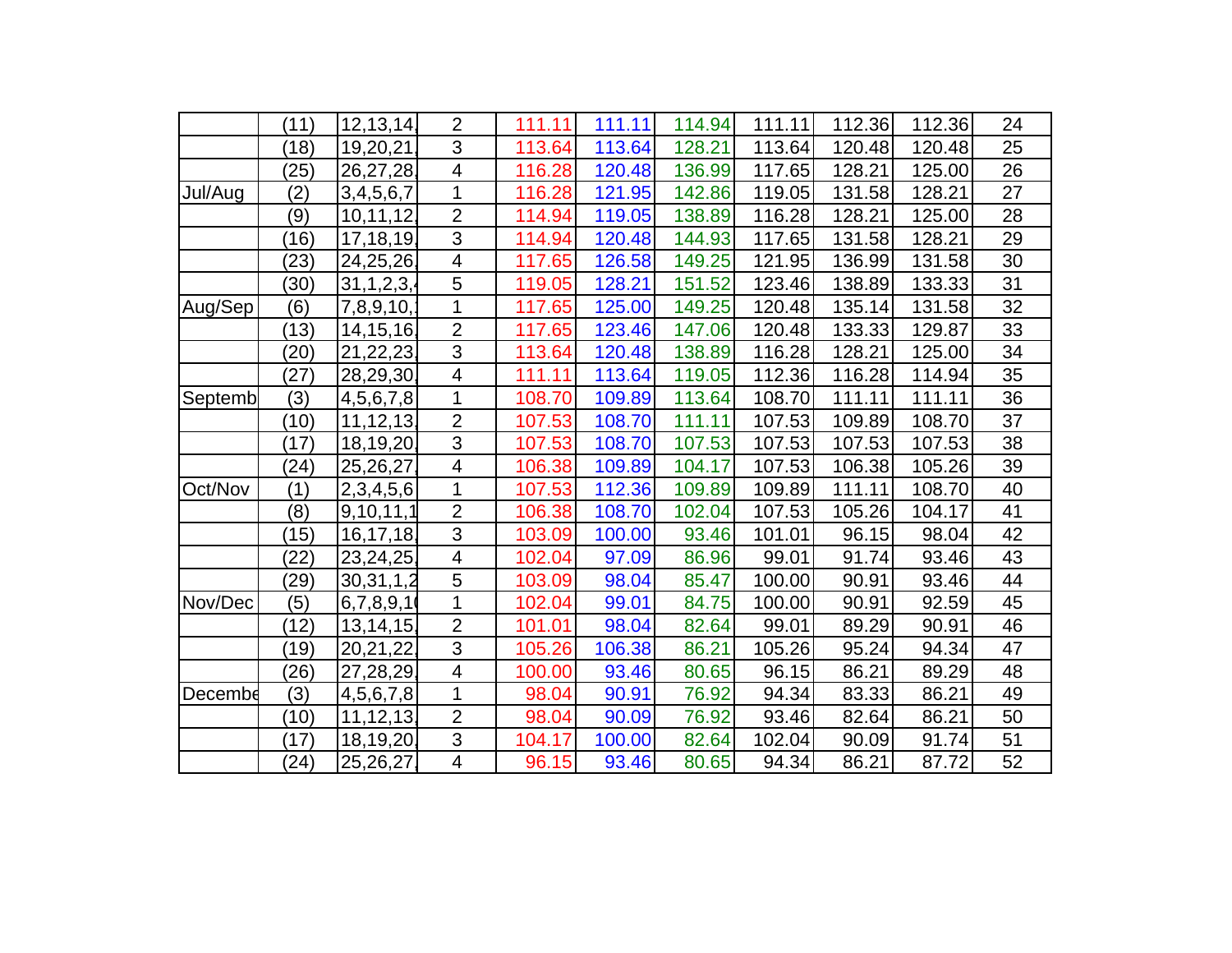| | | | | | | | | | | |
|---|---|---|---|---|---|---|---|---|---|---|
| | (11) | 12,13,14, | 2 | 111.11 | 111.11 | 114.94 | 111.11 | 112.36 | 112.36 | 24 |
| | (18) | 19,20,21, | 3 | 113.64 | 113.64 | 128.21 | 113.64 | 120.48 | 120.48 | 25 |
| | (25) | 26,27,28, | 4 | 116.28 | 120.48 | 136.99 | 117.65 | 128.21 | 125.00 | 26 |
| Jul/Aug | (2) | 3,4,5,6,7 | 1 | 116.28 | 121.95 | 142.86 | 119.05 | 131.58 | 128.21 | 27 |
| | (9) | 10,11,12, | 2 | 114.94 | 119.05 | 138.89 | 116.28 | 128.21 | 125.00 | 28 |
| | (16) | 17,18,19, | 3 | 114.94 | 120.48 | 144.93 | 117.65 | 131.58 | 128.21 | 29 |
| | (23) | 24,25,26, | 4 | 117.65 | 126.58 | 149.25 | 121.95 | 136.99 | 131.58 | 30 |
| | (30) | 31,1,2,3,4 | 5 | 119.05 | 128.21 | 151.52 | 123.46 | 138.89 | 133.33 | 31 |
| Aug/Sep | (6) | 7,8,9,10,1 | 1 | 117.65 | 125.00 | 149.25 | 120.48 | 135.14 | 131.58 | 32 |
| | (13) | 14,15,16, | 2 | 117.65 | 123.46 | 147.06 | 120.48 | 133.33 | 129.87 | 33 |
| | (20) | 21,22,23, | 3 | 113.64 | 120.48 | 138.89 | 116.28 | 128.21 | 125.00 | 34 |
| | (27) | 28,29,30, | 4 | 111.11 | 113.64 | 119.05 | 112.36 | 116.28 | 114.94 | 35 |
| Septemb | (3) | 4,5,6,7,8 | 1 | 108.70 | 109.89 | 113.64 | 108.70 | 111.11 | 111.11 | 36 |
| | (10) | 11,12,13, | 2 | 107.53 | 108.70 | 111.11 | 107.53 | 109.89 | 108.70 | 37 |
| | (17) | 18,19,20, | 3 | 107.53 | 108.70 | 107.53 | 107.53 | 107.53 | 107.53 | 38 |
| | (24) | 25,26,27, | 4 | 106.38 | 109.89 | 104.17 | 107.53 | 106.38 | 105.26 | 39 |
| Oct/Nov | (1) | 2,3,4,5,6 | 1 | 107.53 | 112.36 | 109.89 | 109.89 | 111.11 | 108.70 | 40 |
| | (8) | 9,10,11,1 | 2 | 106.38 | 108.70 | 102.04 | 107.53 | 105.26 | 104.17 | 41 |
| | (15) | 16,17,18, | 3 | 103.09 | 100.00 | 93.46 | 101.01 | 96.15 | 98.04 | 42 |
| | (22) | 23,24,25, | 4 | 102.04 | 97.09 | 86.96 | 99.01 | 91.74 | 93.46 | 43 |
| | (29) | 30,31,1,2 | 5 | 103.09 | 98.04 | 85.47 | 100.00 | 90.91 | 93.46 | 44 |
| Nov/Dec | (5) | 6,7,8,9,10 | 1 | 102.04 | 99.01 | 84.75 | 100.00 | 90.91 | 92.59 | 45 |
| | (12) | 13,14,15, | 2 | 101.01 | 98.04 | 82.64 | 99.01 | 89.29 | 90.91 | 46 |
| | (19) | 20,21,22, | 3 | 105.26 | 106.38 | 86.21 | 105.26 | 95.24 | 94.34 | 47 |
| | (26) | 27,28,29, | 4 | 100.00 | 93.46 | 80.65 | 96.15 | 86.21 | 89.29 | 48 |
| Decembe | (3) | 4,5,6,7,8 | 1 | 98.04 | 90.91 | 76.92 | 94.34 | 83.33 | 86.21 | 49 |
| | (10) | 11,12,13, | 2 | 98.04 | 90.09 | 76.92 | 93.46 | 82.64 | 86.21 | 50 |
| | (17) | 18,19,20, | 3 | 104.17 | 100.00 | 82.64 | 102.04 | 90.09 | 91.74 | 51 |
| | (24) | 25,26,27, | 4 | 96.15 | 93.46 | 80.65 | 94.34 | 86.21 | 87.72 | 52 |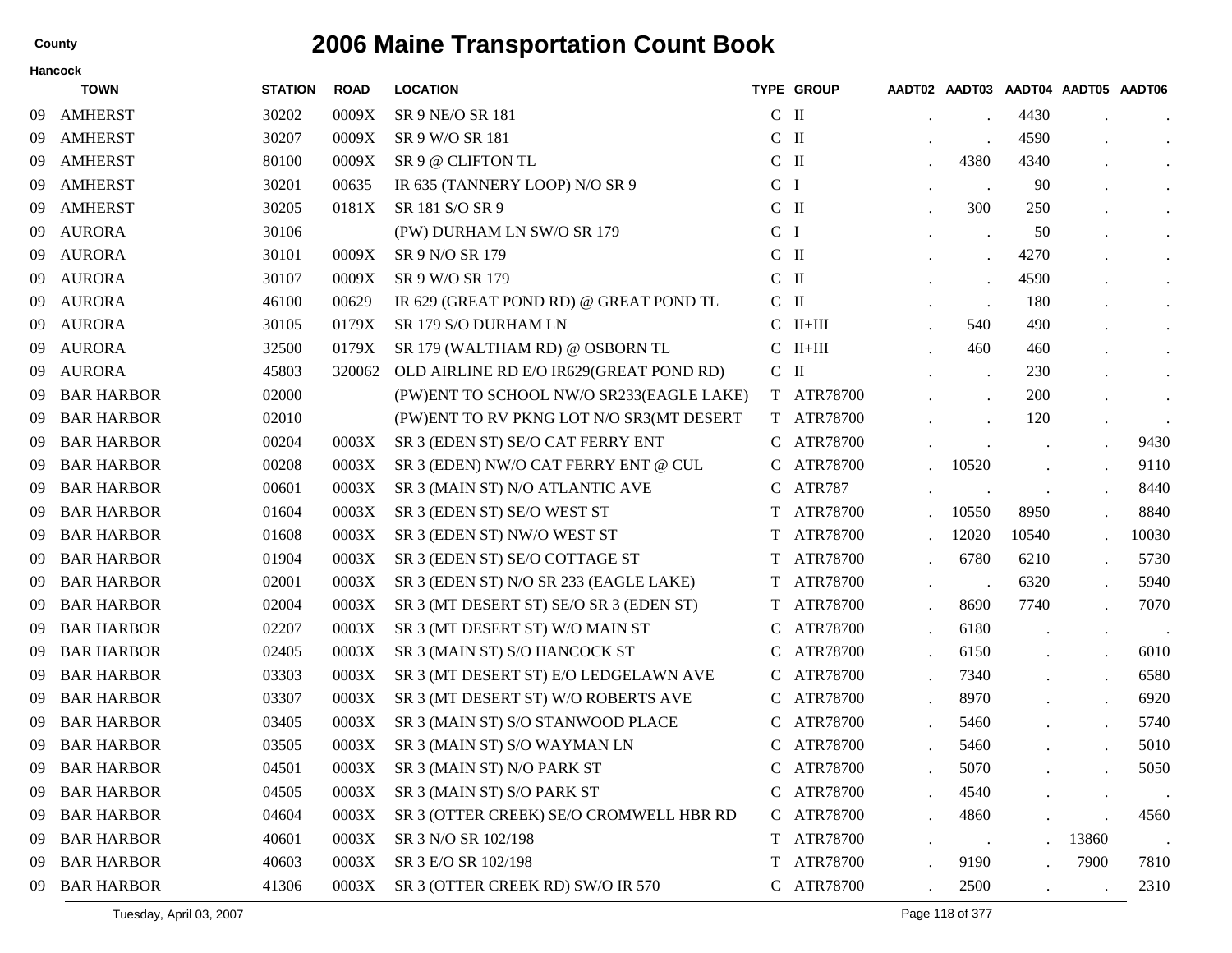# 2006 Maine Transportation Count Book

County

Hancock

| | TOWN | STATION | ROAD | LOCATION | TYPE | GROUP | AADT02 | AADT03 | AADT04 | AADT05 | AADT06 |
|---|---|---|---|---|---|---|---|---|---|---|---|
| 09 | AMHERST | 30202 | 0009X | SR 9 NE/O SR 181 | C | II | . | . | 4430 | . | . |
| 09 | AMHERST | 30207 | 0009X | SR 9 W/O SR 181 | C | II | . | . | 4590 | . | . |
| 09 | AMHERST | 80100 | 0009X | SR 9 @ CLIFTON TL | C | II | . | 4380 | 4340 | . | . |
| 09 | AMHERST | 30201 | 00635 | IR 635 (TANNERY LOOP) N/O SR 9 | C | I | . | . | 90 | . | . |
| 09 | AMHERST | 30205 | 0181X | SR 181 S/O SR 9 | C | II | . | 300 | 250 | . | . |
| 09 | AURORA | 30106 | | (PW) DURHAM LN SW/O SR 179 | C | I | . | . | 50 | . | . |
| 09 | AURORA | 30101 | 0009X | SR 9 N/O SR 179 | C | II | . | . | 4270 | . | . |
| 09 | AURORA | 30107 | 0009X | SR 9 W/O SR 179 | C | II | . | . | 4590 | . | . |
| 09 | AURORA | 46100 | 00629 | IR 629 (GREAT POND RD) @ GREAT POND TL | C | II | . | . | 180 | . | . |
| 09 | AURORA | 30105 | 0179X | SR 179 S/O DURHAM LN | C | II+III | . | 540 | 490 | . | . |
| 09 | AURORA | 32500 | 0179X | SR 179 (WALTHAM RD) @ OSBORN TL | C | II+III | . | 460 | 460 | . | . |
| 09 | AURORA | 45803 | 320062 | OLD AIRLINE RD E/O IR629(GREAT POND RD) | C | II | . | . | 230 | . | . |
| 09 | BAR HARBOR | 02000 | | (PW)ENT TO SCHOOL NW/O SR233(EAGLE LAKE) | T | ATR78700 | . | . | 200 | . | . |
| 09 | BAR HARBOR | 02010 | | (PW)ENT TO RV PKNG LOT N/O SR3(MT DESERT | T | ATR78700 | . | . | 120 | . | . |
| 09 | BAR HARBOR | 00204 | 0003X | SR 3 (EDEN ST) SE/O CAT FERRY ENT | C | ATR78700 | . | . | . | . | 9430 |
| 09 | BAR HARBOR | 00208 | 0003X | SR 3 (EDEN) NW/O CAT FERRY ENT @ CUL | C | ATR78700 | . | 10520 | . | . | 9110 |
| 09 | BAR HARBOR | 00601 | 0003X | SR 3 (MAIN ST) N/O ATLANTIC AVE | C | ATR787 | . | . | . | . | 8440 |
| 09 | BAR HARBOR | 01604 | 0003X | SR 3 (EDEN ST) SE/O WEST ST | T | ATR78700 | . | 10550 | 8950 | . | 8840 |
| 09 | BAR HARBOR | 01608 | 0003X | SR 3 (EDEN ST) NW/O WEST ST | T | ATR78700 | . | 12020 | 10540 | . | 10030 |
| 09 | BAR HARBOR | 01904 | 0003X | SR 3 (EDEN ST) SE/O COTTAGE ST | T | ATR78700 | . | 6780 | 6210 | . | 5730 |
| 09 | BAR HARBOR | 02001 | 0003X | SR 3 (EDEN ST) N/O SR 233 (EAGLE LAKE) | T | ATR78700 | . | . | 6320 | . | 5940 |
| 09 | BAR HARBOR | 02004 | 0003X | SR 3 (MT DESERT ST) SE/O SR 3 (EDEN ST) | T | ATR78700 | . | 8690 | 7740 | . | 7070 |
| 09 | BAR HARBOR | 02207 | 0003X | SR 3 (MT DESERT ST) W/O MAIN ST | C | ATR78700 | . | 6180 | . | . | . |
| 09 | BAR HARBOR | 02405 | 0003X | SR 3 (MAIN ST) S/O HANCOCK ST | C | ATR78700 | . | 6150 | . | . | 6010 |
| 09 | BAR HARBOR | 03303 | 0003X | SR 3 (MT DESERT ST) E/O LEDGELAWN AVE | C | ATR78700 | . | 7340 | . | . | 6580 |
| 09 | BAR HARBOR | 03307 | 0003X | SR 3 (MT DESERT ST) W/O ROBERTS AVE | C | ATR78700 | . | 8970 | . | . | 6920 |
| 09 | BAR HARBOR | 03405 | 0003X | SR 3 (MAIN ST) S/O STANWOOD PLACE | C | ATR78700 | . | 5460 | . | . | 5740 |
| 09 | BAR HARBOR | 03505 | 0003X | SR 3 (MAIN ST) S/O WAYMAN LN | C | ATR78700 | . | 5460 | . | . | 5010 |
| 09 | BAR HARBOR | 04501 | 0003X | SR 3 (MAIN ST) N/O PARK ST | C | ATR78700 | . | 5070 | . | . | 5050 |
| 09 | BAR HARBOR | 04505 | 0003X | SR 3 (MAIN ST) S/O PARK ST | C | ATR78700 | . | 4540 | . | . | . |
| 09 | BAR HARBOR | 04604 | 0003X | SR 3 (OTTER CREEK) SE/O CROMWELL HBR RD | C | ATR78700 | . | 4860 | . | . | 4560 |
| 09 | BAR HARBOR | 40601 | 0003X | SR 3 N/O SR 102/198 | T | ATR78700 | . | . | . | 13860 | . |
| 09 | BAR HARBOR | 40603 | 0003X | SR 3 E/O SR 102/198 | T | ATR78700 | . | 9190 | . | 7900 | 7810 |
| 09 | BAR HARBOR | 41306 | 0003X | SR 3 (OTTER CREEK RD) SW/O IR 570 | C | ATR78700 | . | 2500 | . | . | 2310 |

Tuesday, April 03, 2007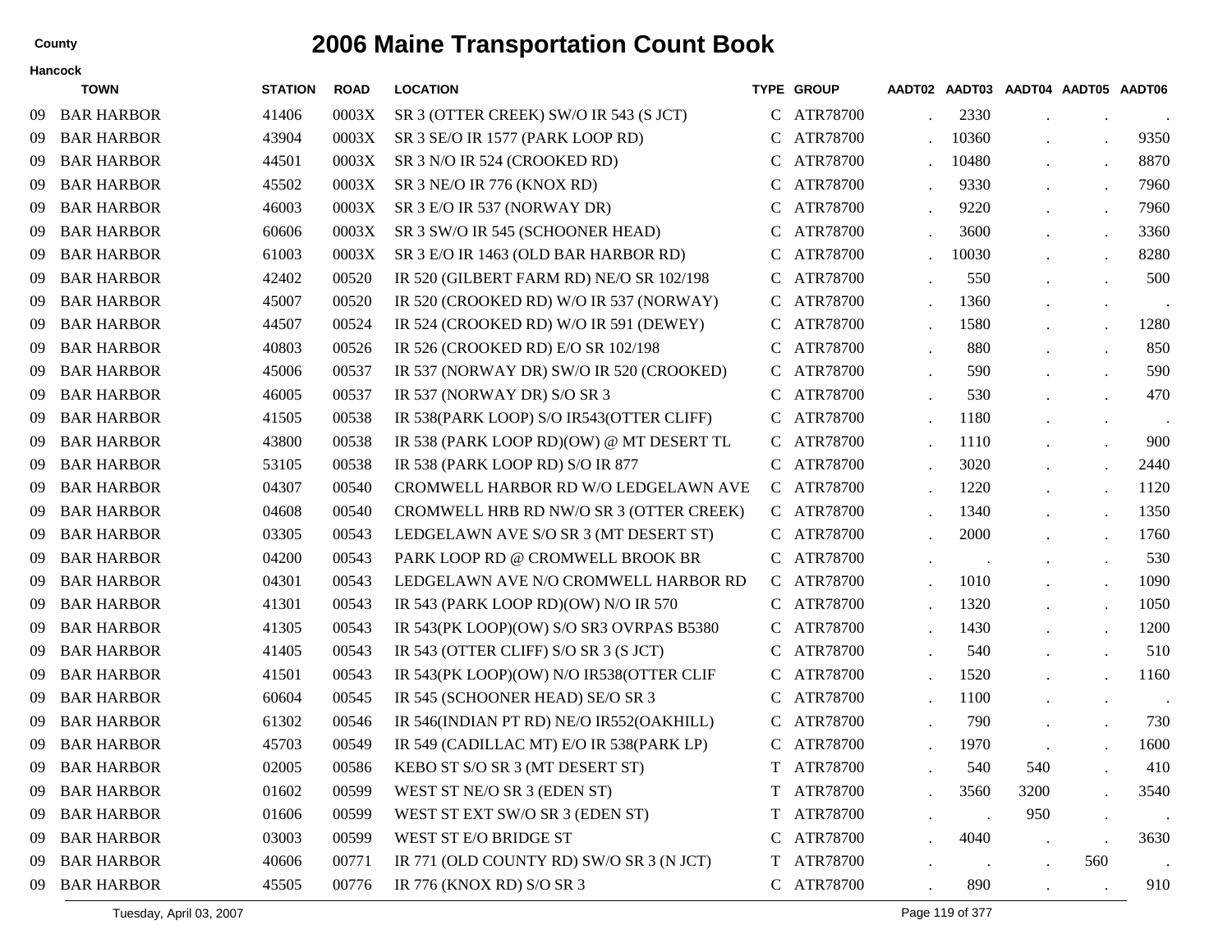# 2006 Maine Transportation Count Book

County

Hancock

| | TOWN | STATION | ROAD | LOCATION | TYPE | GROUP | AADT02 | AADT03 | AADT04 | AADT05 | AADT06 |
|---|---|---|---|---|---|---|---|---|---|---|---|
| 09 | BAR HARBOR | 41406 | 0003X | SR 3 (OTTER CREEK) SW/O IR 543 (S JCT) | C | ATR78700 | . | 2330 | . | . | . |
| 09 | BAR HARBOR | 43904 | 0003X | SR 3 SE/O IR 1577 (PARK LOOP RD) | C | ATR78700 | . | 10360 | . | . | 9350 |
| 09 | BAR HARBOR | 44501 | 0003X | SR 3 N/O IR 524 (CROOKED RD) | C | ATR78700 | . | 10480 | . | . | 8870 |
| 09 | BAR HARBOR | 45502 | 0003X | SR 3 NE/O IR 776 (KNOX RD) | C | ATR78700 | . | 9330 | . | . | 7960 |
| 09 | BAR HARBOR | 46003 | 0003X | SR 3 E/O IR 537 (NORWAY DR) | C | ATR78700 | . | 9220 | . | . | 7960 |
| 09 | BAR HARBOR | 60606 | 0003X | SR 3 SW/O IR 545 (SCHOONER HEAD) | C | ATR78700 | . | 3600 | . | . | 3360 |
| 09 | BAR HARBOR | 61003 | 0003X | SR 3 E/O IR 1463 (OLD BAR HARBOR RD) | C | ATR78700 | . | 10030 | . | . | 8280 |
| 09 | BAR HARBOR | 42402 | 00520 | IR 520 (GILBERT FARM RD) NE/O SR 102/198 | C | ATR78700 | . | 550 | . | . | 500 |
| 09 | BAR HARBOR | 45007 | 00520 | IR 520 (CROOKED RD) W/O IR 537 (NORWAY) | C | ATR78700 | . | 1360 | . | . | . |
| 09 | BAR HARBOR | 44507 | 00524 | IR 524 (CROOKED RD) W/O IR 591 (DEWEY) | C | ATR78700 | . | 1580 | . | . | 1280 |
| 09 | BAR HARBOR | 40803 | 00526 | IR 526 (CROOKED RD) E/O SR 102/198 | C | ATR78700 | . | 880 | . | . | 850 |
| 09 | BAR HARBOR | 45006 | 00537 | IR 537 (NORWAY DR) SW/O IR 520 (CROOKED) | C | ATR78700 | . | 590 | . | . | 590 |
| 09 | BAR HARBOR | 46005 | 00537 | IR 537 (NORWAY DR) S/O SR 3 | C | ATR78700 | . | 530 | . | . | 470 |
| 09 | BAR HARBOR | 41505 | 00538 | IR 538(PARK LOOP) S/O IR543(OTTER CLIFF) | C | ATR78700 | . | 1180 | . | . | . |
| 09 | BAR HARBOR | 43800 | 00538 | IR 538 (PARK LOOP RD)(OW) @ MT DESERT TL | C | ATR78700 | . | 1110 | . | . | 900 |
| 09 | BAR HARBOR | 53105 | 00538 | IR 538 (PARK LOOP RD) S/O IR 877 | C | ATR78700 | . | 3020 | . | . | 2440 |
| 09 | BAR HARBOR | 04307 | 00540 | CROMWELL HARBOR RD W/O LEDGELAWN AVE | C | ATR78700 | . | 1220 | . | . | 1120 |
| 09 | BAR HARBOR | 04608 | 00540 | CROMWELL HRB RD NW/O SR 3 (OTTER CREEK) | C | ATR78700 | . | 1340 | . | . | 1350 |
| 09 | BAR HARBOR | 03305 | 00543 | LEDGELAWN AVE S/O SR 3 (MT DESERT ST) | C | ATR78700 | . | 2000 | . | . | 1760 |
| 09 | BAR HARBOR | 04200 | 00543 | PARK LOOP RD @ CROMWELL BROOK BR | C | ATR78700 | . | . | . | . | 530 |
| 09 | BAR HARBOR | 04301 | 00543 | LEDGELAWN AVE N/O CROMWELL HARBOR RD | C | ATR78700 | . | 1010 | . | . | 1090 |
| 09 | BAR HARBOR | 41301 | 00543 | IR 543 (PARK LOOP RD)(OW) N/O IR 570 | C | ATR78700 | . | 1320 | . | . | 1050 |
| 09 | BAR HARBOR | 41305 | 00543 | IR 543(PK LOOP)(OW) S/O SR3 OVRPAS B5380 | C | ATR78700 | . | 1430 | . | . | 1200 |
| 09 | BAR HARBOR | 41405 | 00543 | IR 543 (OTTER CLIFF) S/O SR 3 (S JCT) | C | ATR78700 | . | 540 | . | . | 510 |
| 09 | BAR HARBOR | 41501 | 00543 | IR 543(PK LOOP)(OW) N/O IR538(OTTER CLIF | C | ATR78700 | . | 1520 | . | . | 1160 |
| 09 | BAR HARBOR | 60604 | 00545 | IR 545 (SCHOONER HEAD) SE/O SR 3 | C | ATR78700 | . | 1100 | . | . | . |
| 09 | BAR HARBOR | 61302 | 00546 | IR 546(INDIAN PT RD) NE/O IR552(OAKHILL) | C | ATR78700 | . | 790 | . | . | 730 |
| 09 | BAR HARBOR | 45703 | 00549 | IR 549 (CADILLAC MT) E/O IR 538(PARK LP) | C | ATR78700 | . | 1970 | . | . | 1600 |
| 09 | BAR HARBOR | 02005 | 00586 | KEBO ST S/O SR 3 (MT DESERT ST) | T | ATR78700 | . | 540 | 540 | . | 410 |
| 09 | BAR HARBOR | 01602 | 00599 | WEST ST NE/O SR 3 (EDEN ST) | T | ATR78700 | . | 3560 | 3200 | . | 3540 |
| 09 | BAR HARBOR | 01606 | 00599 | WEST ST EXT SW/O SR 3 (EDEN ST) | T | ATR78700 | . | . | 950 | . | . |
| 09 | BAR HARBOR | 03003 | 00599 | WEST ST E/O BRIDGE ST | C | ATR78700 | . | 4040 | . | . | 3630 |
| 09 | BAR HARBOR | 40606 | 00771 | IR 771 (OLD COUNTY RD) SW/O SR 3 (N JCT) | T | ATR78700 | . | . | . | 560 | . |
| 09 | BAR HARBOR | 45505 | 00776 | IR 776 (KNOX RD) S/O SR 3 | C | ATR78700 | . | 890 | . | . | 910 |

Tuesday, April 03, 2007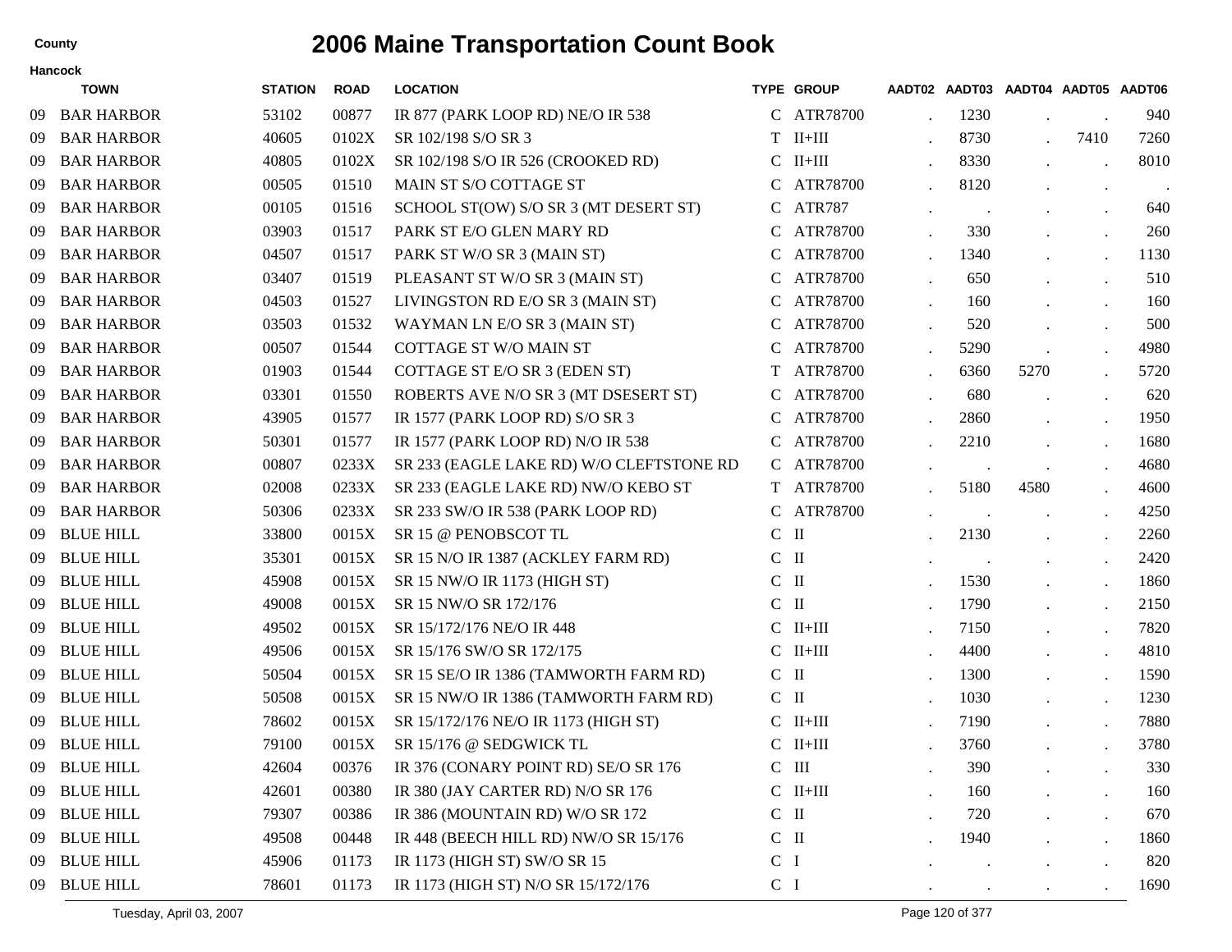County

# 2006 Maine Transportation Count Book

Hancock

| | TOWN | STATION | ROAD | LOCATION | TYPE | GROUP | AADT02 | AADT03 | AADT04 | AADT05 | AADT06 |
|---|---|---|---|---|---|---|---|---|---|---|---|
| 09 | BAR HARBOR | 53102 | 00877 | IR 877 (PARK LOOP RD) NE/O IR 538 | C | ATR78700 | . | 1230 | . | . | 940 |
| 09 | BAR HARBOR | 40605 | 0102X | SR 102/198 S/O SR 3 | T | II+III | . | 8730 | . | 7410 | 7260 |
| 09 | BAR HARBOR | 40805 | 0102X | SR 102/198 S/O IR 526 (CROOKED RD) | C | II+III | . | 8330 | . | . | 8010 |
| 09 | BAR HARBOR | 00505 | 01510 | MAIN ST S/O COTTAGE ST | C | ATR78700 | . | 8120 | . | . | . |
| 09 | BAR HARBOR | 00105 | 01516 | SCHOOL ST(OW) S/O SR 3 (MT DESERT ST) | C | ATR787 | . | . | . | . | 640 |
| 09 | BAR HARBOR | 03903 | 01517 | PARK ST E/O GLEN MARY RD | C | ATR78700 | . | 330 | . | . | 260 |
| 09 | BAR HARBOR | 04507 | 01517 | PARK ST W/O SR 3 (MAIN ST) | C | ATR78700 | . | 1340 | . | . | 1130 |
| 09 | BAR HARBOR | 03407 | 01519 | PLEASANT ST W/O SR 3 (MAIN ST) | C | ATR78700 | . | 650 | . | . | 510 |
| 09 | BAR HARBOR | 04503 | 01527 | LIVINGSTON RD E/O SR 3 (MAIN ST) | C | ATR78700 | . | 160 | . | . | 160 |
| 09 | BAR HARBOR | 03503 | 01532 | WAYMAN LN E/O SR 3 (MAIN ST) | C | ATR78700 | . | 520 | . | . | 500 |
| 09 | BAR HARBOR | 00507 | 01544 | COTTAGE ST W/O MAIN ST | C | ATR78700 | . | 5290 | . | . | 4980 |
| 09 | BAR HARBOR | 01903 | 01544 | COTTAGE ST E/O SR 3 (EDEN ST) | T | ATR78700 | . | 6360 | 5270 | . | 5720 |
| 09 | BAR HARBOR | 03301 | 01550 | ROBERTS AVE N/O SR 3 (MT DSESERT ST) | C | ATR78700 | . | 680 | . | . | 620 |
| 09 | BAR HARBOR | 43905 | 01577 | IR 1577 (PARK LOOP RD) S/O SR 3 | C | ATR78700 | . | 2860 | . | . | 1950 |
| 09 | BAR HARBOR | 50301 | 01577 | IR 1577 (PARK LOOP RD) N/O IR 538 | C | ATR78700 | . | 2210 | . | . | 1680 |
| 09 | BAR HARBOR | 00807 | 0233X | SR 233 (EAGLE LAKE RD) W/O CLEFTSTONE RD | C | ATR78700 | . | . | . | . | 4680 |
| 09 | BAR HARBOR | 02008 | 0233X | SR 233 (EAGLE LAKE RD) NW/O KEBO ST | T | ATR78700 | . | 5180 | 4580 | . | 4600 |
| 09 | BAR HARBOR | 50306 | 0233X | SR 233 SW/O IR 538 (PARK LOOP RD) | C | ATR78700 | . | . | . | . | 4250 |
| 09 | BLUE HILL | 33800 | 0015X | SR 15 @ PENOBSCOT TL | C | II | . | 2130 | . | . | 2260 |
| 09 | BLUE HILL | 35301 | 0015X | SR 15 N/O IR 1387 (ACKLEY FARM RD) | C | II | . | . | . | . | 2420 |
| 09 | BLUE HILL | 45908 | 0015X | SR 15 NW/O IR 1173 (HIGH ST) | C | II | . | 1530 | . | . | 1860 |
| 09 | BLUE HILL | 49008 | 0015X | SR 15 NW/O SR 172/176 | C | II | . | 1790 | . | . | 2150 |
| 09 | BLUE HILL | 49502 | 0015X | SR 15/172/176 NE/O IR 448 | C | II+III | . | 7150 | . | . | 7820 |
| 09 | BLUE HILL | 49506 | 0015X | SR 15/176 SW/O SR 172/175 | C | II+III | . | 4400 | . | . | 4810 |
| 09 | BLUE HILL | 50504 | 0015X | SR 15 SE/O IR 1386 (TAMWORTH FARM RD) | C | II | . | 1300 | . | . | 1590 |
| 09 | BLUE HILL | 50508 | 0015X | SR 15 NW/O IR 1386 (TAMWORTH FARM RD) | C | II | . | 1030 | . | . | 1230 |
| 09 | BLUE HILL | 78602 | 0015X | SR 15/172/176 NE/O IR 1173 (HIGH ST) | C | II+III | . | 7190 | . | . | 7880 |
| 09 | BLUE HILL | 79100 | 0015X | SR 15/176 @ SEDGWICK TL | C | II+III | . | 3760 | . | . | 3780 |
| 09 | BLUE HILL | 42604 | 00376 | IR 376 (CONARY POINT RD) SE/O SR 176 | C | III | . | 390 | . | . | 330 |
| 09 | BLUE HILL | 42601 | 00380 | IR 380 (JAY CARTER RD) N/O SR 176 | C | II+III | . | 160 | . | . | 160 |
| 09 | BLUE HILL | 79307 | 00386 | IR 386 (MOUNTAIN RD) W/O SR 172 | C | II | . | 720 | . | . | 670 |
| 09 | BLUE HILL | 49508 | 00448 | IR 448 (BEECH HILL RD) NW/O SR 15/176 | C | II | . | 1940 | . | . | 1860 |
| 09 | BLUE HILL | 45906 | 01173 | IR 1173 (HIGH ST) SW/O SR 15 | C | I | . | . | . | . | 820 |
| 09 | BLUE HILL | 78601 | 01173 | IR 1173 (HIGH ST) N/O SR 15/172/176 | C | I | . | . | . | . | 1690 |

Tuesday, April 03, 2007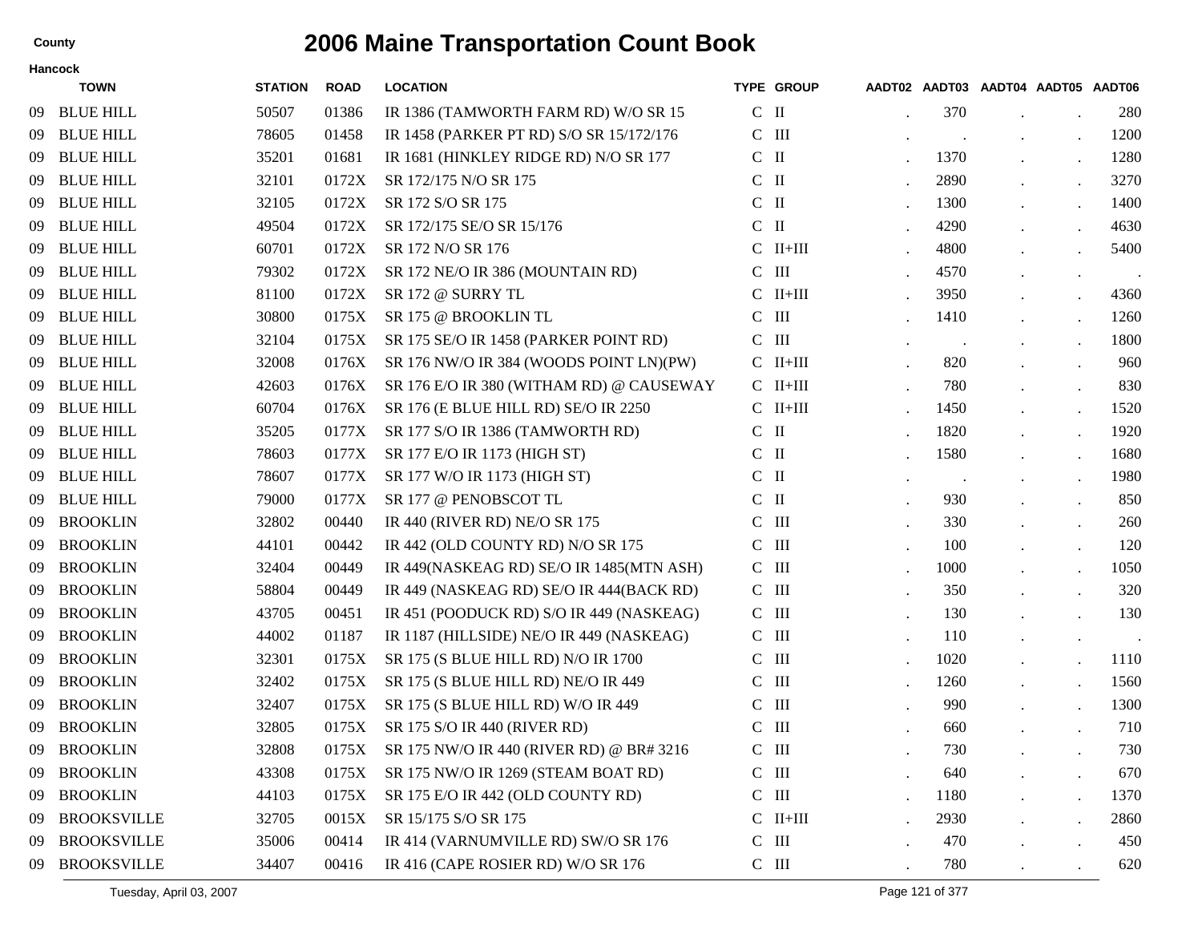# 2006 Maine Transportation Count Book

County

Hancock

| | TOWN | STATION | ROAD | LOCATION | TYPE | GROUP | AADT02 | AADT03 | AADT04 | AADT05 | AADT06 |
|---|---|---|---|---|---|---|---|---|---|---|---|
| 09 | BLUE HILL | 50507 | 01386 | IR 1386 (TAMWORTH FARM RD) W/O SR 15 | C | II | . | 370 | . | . | 280 |
| 09 | BLUE HILL | 78605 | 01458 | IR 1458 (PARKER PT RD) S/O SR 15/172/176 | C | III | . | . | . | . | 1200 |
| 09 | BLUE HILL | 35201 | 01681 | IR 1681 (HINKLEY RIDGE RD) N/O SR 177 | C | II | . | 1370 | . | . | 1280 |
| 09 | BLUE HILL | 32101 | 0172X | SR 172/175 N/O SR 175 | C | II | . | 2890 | . | . | 3270 |
| 09 | BLUE HILL | 32105 | 0172X | SR 172 S/O SR 175 | C | II | . | 1300 | . | . | 1400 |
| 09 | BLUE HILL | 49504 | 0172X | SR 172/175 SE/O SR 15/176 | C | II | . | 4290 | . | . | 4630 |
| 09 | BLUE HILL | 60701 | 0172X | SR 172 N/O SR 176 | C | II+III | . | 4800 | . | . | 5400 |
| 09 | BLUE HILL | 79302 | 0172X | SR 172 NE/O IR 386 (MOUNTAIN RD) | C | III | . | 4570 | . | . | . |
| 09 | BLUE HILL | 81100 | 0172X | SR 172 @ SURRY TL | C | II+III | . | 3950 | . | . | 4360 |
| 09 | BLUE HILL | 30800 | 0175X | SR 175 @ BROOKLIN TL | C | III | . | 1410 | . | . | 1260 |
| 09 | BLUE HILL | 32104 | 0175X | SR 175 SE/O IR 1458 (PARKER POINT RD) | C | III | . | . | . | . | 1800 |
| 09 | BLUE HILL | 32008 | 0176X | SR 176 NW/O IR 384 (WOODS POINT LN)(PW) | C | II+III | . | 820 | . | . | 960 |
| 09 | BLUE HILL | 42603 | 0176X | SR 176 E/O IR 380 (WITHAM RD) @ CAUSEWAY | C | II+III | . | 780 | . | . | 830 |
| 09 | BLUE HILL | 60704 | 0176X | SR 176 (E BLUE HILL RD) SE/O IR 2250 | C | II+III | . | 1450 | . | . | 1520 |
| 09 | BLUE HILL | 35205 | 0177X | SR 177 S/O IR 1386 (TAMWORTH RD) | C | II | . | 1820 | . | . | 1920 |
| 09 | BLUE HILL | 78603 | 0177X | SR 177 E/O IR 1173 (HIGH ST) | C | II | . | 1580 | . | . | 1680 |
| 09 | BLUE HILL | 78607 | 0177X | SR 177 W/O IR 1173 (HIGH ST) | C | II | . | . | . | . | 1980 |
| 09 | BLUE HILL | 79000 | 0177X | SR 177 @ PENOBSCOT TL | C | II | . | 930 | . | . | 850 |
| 09 | BROOKLIN | 32802 | 00440 | IR 440 (RIVER RD) NE/O SR 175 | C | III | . | 330 | . | . | 260 |
| 09 | BROOKLIN | 44101 | 00442 | IR 442 (OLD COUNTY RD) N/O SR 175 | C | III | . | 100 | . | . | 120 |
| 09 | BROOKLIN | 32404 | 00449 | IR 449(NASKEAG RD) SE/O IR 1485(MTN ASH) | C | III | . | 1000 | . | . | 1050 |
| 09 | BROOKLIN | 58804 | 00449 | IR 449 (NASKEAG RD) SE/O IR 444(BACK RD) | C | III | . | 350 | . | . | 320 |
| 09 | BROOKLIN | 43705 | 00451 | IR 451 (POODUCK RD) S/O IR 449 (NASKEAG) | C | III | . | 130 | . | . | 130 |
| 09 | BROOKLIN | 44002 | 01187 | IR 1187 (HILLSIDE) NE/O IR 449 (NASKEAG) | C | III | . | 110 | . | . | . |
| 09 | BROOKLIN | 32301 | 0175X | SR 175 (S BLUE HILL RD) N/O IR 1700 | C | III | . | 1020 | . | . | 1110 |
| 09 | BROOKLIN | 32402 | 0175X | SR 175 (S BLUE HILL RD) NE/O IR 449 | C | III | . | 1260 | . | . | 1560 |
| 09 | BROOKLIN | 32407 | 0175X | SR 175 (S BLUE HILL RD) W/O IR 449 | C | III | . | 990 | . | . | 1300 |
| 09 | BROOKLIN | 32805 | 0175X | SR 175 S/O IR 440 (RIVER RD) | C | III | . | 660 | . | . | 710 |
| 09 | BROOKLIN | 32808 | 0175X | SR 175 NW/O IR 440 (RIVER RD) @ BR# 3216 | C | III | . | 730 | . | . | 730 |
| 09 | BROOKLIN | 43308 | 0175X | SR 175 NW/O IR 1269 (STEAM BOAT RD) | C | III | . | 640 | . | . | 670 |
| 09 | BROOKLIN | 44103 | 0175X | SR 175 E/O IR 442 (OLD COUNTY RD) | C | III | . | 1180 | . | . | 1370 |
| 09 | BROOKSVILLE | 32705 | 0015X | SR 15/175 S/O SR 175 | C | II+III | . | 2930 | . | . | 2860 |
| 09 | BROOKSVILLE | 35006 | 00414 | IR 414 (VARNUMVILLE RD) SW/O SR 176 | C | III | . | 470 | . | . | 450 |
| 09 | BROOKSVILLE | 34407 | 00416 | IR 416 (CAPE ROSIER RD) W/O SR 176 | C | III | . | 780 | . | . | 620 |

Tuesday, April 03, 2007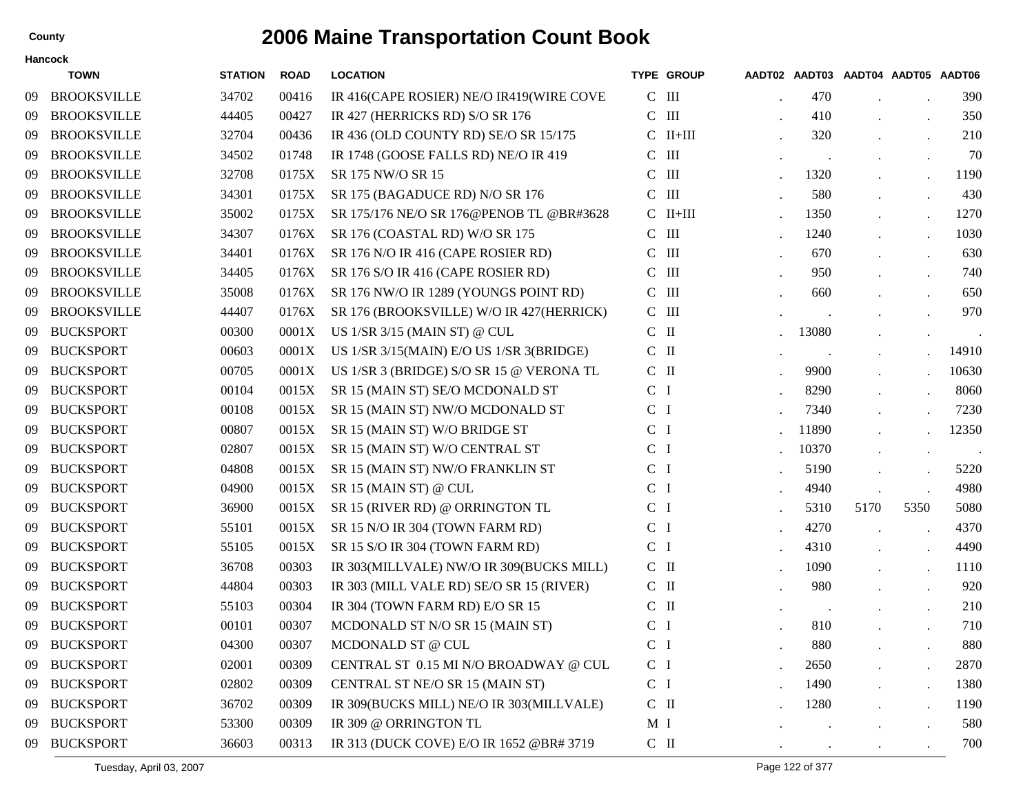# 2006 Maine Transportation Count Book

County: Hancock

| | TOWN | STATION | ROAD | LOCATION | TYPE | GROUP | AADT02 | AADT03 | AADT04 | AADT05 | AADT06 |
|---|---|---|---|---|---|---|---|---|---|---|---|
| 09 | BROOKSVILLE | 34702 | 00416 | IR 416(CAPE ROSIER) NE/O IR419(WIRE COVE | C | III | . | 470 | . | . | 390 |
| 09 | BROOKSVILLE | 44405 | 00427 | IR 427 (HERRICKS RD) S/O SR 176 | C | III | . | 410 | . | . | 350 |
| 09 | BROOKSVILLE | 32704 | 00436 | IR 436 (OLD COUNTY RD) SE/O SR 15/175 | C | II+III | . | 320 | . | . | 210 |
| 09 | BROOKSVILLE | 34502 | 01748 | IR 1748 (GOOSE FALLS RD) NE/O IR 419 | C | III | . | . | . | . | 70 |
| 09 | BROOKSVILLE | 32708 | 0175X | SR 175 NW/O SR 15 | C | III | . | 1320 | . | . | 1190 |
| 09 | BROOKSVILLE | 34301 | 0175X | SR 175 (BAGADUCE RD) N/O SR 176 | C | III | . | 580 | . | . | 430 |
| 09 | BROOKSVILLE | 35002 | 0175X | SR 175/176 NE/O SR 176@PENOB TL @BR#3628 | C | II+III | . | 1350 | . | . | 1270 |
| 09 | BROOKSVILLE | 34307 | 0176X | SR 176 (COASTAL RD) W/O SR 175 | C | III | . | 1240 | . | . | 1030 |
| 09 | BROOKSVILLE | 34401 | 0176X | SR 176 N/O IR 416 (CAPE ROSIER RD) | C | III | . | 670 | . | . | 630 |
| 09 | BROOKSVILLE | 34405 | 0176X | SR 176 S/O IR 416 (CAPE ROSIER RD) | C | III | . | 950 | . | . | 740 |
| 09 | BROOKSVILLE | 35008 | 0176X | SR 176 NW/O IR 1289 (YOUNGS POINT RD) | C | III | . | 660 | . | . | 650 |
| 09 | BROOKSVILLE | 44407 | 0176X | SR 176 (BROOKSVILLE) W/O IR 427(HERRICK) | C | III | . | . | . | . | 970 |
| 09 | BUCKSPORT | 00300 | 0001X | US 1/SR 3/15 (MAIN ST) @ CUL | C | II | . | 13080 | . | . | . |
| 09 | BUCKSPORT | 00603 | 0001X | US 1/SR 3/15(MAIN) E/O US 1/SR 3(BRIDGE) | C | II | . | . | . | . | 14910 |
| 09 | BUCKSPORT | 00705 | 0001X | US 1/SR 3 (BRIDGE) S/O SR 15 @ VERONA TL | C | II | . | 9900 | . | . | 10630 |
| 09 | BUCKSPORT | 00104 | 0015X | SR 15 (MAIN ST) SE/O MCDONALD ST | C | I | . | 8290 | . | . | 8060 |
| 09 | BUCKSPORT | 00108 | 0015X | SR 15 (MAIN ST) NW/O MCDONALD ST | C | I | . | 7340 | . | . | 7230 |
| 09 | BUCKSPORT | 00807 | 0015X | SR 15 (MAIN ST) W/O BRIDGE ST | C | I | . | 11890 | . | . | 12350 |
| 09 | BUCKSPORT | 02807 | 0015X | SR 15 (MAIN ST) W/O CENTRAL ST | C | I | . | 10370 | . | . | . |
| 09 | BUCKSPORT | 04808 | 0015X | SR 15 (MAIN ST) NW/O FRANKLIN ST | C | I | . | 5190 | . | . | 5220 |
| 09 | BUCKSPORT | 04900 | 0015X | SR 15 (MAIN ST) @ CUL | C | I | . | 4940 | . | . | 4980 |
| 09 | BUCKSPORT | 36900 | 0015X | SR 15 (RIVER RD) @ ORRINGTON TL | C | I | . | 5310 | 5170 | 5350 | 5080 |
| 09 | BUCKSPORT | 55101 | 0015X | SR 15 N/O IR 304 (TOWN FARM RD) | C | I | . | 4270 | . | . | 4370 |
| 09 | BUCKSPORT | 55105 | 0015X | SR 15 S/O IR 304 (TOWN FARM RD) | C | I | . | 4310 | . | . | 4490 |
| 09 | BUCKSPORT | 36708 | 00303 | IR 303(MILLVALE) NW/O IR 309(BUCKS MILL) | C | II | . | 1090 | . | . | 1110 |
| 09 | BUCKSPORT | 44804 | 00303 | IR 303 (MILL VALE RD) SE/O SR 15 (RIVER) | C | II | . | 980 | . | . | 920 |
| 09 | BUCKSPORT | 55103 | 00304 | IR 304 (TOWN FARM RD) E/O SR 15 | C | II | . | . | . | . | 210 |
| 09 | BUCKSPORT | 00101 | 00307 | MCDONALD ST N/O SR 15 (MAIN ST) | C | I | . | 810 | . | . | 710 |
| 09 | BUCKSPORT | 04300 | 00307 | MCDONALD ST @ CUL | C | I | . | 880 | . | . | 880 |
| 09 | BUCKSPORT | 02001 | 00309 | CENTRAL ST 0.15 MI N/O BROADWAY @ CUL | C | I | . | 2650 | . | . | 2870 |
| 09 | BUCKSPORT | 02802 | 00309 | CENTRAL ST NE/O SR 15 (MAIN ST) | C | I | . | 1490 | . | . | 1380 |
| 09 | BUCKSPORT | 36702 | 00309 | IR 309(BUCKS MILL) NE/O IR 303(MILLVALE) | C | II | . | 1280 | . | . | 1190 |
| 09 | BUCKSPORT | 53300 | 00309 | IR 309 @ ORRINGTON TL | M | I | . | . | . | . | 580 |
| 09 | BUCKSPORT | 36603 | 00313 | IR 313 (DUCK COVE) E/O IR 1652 @BR# 3719 | C | II | . | . | . | . | 700 |

Tuesday, April 03, 2007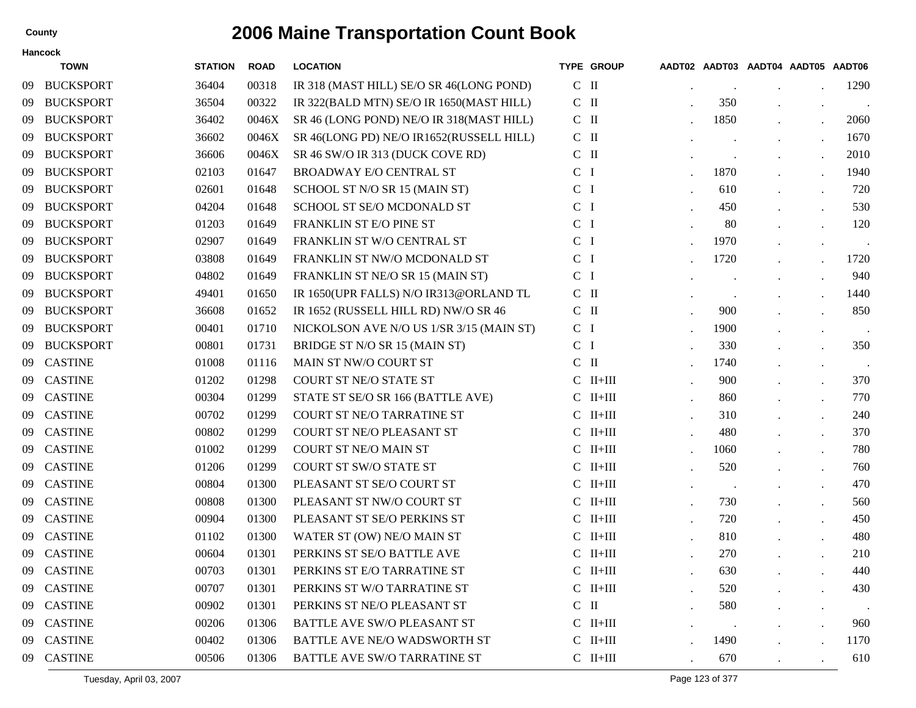County

# 2006 Maine Transportation Count Book

Hancock

| | TOWN | STATION | ROAD | LOCATION | TYPE | GROUP | AADT02 | AADT03 | AADT04 | AADT05 | AADT06 |
|---|---|---|---|---|---|---|---|---|---|---|---|
| 09 | BUCKSPORT | 36404 | 00318 | IR 318 (MAST HILL) SE/O SR 46(LONG POND) | C | II | . | . | . | . | 1290 |
| 09 | BUCKSPORT | 36504 | 00322 | IR 322(BALD MTN) SE/O IR 1650(MAST HILL) | C | II | . | 350 | . | . | . |
| 09 | BUCKSPORT | 36402 | 0046X | SR 46 (LONG POND) NE/O IR 318(MAST HILL) | C | II | . | 1850 | . | . | 2060 |
| 09 | BUCKSPORT | 36602 | 0046X | SR 46(LONG PD) NE/O IR1652(RUSSELL HILL) | C | II | . | . | . | . | 1670 |
| 09 | BUCKSPORT | 36606 | 0046X | SR 46 SW/O IR 313 (DUCK COVE RD) | C | II | . | . | . | . | 2010 |
| 09 | BUCKSPORT | 02103 | 01647 | BROADWAY E/O CENTRAL ST | C | I | . | 1870 | . | . | 1940 |
| 09 | BUCKSPORT | 02601 | 01648 | SCHOOL ST N/O SR 15 (MAIN ST) | C | I | . | 610 | . | . | 720 |
| 09 | BUCKSPORT | 04204 | 01648 | SCHOOL ST SE/O MCDONALD ST | C | I | . | 450 | . | . | 530 |
| 09 | BUCKSPORT | 01203 | 01649 | FRANKLIN ST E/O PINE ST | C | I | . | 80 | . | . | 120 |
| 09 | BUCKSPORT | 02907 | 01649 | FRANKLIN ST W/O CENTRAL ST | C | I | . | 1970 | . | . | . |
| 09 | BUCKSPORT | 03808 | 01649 | FRANKLIN ST NW/O MCDONALD ST | C | I | . | 1720 | . | . | 1720 |
| 09 | BUCKSPORT | 04802 | 01649 | FRANKLIN ST NE/O SR 15 (MAIN ST) | C | I | . | . | . | . | 940 |
| 09 | BUCKSPORT | 49401 | 01650 | IR 1650(UPR FALLS) N/O IR313@ORLAND TL | C | II | . | . | . | . | 1440 |
| 09 | BUCKSPORT | 36608 | 01652 | IR 1652 (RUSSELL HILL RD) NW/O SR 46 | C | II | . | 900 | . | . | 850 |
| 09 | BUCKSPORT | 00401 | 01710 | NICKOLSON AVE N/O US 1/SR 3/15 (MAIN ST) | C | I | . | 1900 | . | . | . |
| 09 | BUCKSPORT | 00801 | 01731 | BRIDGE ST N/O SR 15 (MAIN ST) | C | I | . | 330 | . | . | 350 |
| 09 | CASTINE | 01008 | 01116 | MAIN ST NW/O COURT ST | C | II | . | 1740 | . | . | . |
| 09 | CASTINE | 01202 | 01298 | COURT ST NE/O STATE ST | C | II+III | . | 900 | . | . | 370 |
| 09 | CASTINE | 00304 | 01299 | STATE ST SE/O SR 166 (BATTLE AVE) | C | II+III | . | 860 | . | . | 770 |
| 09 | CASTINE | 00702 | 01299 | COURT ST NE/O TARRATINE ST | C | II+III | . | 310 | . | . | 240 |
| 09 | CASTINE | 00802 | 01299 | COURT ST NE/O PLEASANT ST | C | II+III | . | 480 | . | . | 370 |
| 09 | CASTINE | 01002 | 01299 | COURT ST NE/O MAIN ST | C | II+III | . | 1060 | . | . | 780 |
| 09 | CASTINE | 01206 | 01299 | COURT ST SW/O STATE ST | C | II+III | . | 520 | . | . | 760 |
| 09 | CASTINE | 00804 | 01300 | PLEASANT ST SE/O COURT ST | C | II+III | . | . | . | . | 470 |
| 09 | CASTINE | 00808 | 01300 | PLEASANT ST NW/O COURT ST | C | II+III | . | 730 | . | . | 560 |
| 09 | CASTINE | 00904 | 01300 | PLEASANT ST SE/O PERKINS ST | C | II+III | . | 720 | . | . | 450 |
| 09 | CASTINE | 01102 | 01300 | WATER ST (OW) NE/O MAIN ST | C | II+III | . | 810 | . | . | 480 |
| 09 | CASTINE | 00604 | 01301 | PERKINS ST SE/O BATTLE AVE | C | II+III | . | 270 | . | . | 210 |
| 09 | CASTINE | 00703 | 01301 | PERKINS ST E/O TARRATINE ST | C | II+III | . | 630 | . | . | 440 |
| 09 | CASTINE | 00707 | 01301 | PERKINS ST W/O TARRATINE ST | C | II+III | . | 520 | . | . | 430 |
| 09 | CASTINE | 00902 | 01301 | PERKINS ST NE/O PLEASANT ST | C | II | . | 580 | . | . | . |
| 09 | CASTINE | 00206 | 01306 | BATTLE AVE SW/O PLEASANT ST | C | II+III | . | . | . | . | 960 |
| 09 | CASTINE | 00402 | 01306 | BATTLE AVE NE/O WADSWORTH ST | C | II+III | . | 1490 | . | . | 1170 |
| 09 | CASTINE | 00506 | 01306 | BATTLE AVE SW/O TARRATINE ST | C | II+III | . | 670 | . | . | 610 |

Tuesday, April 03, 2007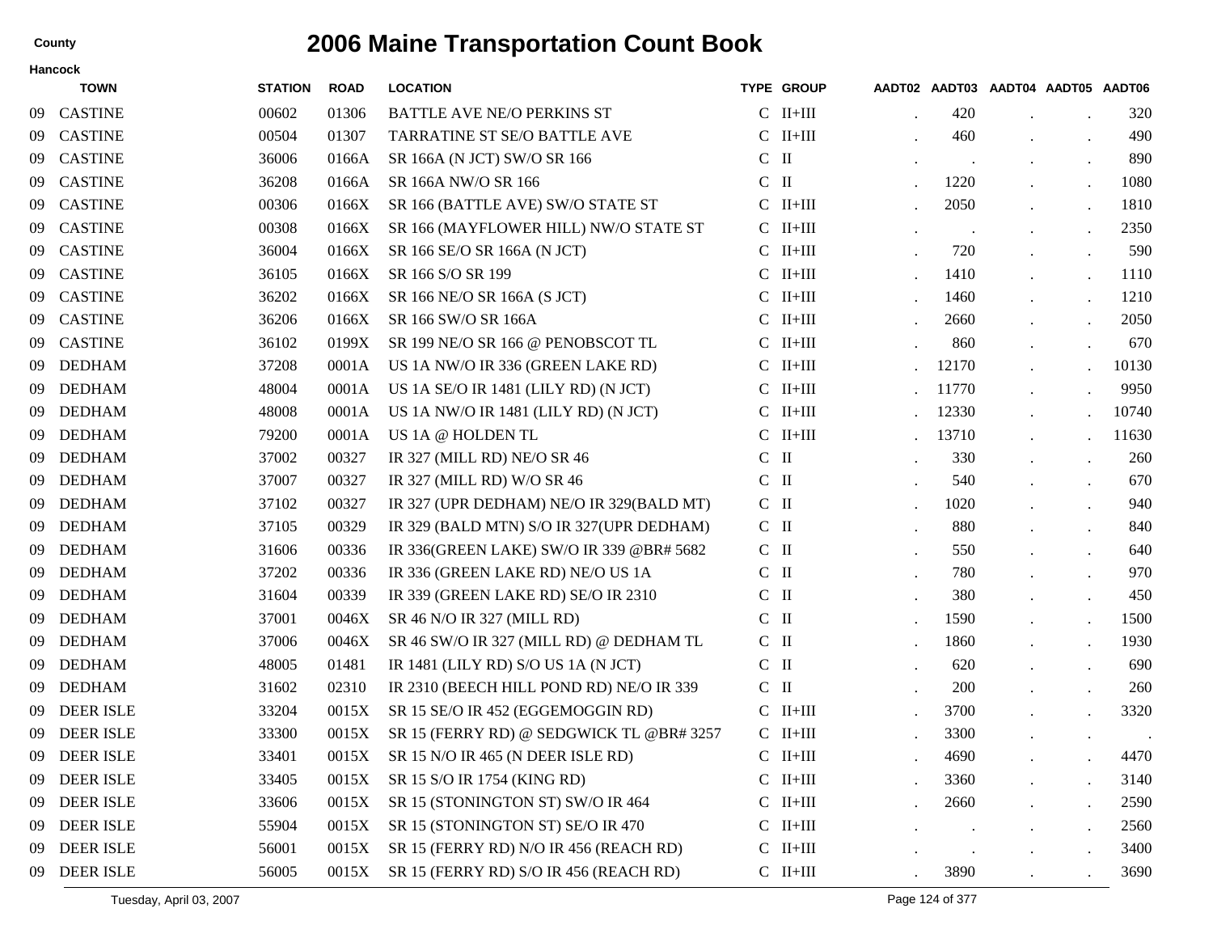County

# 2006 Maine Transportation Count Book

**Hancock**

| | TOWN | STATION | ROAD | LOCATION | TYPE | GROUP | AADT02 | AADT03 | AADT04 | AADT05 | AADT06 |
|---|---|---|---|---|---|---|---|---|---|---|---|
| 09 | CASTINE | 00602 | 01306 | BATTLE AVE NE/O PERKINS ST | C | II+III | . | 420 | . | . | 320 |
| 09 | CASTINE | 00504 | 01307 | TARRATINE ST SE/O BATTLE AVE | C | II+III | . | 460 | . | . | 490 |
| 09 | CASTINE | 36006 | 0166A | SR 166A (N JCT) SW/O SR 166 | C | II | . | . | . | . | 890 |
| 09 | CASTINE | 36208 | 0166A | SR 166A NW/O SR 166 | C | II | . | 1220 | . | . | 1080 |
| 09 | CASTINE | 00306 | 0166X | SR 166 (BATTLE AVE) SW/O STATE ST | C | II+III | . | 2050 | . | . | 1810 |
| 09 | CASTINE | 00308 | 0166X | SR 166 (MAYFLOWER HILL) NW/O STATE ST | C | II+III | . | . | . | . | 2350 |
| 09 | CASTINE | 36004 | 0166X | SR 166 SE/O SR 166A (N JCT) | C | II+III | . | 720 | . | . | 590 |
| 09 | CASTINE | 36105 | 0166X | SR 166 S/O SR 199 | C | II+III | . | 1410 | . | . | 1110 |
| 09 | CASTINE | 36202 | 0166X | SR 166 NE/O SR 166A (S JCT) | C | II+III | . | 1460 | . | . | 1210 |
| 09 | CASTINE | 36206 | 0166X | SR 166 SW/O SR 166A | C | II+III | . | 2660 | . | . | 2050 |
| 09 | CASTINE | 36102 | 0199X | SR 199 NE/O SR 166 @ PENOBSCOT TL | C | II+III | . | 860 | . | . | 670 |
| 09 | DEDHAM | 37208 | 0001A | US 1A NW/O IR 336 (GREEN LAKE RD) | C | II+III | . | 12170 | . | . | 10130 |
| 09 | DEDHAM | 48004 | 0001A | US 1A SE/O IR 1481 (LILY RD) (N JCT) | C | II+III | . | 11770 | . | . | 9950 |
| 09 | DEDHAM | 48008 | 0001A | US 1A NW/O IR 1481 (LILY RD) (N JCT) | C | II+III | . | 12330 | . | . | 10740 |
| 09 | DEDHAM | 79200 | 0001A | US 1A @ HOLDEN TL | C | II+III | . | 13710 | . | . | 11630 |
| 09 | DEDHAM | 37002 | 00327 | IR 327 (MILL RD) NE/O SR 46 | C | II | . | 330 | . | . | 260 |
| 09 | DEDHAM | 37007 | 00327 | IR 327 (MILL RD) W/O SR 46 | C | II | . | 540 | . | . | 670 |
| 09 | DEDHAM | 37102 | 00327 | IR 327 (UPR DEDHAM) NE/O IR 329(BALD MT) | C | II | . | 1020 | . | . | 940 |
| 09 | DEDHAM | 37105 | 00329 | IR 329 (BALD MTN) S/O IR 327(UPR DEDHAM) | C | II | . | 880 | . | . | 840 |
| 09 | DEDHAM | 31606 | 00336 | IR 336(GREEN LAKE) SW/O IR 339 @BR# 5682 | C | II | . | 550 | . | . | 640 |
| 09 | DEDHAM | 37202 | 00336 | IR 336 (GREEN LAKE RD) NE/O US 1A | C | II | . | 780 | . | . | 970 |
| 09 | DEDHAM | 31604 | 00339 | IR 339 (GREEN LAKE RD) SE/O IR 2310 | C | II | . | 380 | . | . | 450 |
| 09 | DEDHAM | 37001 | 0046X | SR 46 N/O IR 327 (MILL RD) | C | II | . | 1590 | . | . | 1500 |
| 09 | DEDHAM | 37006 | 0046X | SR 46 SW/O IR 327 (MILL RD) @ DEDHAM TL | C | II | . | 1860 | . | . | 1930 |
| 09 | DEDHAM | 48005 | 01481 | IR 1481 (LILY RD) S/O US 1A (N JCT) | C | II | . | 620 | . | . | 690 |
| 09 | DEDHAM | 31602 | 02310 | IR 2310 (BEECH HILL POND RD) NE/O IR 339 | C | II | . | 200 | . | . | 260 |
| 09 | DEER ISLE | 33204 | 0015X | SR 15 SE/O IR 452 (EGGEMOGGIN RD) | C | II+III | . | 3700 | . | . | 3320 |
| 09 | DEER ISLE | 33300 | 0015X | SR 15 (FERRY RD) @ SEDGWICK TL @BR# 3257 | C | II+III | . | 3300 | . | . | . |
| 09 | DEER ISLE | 33401 | 0015X | SR 15 N/O IR 465 (N DEER ISLE RD) | C | II+III | . | 4690 | . | . | 4470 |
| 09 | DEER ISLE | 33405 | 0015X | SR 15 S/O IR 1754 (KING RD) | C | II+III | . | 3360 | . | . | 3140 |
| 09 | DEER ISLE | 33606 | 0015X | SR 15 (STONINGTON ST) SW/O IR 464 | C | II+III | . | 2660 | . | . | 2590 |
| 09 | DEER ISLE | 55904 | 0015X | SR 15 (STONINGTON ST) SE/O IR 470 | C | II+III | . | . | . | . | 2560 |
| 09 | DEER ISLE | 56001 | 0015X | SR 15 (FERRY RD) N/O IR 456 (REACH RD) | C | II+III | . | . | . | . | 3400 |
| 09 | DEER ISLE | 56005 | 0015X | SR 15 (FERRY RD) S/O IR 456 (REACH RD) | C | II+III | . | 3890 | . | . | 3690 |

Tuesday, April 03, 2007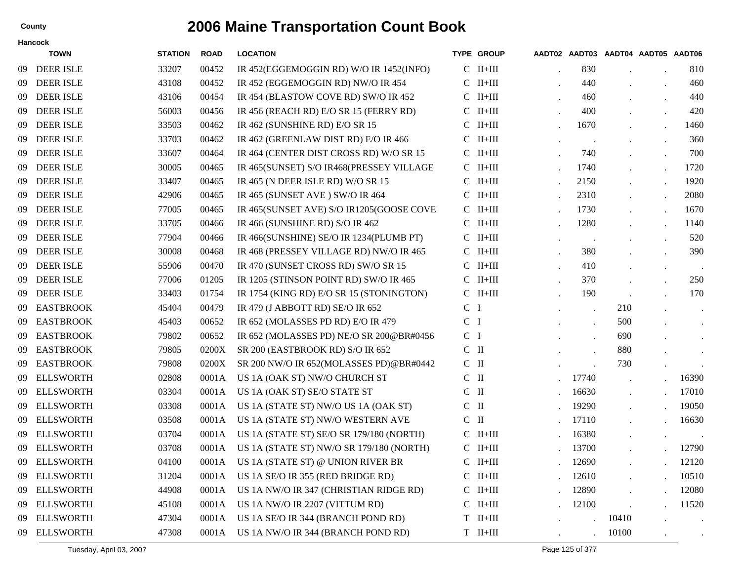# 2006 Maine Transportation Count Book

County

Hancock

| | TOWN | STATION | ROAD | LOCATION | TYPE | GROUP | AADT02 | AADT03 | AADT04 | AADT05 | AADT06 |
|---|---|---|---|---|---|---|---|---|---|---|---|
| 09 | DEER ISLE | 33207 | 00452 | IR 452(EGGEMOGGIN RD) W/O IR 1452(INFO) | C | II+III | . | 830 | . | . | 810 |
| 09 | DEER ISLE | 43108 | 00452 | IR 452 (EGGEMOGGIN RD) NW/O IR 454 | C | II+III | . | 440 | . | . | 460 |
| 09 | DEER ISLE | 43106 | 00454 | IR 454 (BLASTOW COVE RD) SW/O IR 452 | C | II+III | . | 460 | . | . | 440 |
| 09 | DEER ISLE | 56003 | 00456 | IR 456 (REACH RD) E/O SR 15 (FERRY RD) | C | II+III | . | 400 | . | . | 420 |
| 09 | DEER ISLE | 33503 | 00462 | IR 462 (SUNSHINE RD) E/O SR 15 | C | II+III | . | 1670 | . | . | 1460 |
| 09 | DEER ISLE | 33703 | 00462 | IR 462 (GREENLAW DIST RD) E/O IR 466 | C | II+III | . | . | . | . | 360 |
| 09 | DEER ISLE | 33607 | 00464 | IR 464 (CENTER DIST CROSS RD) W/O SR 15 | C | II+III | . | 740 | . | . | 700 |
| 09 | DEER ISLE | 30005 | 00465 | IR 465(SUNSET) S/O IR468(PRESSEY VILLAGE | C | II+III | . | 1740 | . | . | 1720 |
| 09 | DEER ISLE | 33407 | 00465 | IR 465 (N DEER ISLE RD) W/O SR 15 | C | II+III | . | 2150 | . | . | 1920 |
| 09 | DEER ISLE | 42906 | 00465 | IR 465 (SUNSET AVE ) SW/O IR 464 | C | II+III | . | 2310 | . | . | 2080 |
| 09 | DEER ISLE | 77005 | 00465 | IR 465(SUNSET AVE) S/O IR1205(GOOSE COVE | C | II+III | . | 1730 | . | . | 1670 |
| 09 | DEER ISLE | 33705 | 00466 | IR 466 (SUNSHINE RD) S/O IR 462 | C | II+III | . | 1280 | . | . | 1140 |
| 09 | DEER ISLE | 77904 | 00466 | IR 466(SUNSHINE) SE/O IR 1234(PLUMB PT) | C | II+III | . | . | . | . | 520 |
| 09 | DEER ISLE | 30008 | 00468 | IR 468 (PRESSEY VILLAGE RD) NW/O IR 465 | C | II+III | . | 380 | . | . | 390 |
| 09 | DEER ISLE | 55906 | 00470 | IR 470 (SUNSET CROSS RD) SW/O SR 15 | C | II+III | . | 410 | . | . | . |
| 09 | DEER ISLE | 77006 | 01205 | IR 1205 (STINSON POINT RD) SW/O IR 465 | C | II+III | . | 370 | . | . | 250 |
| 09 | DEER ISLE | 33403 | 01754 | IR 1754 (KING RD) E/O SR 15 (STONINGTON) | C | II+III | . | 190 | . | . | 170 |
| 09 | EASTBROOK | 45404 | 00479 | IR 479 (J ABBOTT RD) SE/O IR 652 | C | I | . | . | 210 | . | . |
| 09 | EASTBROOK | 45403 | 00652 | IR 652 (MOLASSES PD RD) E/O IR 479 | C | I | . | . | 500 | . | . |
| 09 | EASTBROOK | 79802 | 00652 | IR 652 (MOLASSES PD) NE/O SR 200@BR#0456 | C | I | . | . | 690 | . | . |
| 09 | EASTBROOK | 79805 | 0200X | SR 200 (EASTBROOK RD) S/O IR 652 | C | II | . | . | 880 | . | . |
| 09 | EASTBROOK | 79808 | 0200X | SR 200 NW/O IR 652(MOLASSES PD)@BR#0442 | C | II | . | . | 730 | . | . |
| 09 | ELLSWORTH | 02808 | 0001A | US 1A (OAK ST) NW/O CHURCH ST | C | II | . | 17740 | . | . | 16390 |
| 09 | ELLSWORTH | 03304 | 0001A | US 1A (OAK ST) SE/O STATE ST | C | II | . | 16630 | . | . | 17010 |
| 09 | ELLSWORTH | 03308 | 0001A | US 1A (STATE ST) NW/O US 1A (OAK ST) | C | II | . | 19290 | . | . | 19050 |
| 09 | ELLSWORTH | 03508 | 0001A | US 1A (STATE ST) NW/O WESTERN AVE | C | II | . | 17110 | . | . | 16630 |
| 09 | ELLSWORTH | 03704 | 0001A | US 1A (STATE ST) SE/O SR 179/180 (NORTH) | C | II+III | . | 16380 | . | . | . |
| 09 | ELLSWORTH | 03708 | 0001A | US 1A (STATE ST) NW/O SR 179/180 (NORTH) | C | II+III | . | 13700 | . | . | 12790 |
| 09 | ELLSWORTH | 04100 | 0001A | US 1A (STATE ST) @ UNION RIVER BR | C | II+III | . | 12690 | . | . | 12120 |
| 09 | ELLSWORTH | 31204 | 0001A | US 1A SE/O IR 355 (RED BRIDGE RD) | C | II+III | . | 12610 | . | . | 10510 |
| 09 | ELLSWORTH | 44908 | 0001A | US 1A NW/O IR 347 (CHRISTIAN RIDGE RD) | C | II+III | . | 12890 | . | . | 12080 |
| 09 | ELLSWORTH | 45108 | 0001A | US 1A NW/O IR 2207 (VITTUM RD) | C | II+III | . | 12100 | . | . | 11520 |
| 09 | ELLSWORTH | 47304 | 0001A | US 1A SE/O IR 344 (BRANCH POND RD) | T | II+III | . | . | 10410 | . | . |
| 09 | ELLSWORTH | 47308 | 0001A | US 1A NW/O IR 344 (BRANCH POND RD) | T | II+III | . | . | 10100 | . | . |

Tuesday, April 03, 2007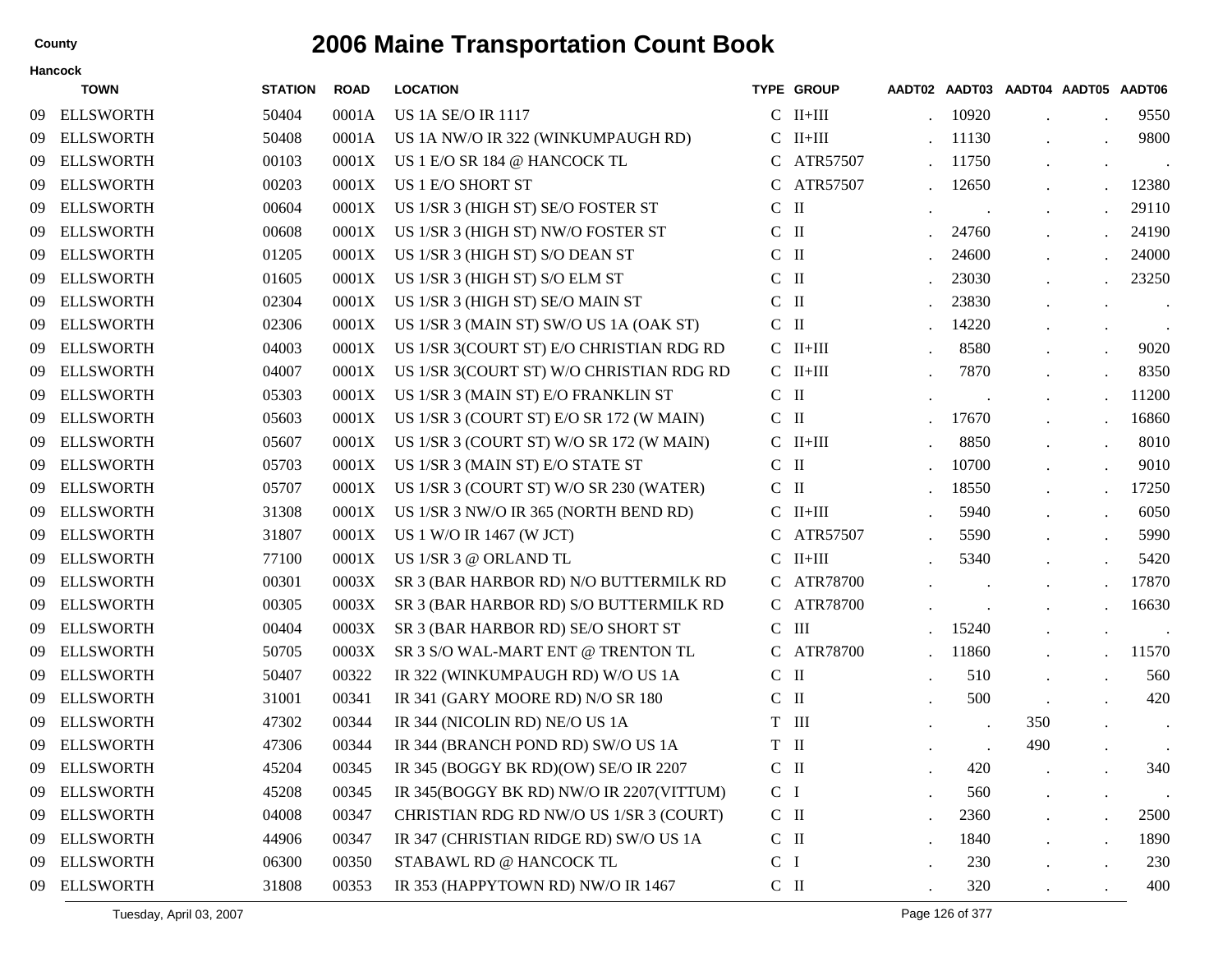# 2006 Maine Transportation Count Book

**County**

**Hancock**

| | TOWN | STATION | ROAD | LOCATION | TYPE | GROUP | AADT02 | AADT03 | AADT04 | AADT05 | AADT06 |
|---|---|---|---|---|---|---|---|---|---|---|---|
| 09 | ELLSWORTH | 50404 | 0001A | US 1A SE/O IR 1117 | C | II+III | . | 10920 | . | . | 9550 |
| 09 | ELLSWORTH | 50408 | 0001A | US 1A NW/O IR 322 (WINKUMPAUGH RD) | C | II+III | . | 11130 | . | . | 9800 |
| 09 | ELLSWORTH | 00103 | 0001X | US 1 E/O SR 184 @ HANCOCK TL | C | ATR57507 | . | 11750 | . | . | . |
| 09 | ELLSWORTH | 00203 | 0001X | US 1 E/O SHORT ST | C | ATR57507 | . | 12650 | . | . | 12380 |
| 09 | ELLSWORTH | 00604 | 0001X | US 1/SR 3 (HIGH ST) SE/O FOSTER ST | C | II | . | . | . | . | 29110 |
| 09 | ELLSWORTH | 00608 | 0001X | US 1/SR 3 (HIGH ST) NW/O FOSTER ST | C | II | . | 24760 | . | . | 24190 |
| 09 | ELLSWORTH | 01205 | 0001X | US 1/SR 3 (HIGH ST) S/O DEAN ST | C | II | . | 24600 | . | . | 24000 |
| 09 | ELLSWORTH | 01605 | 0001X | US 1/SR 3 (HIGH ST) S/O ELM ST | C | II | . | 23030 | . | . | 23250 |
| 09 | ELLSWORTH | 02304 | 0001X | US 1/SR 3 (HIGH ST) SE/O MAIN ST | C | II | . | 23830 | . | . | . |
| 09 | ELLSWORTH | 02306 | 0001X | US 1/SR 3 (MAIN ST) SW/O US 1A (OAK ST) | C | II | . | 14220 | . | . | . |
| 09 | ELLSWORTH | 04003 | 0001X | US 1/SR 3(COURT ST) E/O CHRISTIAN RDG RD | C | II+III | . | 8580 | . | . | 9020 |
| 09 | ELLSWORTH | 04007 | 0001X | US 1/SR 3(COURT ST) W/O CHRISTIAN RDG RD | C | II+III | . | 7870 | . | . | 8350 |
| 09 | ELLSWORTH | 05303 | 0001X | US 1/SR 3 (MAIN ST) E/O FRANKLIN ST | C | II | . | . | . | . | 11200 |
| 09 | ELLSWORTH | 05603 | 0001X | US 1/SR 3 (COURT ST) E/O SR 172 (W MAIN) | C | II | . | 17670 | . | . | 16860 |
| 09 | ELLSWORTH | 05607 | 0001X | US 1/SR 3 (COURT ST) W/O SR 172 (W MAIN) | C | II+III | . | 8850 | . | . | 8010 |
| 09 | ELLSWORTH | 05703 | 0001X | US 1/SR 3 (MAIN ST) E/O STATE ST | C | II | . | 10700 | . | . | 9010 |
| 09 | ELLSWORTH | 05707 | 0001X | US 1/SR 3 (COURT ST) W/O SR 230 (WATER) | C | II | . | 18550 | . | . | 17250 |
| 09 | ELLSWORTH | 31308 | 0001X | US 1/SR 3 NW/O IR 365 (NORTH BEND RD) | C | II+III | . | 5940 | . | . | 6050 |
| 09 | ELLSWORTH | 31807 | 0001X | US 1 W/O IR 1467 (W JCT) | C | ATR57507 | . | 5590 | . | . | 5990 |
| 09 | ELLSWORTH | 77100 | 0001X | US 1/SR 3 @ ORLAND TL | C | II+III | . | 5340 | . | . | 5420 |
| 09 | ELLSWORTH | 00301 | 0003X | SR 3 (BAR HARBOR RD) N/O BUTTERMILK RD | C | ATR78700 | . | . | . | . | 17870 |
| 09 | ELLSWORTH | 00305 | 0003X | SR 3 (BAR HARBOR RD) S/O BUTTERMILK RD | C | ATR78700 | . | . | . | . | 16630 |
| 09 | ELLSWORTH | 00404 | 0003X | SR 3 (BAR HARBOR RD) SE/O SHORT ST | C | III | . | 15240 | . | . | . |
| 09 | ELLSWORTH | 50705 | 0003X | SR 3 S/O WAL-MART ENT @ TRENTON TL | C | ATR78700 | . | 11860 | . | . | 11570 |
| 09 | ELLSWORTH | 50407 | 00322 | IR 322 (WINKUMPAUGH RD) W/O US 1A | C | II | . | 510 | . | . | 560 |
| 09 | ELLSWORTH | 31001 | 00341 | IR 341 (GARY MOORE RD) N/O SR 180 | C | II | . | 500 | . | . | 420 |
| 09 | ELLSWORTH | 47302 | 00344 | IR 344 (NICOLIN RD) NE/O US 1A | T | III | . | . | 350 | . | . |
| 09 | ELLSWORTH | 47306 | 00344 | IR 344 (BRANCH POND RD) SW/O US 1A | T | II | . | . | 490 | . | . |
| 09 | ELLSWORTH | 45204 | 00345 | IR 345 (BOGGY BK RD)(OW) SE/O IR 2207 | C | II | . | 420 | . | . | 340 |
| 09 | ELLSWORTH | 45208 | 00345 | IR 345(BOGGY BK RD) NW/O IR 2207(VITTUM) | C | I | . | 560 | . | . | . |
| 09 | ELLSWORTH | 04008 | 00347 | CHRISTIAN RDG RD NW/O US 1/SR 3 (COURT) | C | II | . | 2360 | . | . | 2500 |
| 09 | ELLSWORTH | 44906 | 00347 | IR 347 (CHRISTIAN RIDGE RD) SW/O US 1A | C | II | . | 1840 | . | . | 1890 |
| 09 | ELLSWORTH | 06300 | 00350 | STABAWL RD @ HANCOCK TL | C | I | . | 230 | . | . | 230 |
| 09 | ELLSWORTH | 31808 | 00353 | IR 353 (HAPPYTOWN RD) NW/O IR 1467 | C | II | . | 320 | . | . | 400 |

Tuesday, April 03, 2007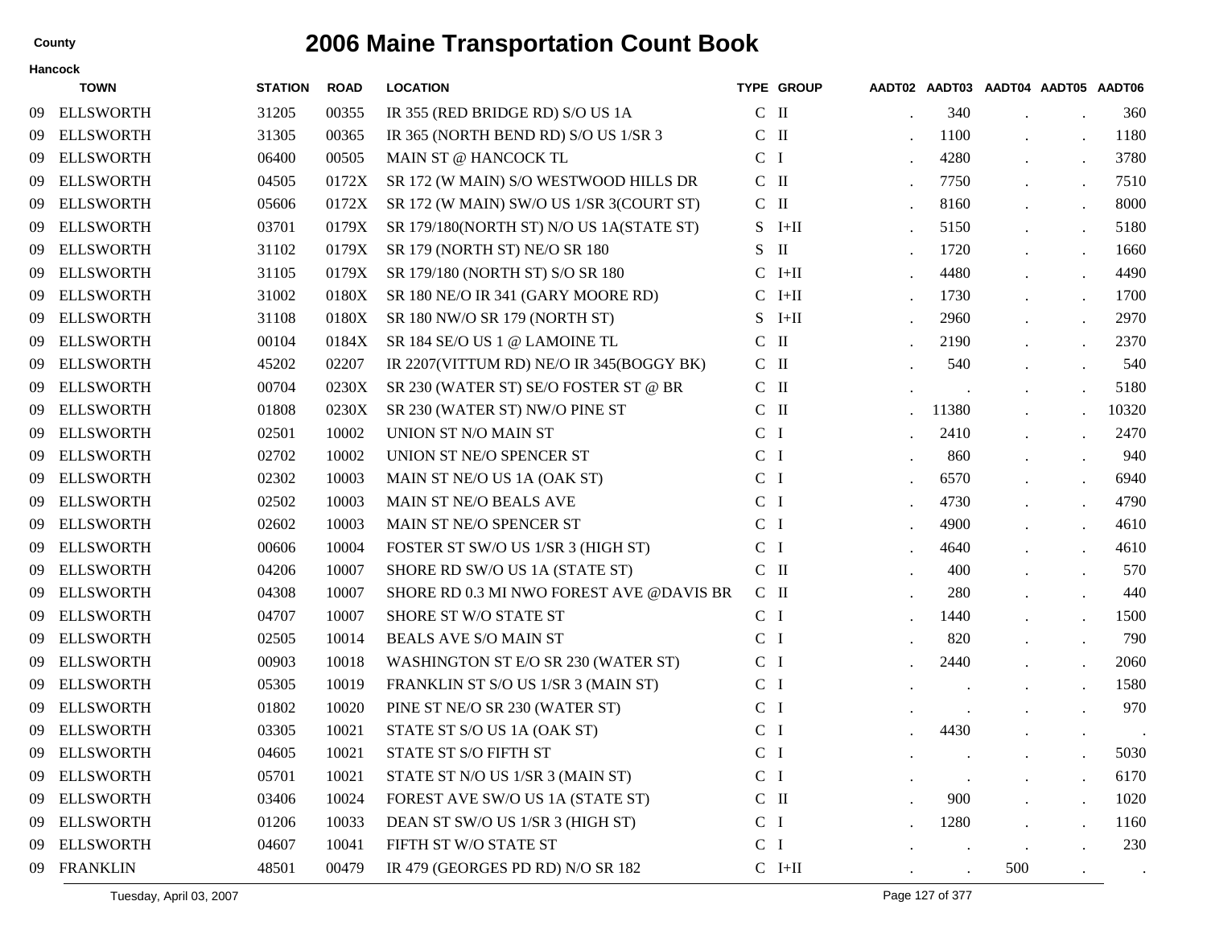# 2006 Maine Transportation Count Book

County

Hancock

| | TOWN | STATION | ROAD | LOCATION | TYPE | GROUP | AADT02 | AADT03 | AADT04 | AADT05 | AADT06 |
|---|---|---|---|---|---|---|---|---|---|---|---|
| 09 | ELLSWORTH | 31205 | 00355 | IR 355 (RED BRIDGE RD) S/O US 1A | C | II | . | 340 | . | . | 360 |
| 09 | ELLSWORTH | 31305 | 00365 | IR 365 (NORTH BEND RD) S/O US 1/SR 3 | C | II | . | 1100 | . | . | 1180 |
| 09 | ELLSWORTH | 06400 | 00505 | MAIN ST @ HANCOCK TL | C | I | . | 4280 | . | . | 3780 |
| 09 | ELLSWORTH | 04505 | 0172X | SR 172 (W MAIN) S/O WESTWOOD HILLS DR | C | II | . | 7750 | . | . | 7510 |
| 09 | ELLSWORTH | 05606 | 0172X | SR 172 (W MAIN) SW/O US 1/SR 3(COURT ST) | C | II | . | 8160 | . | . | 8000 |
| 09 | ELLSWORTH | 03701 | 0179X | SR 179/180(NORTH ST) N/O US 1A(STATE ST) | S | I+II | . | 5150 | . | . | 5180 |
| 09 | ELLSWORTH | 31102 | 0179X | SR 179 (NORTH ST) NE/O SR 180 | S | II | . | 1720 | . | . | 1660 |
| 09 | ELLSWORTH | 31105 | 0179X | SR 179/180 (NORTH ST) S/O SR 180 | C | I+II | . | 4480 | . | . | 4490 |
| 09 | ELLSWORTH | 31002 | 0180X | SR 180 NE/O IR 341 (GARY MOORE RD) | C | I+II | . | 1730 | . | . | 1700 |
| 09 | ELLSWORTH | 31108 | 0180X | SR 180 NW/O SR 179 (NORTH ST) | S | I+II | . | 2960 | . | . | 2970 |
| 09 | ELLSWORTH | 00104 | 0184X | SR 184 SE/O US 1 @ LAMOINE TL | C | II | . | 2190 | . | . | 2370 |
| 09 | ELLSWORTH | 45202 | 02207 | IR 2207(VITTUM RD) NE/O IR 345(BOGGY BK) | C | II | . | 540 | . | . | 540 |
| 09 | ELLSWORTH | 00704 | 0230X | SR 230 (WATER ST) SE/O FOSTER ST @ BR | C | II | . | . | . | . | 5180 |
| 09 | ELLSWORTH | 01808 | 0230X | SR 230 (WATER ST) NW/O PINE ST | C | II | . | 11380 | . | . | 10320 |
| 09 | ELLSWORTH | 02501 | 10002 | UNION ST N/O MAIN ST | C | I | . | 2410 | . | . | 2470 |
| 09 | ELLSWORTH | 02702 | 10002 | UNION ST NE/O SPENCER ST | C | I | . | 860 | . | . | 940 |
| 09 | ELLSWORTH | 02302 | 10003 | MAIN ST NE/O US 1A (OAK ST) | C | I | . | 6570 | . | . | 6940 |
| 09 | ELLSWORTH | 02502 | 10003 | MAIN ST NE/O BEALS AVE | C | I | . | 4730 | . | . | 4790 |
| 09 | ELLSWORTH | 02602 | 10003 | MAIN ST NE/O SPENCER ST | C | I | . | 4900 | . | . | 4610 |
| 09 | ELLSWORTH | 00606 | 10004 | FOSTER ST SW/O US 1/SR 3 (HIGH ST) | C | I | . | 4640 | . | . | 4610 |
| 09 | ELLSWORTH | 04206 | 10007 | SHORE RD SW/O US 1A (STATE ST) | C | II | . | 400 | . | . | 570 |
| 09 | ELLSWORTH | 04308 | 10007 | SHORE RD 0.3 MI NWO FOREST AVE @DAVIS BR | C | II | . | 280 | . | . | 440 |
| 09 | ELLSWORTH | 04707 | 10007 | SHORE ST W/O STATE ST | C | I | . | 1440 | . | . | 1500 |
| 09 | ELLSWORTH | 02505 | 10014 | BEALS AVE S/O MAIN ST | C | I | . | 820 | . | . | 790 |
| 09 | ELLSWORTH | 00903 | 10018 | WASHINGTON ST E/O SR 230 (WATER ST) | C | I | . | 2440 | . | . | 2060 |
| 09 | ELLSWORTH | 05305 | 10019 | FRANKLIN ST S/O US 1/SR 3 (MAIN ST) | C | I | . | . | . | . | 1580 |
| 09 | ELLSWORTH | 01802 | 10020 | PINE ST NE/O SR 230 (WATER ST) | C | I | . | . | . | . | 970 |
| 09 | ELLSWORTH | 03305 | 10021 | STATE ST S/O US 1A (OAK ST) | C | I | . | 4430 | . | . | . |
| 09 | ELLSWORTH | 04605 | 10021 | STATE ST S/O FIFTH ST | C | I | . | . | . | . | 5030 |
| 09 | ELLSWORTH | 05701 | 10021 | STATE ST N/O US 1/SR 3 (MAIN ST) | C | I | . | . | . | . | 6170 |
| 09 | ELLSWORTH | 03406 | 10024 | FOREST AVE SW/O US 1A (STATE ST) | C | II | . | 900 | . | . | 1020 |
| 09 | ELLSWORTH | 01206 | 10033 | DEAN ST SW/O US 1/SR 3 (HIGH ST) | C | I | . | 1280 | . | . | 1160 |
| 09 | ELLSWORTH | 04607 | 10041 | FIFTH ST W/O STATE ST | C | I | . | . | . | . | 230 |
| 09 | FRANKLIN | 48501 | 00479 | IR 479 (GEORGES PD RD) N/O SR 182 | C | I+II | . | . | 500 | . | . |

Tuesday, April 03, 2007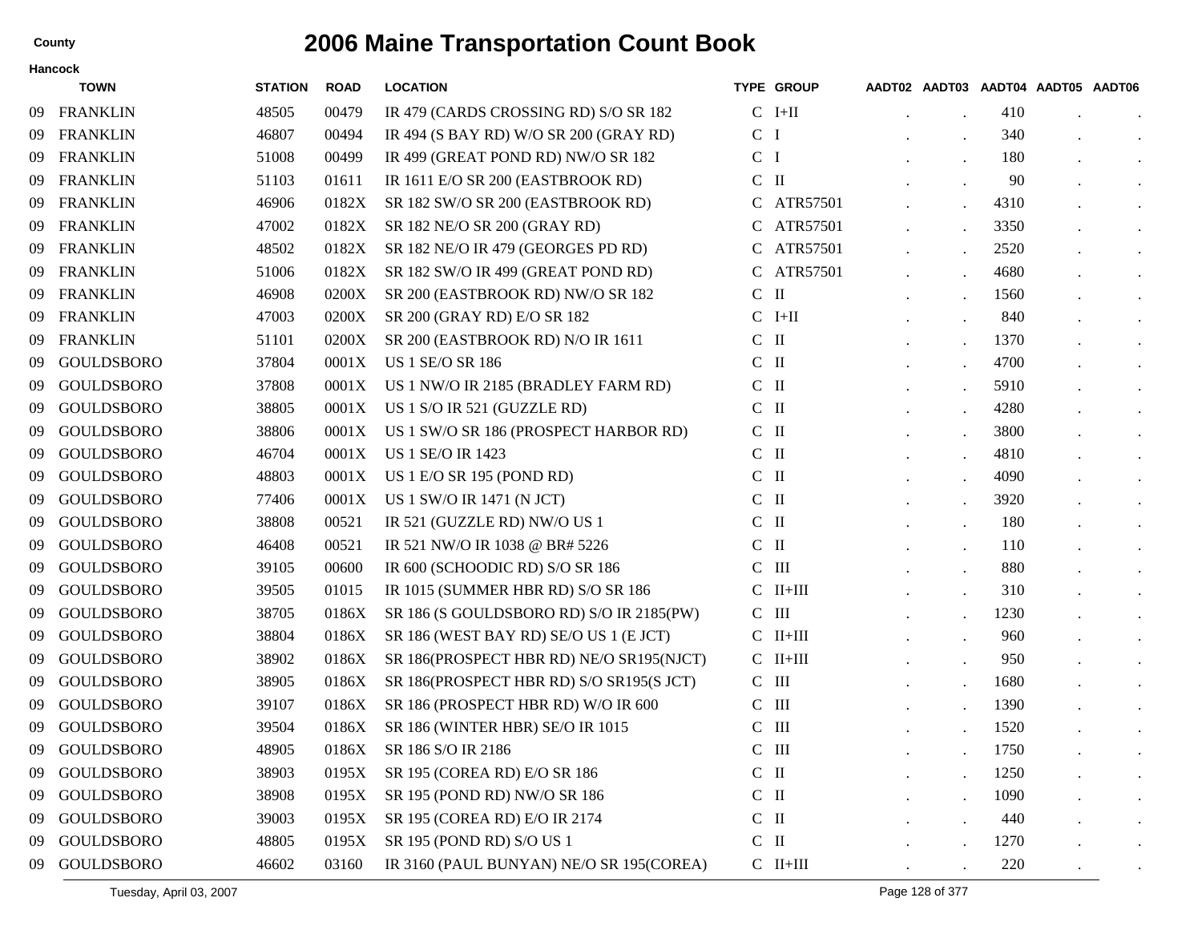# 2006 Maine Transportation Count Book

County

Hancock

| | TOWN | STATION | ROAD | LOCATION | TYPE | GROUP | AADT02 | AADT03 | AADT04 | AADT05 | AADT06 |
|---|---|---|---|---|---|---|---|---|---|---|---|
| 09 | FRANKLIN | 48505 | 00479 | IR 479 (CARDS CROSSING RD) S/O SR 182 | C | I+II | . | . | 410 | . | . |
| 09 | FRANKLIN | 46807 | 00494 | IR 494 (S BAY RD) W/O SR 200 (GRAY RD) | C | I | . | . | 340 | . | . |
| 09 | FRANKLIN | 51008 | 00499 | IR 499 (GREAT POND RD) NW/O SR 182 | C | I | . | . | 180 | . | . |
| 09 | FRANKLIN | 51103 | 01611 | IR 1611 E/O SR 200 (EASTBROOK RD) | C | II | . | . | 90 | . | . |
| 09 | FRANKLIN | 46906 | 0182X | SR 182 SW/O SR 200 (EASTBROOK RD) | C | ATR57501 | . | . | 4310 | . | . |
| 09 | FRANKLIN | 47002 | 0182X | SR 182 NE/O SR 200 (GRAY RD) | C | ATR57501 | . | . | 3350 | . | . |
| 09 | FRANKLIN | 48502 | 0182X | SR 182 NE/O IR 479 (GEORGES PD RD) | C | ATR57501 | . | . | 2520 | . | . |
| 09 | FRANKLIN | 51006 | 0182X | SR 182 SW/O IR 499 (GREAT POND RD) | C | ATR57501 | . | . | 4680 | . | . |
| 09 | FRANKLIN | 46908 | 0200X | SR 200 (EASTBROOK RD) NW/O SR 182 | C | II | . | . | 1560 | . | . |
| 09 | FRANKLIN | 47003 | 0200X | SR 200 (GRAY RD) E/O SR 182 | C | I+II | . | . | 840 | . | . |
| 09 | FRANKLIN | 51101 | 0200X | SR 200 (EASTBROOK RD) N/O IR 1611 | C | II | . | . | 1370 | . | . |
| 09 | GOULDSBORO | 37804 | 0001X | US 1 SE/O SR 186 | C | II | . | . | 4700 | . | . |
| 09 | GOULDSBORO | 37808 | 0001X | US 1 NW/O IR 2185 (BRADLEY FARM RD) | C | II | . | . | 5910 | . | . |
| 09 | GOULDSBORO | 38805 | 0001X | US 1 S/O IR 521 (GUZZLE RD) | C | II | . | . | 4280 | . | . |
| 09 | GOULDSBORO | 38806 | 0001X | US 1 SW/O SR 186 (PROSPECT HARBOR RD) | C | II | . | . | 3800 | . | . |
| 09 | GOULDSBORO | 46704 | 0001X | US 1 SE/O IR 1423 | C | II | . | . | 4810 | . | . |
| 09 | GOULDSBORO | 48803 | 0001X | US 1 E/O SR 195 (POND RD) | C | II | . | . | 4090 | . | . |
| 09 | GOULDSBORO | 77406 | 0001X | US 1 SW/O IR 1471 (N JCT) | C | II | . | . | 3920 | . | . |
| 09 | GOULDSBORO | 38808 | 00521 | IR 521 (GUZZLE RD) NW/O US 1 | C | II | . | . | 180 | . | . |
| 09 | GOULDSBORO | 46408 | 00521 | IR 521 NW/O IR 1038 @ BR# 5226 | C | II | . | . | 110 | . | . |
| 09 | GOULDSBORO | 39105 | 00600 | IR 600 (SCHOODIC RD) S/O SR 186 | C | III | . | . | 880 | . | . |
| 09 | GOULDSBORO | 39505 | 01015 | IR 1015 (SUMMER HBR RD) S/O SR 186 | C | II+III | . | . | 310 | . | . |
| 09 | GOULDSBORO | 38705 | 0186X | SR 186 (S GOULDSBORO RD) S/O IR 2185(PW) | C | III | . | . | 1230 | . | . |
| 09 | GOULDSBORO | 38804 | 0186X | SR 186 (WEST BAY RD) SE/O US 1 (E JCT) | C | II+III | . | . | 960 | . | . |
| 09 | GOULDSBORO | 38902 | 0186X | SR 186(PROSPECT HBR RD) NE/O SR195(NJCT) | C | II+III | . | . | 950 | . | . |
| 09 | GOULDSBORO | 38905 | 0186X | SR 186(PROSPECT HBR RD) S/O SR195(S JCT) | C | III | . | . | 1680 | . | . |
| 09 | GOULDSBORO | 39107 | 0186X | SR 186 (PROSPECT HBR RD) W/O IR 600 | C | III | . | . | 1390 | . | . |
| 09 | GOULDSBORO | 39504 | 0186X | SR 186 (WINTER HBR) SE/O IR 1015 | C | III | . | . | 1520 | . | . |
| 09 | GOULDSBORO | 48905 | 0186X | SR 186 S/O IR 2186 | C | III | . | . | 1750 | . | . |
| 09 | GOULDSBORO | 38903 | 0195X | SR 195 (COREA RD) E/O SR 186 | C | II | . | . | 1250 | . | . |
| 09 | GOULDSBORO | 38908 | 0195X | SR 195 (POND RD) NW/O SR 186 | C | II | . | . | 1090 | . | . |
| 09 | GOULDSBORO | 39003 | 0195X | SR 195 (COREA RD) E/O IR 2174 | C | II | . | . | 440 | . | . |
| 09 | GOULDSBORO | 48805 | 0195X | SR 195 (POND RD) S/O US 1 | C | II | . | . | 1270 | . | . |
| 09 | GOULDSBORO | 46602 | 03160 | IR 3160 (PAUL BUNYAN) NE/O SR 195(COREA) | C | II+III | . | . | 220 | . | . |

Tuesday, April 03, 2007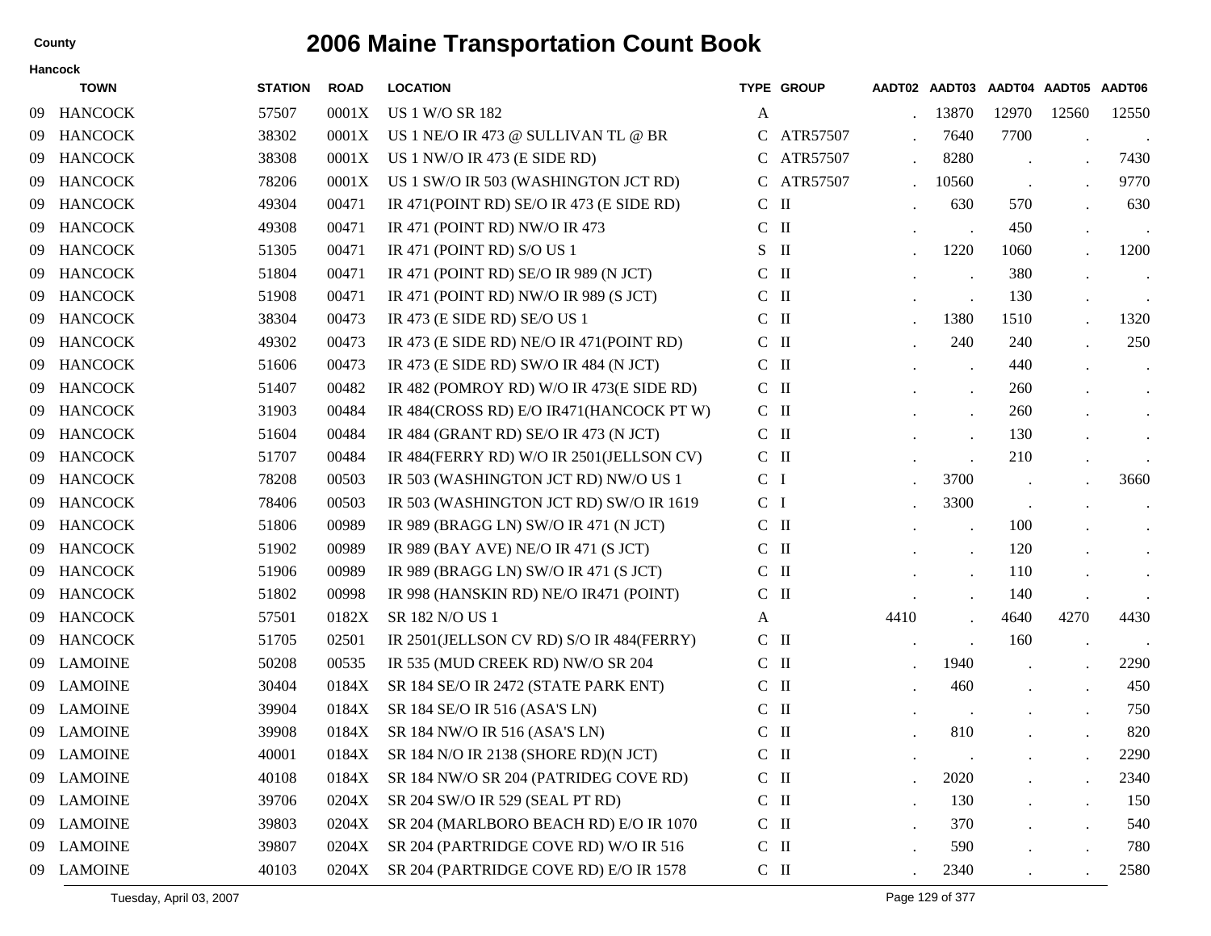# 2006 Maine Transportation Count Book

County

Hancock

| | TOWN | STATION | ROAD | LOCATION | TYPE | GROUP | AADT02 | AADT03 | AADT04 | AADT05 | AADT06 |
|---|---|---|---|---|---|---|---|---|---|---|---|
| 09 | HANCOCK | 57507 | 0001X | US 1 W/O SR 182 | A | | . | 13870 | 12970 | 12560 | 12550 |
| 09 | HANCOCK | 38302 | 0001X | US 1 NE/O IR 473 @ SULLIVAN TL @ BR | C | ATR57507 | . | 7640 | 7700 | . | . |
| 09 | HANCOCK | 38308 | 0001X | US 1 NW/O IR 473 (E SIDE RD) | C | ATR57507 | . | 8280 | . | . | 7430 |
| 09 | HANCOCK | 78206 | 0001X | US 1 SW/O IR 503 (WASHINGTON JCT RD) | C | ATR57507 | . | 10560 | . | . | 9770 |
| 09 | HANCOCK | 49304 | 00471 | IR 471(POINT RD) SE/O IR 473 (E SIDE RD) | C | II | . | 630 | 570 | . | 630 |
| 09 | HANCOCK | 49308 | 00471 | IR 471 (POINT RD) NW/O IR 473 | C | II | . | . | 450 | . | . |
| 09 | HANCOCK | 51305 | 00471 | IR 471 (POINT RD) S/O US 1 | S | II | . | 1220 | 1060 | . | 1200 |
| 09 | HANCOCK | 51804 | 00471 | IR 471 (POINT RD) SE/O IR 989 (N JCT) | C | II | . | . | 380 | . | . |
| 09 | HANCOCK | 51908 | 00471 | IR 471 (POINT RD) NW/O IR 989 (S JCT) | C | II | . | . | 130 | . | . |
| 09 | HANCOCK | 38304 | 00473 | IR 473 (E SIDE RD) SE/O US 1 | C | II | . | 1380 | 1510 | . | 1320 |
| 09 | HANCOCK | 49302 | 00473 | IR 473 (E SIDE RD) NE/O IR 471(POINT RD) | C | II | . | 240 | 240 | . | 250 |
| 09 | HANCOCK | 51606 | 00473 | IR 473 (E SIDE RD) SW/O IR 484 (N JCT) | C | II | . | . | 440 | . | . |
| 09 | HANCOCK | 51407 | 00482 | IR 482 (POMROY RD) W/O IR 473(E SIDE RD) | C | II | . | . | 260 | . | . |
| 09 | HANCOCK | 31903 | 00484 | IR 484(CROSS RD) E/O IR471(HANCOCK PT W) | C | II | . | . | 260 | . | . |
| 09 | HANCOCK | 51604 | 00484 | IR 484 (GRANT RD) SE/O IR 473 (N JCT) | C | II | . | . | 130 | . | . |
| 09 | HANCOCK | 51707 | 00484 | IR 484(FERRY RD) W/O IR 2501(JELLSON CV) | C | II | . | . | 210 | . | . |
| 09 | HANCOCK | 78208 | 00503 | IR 503 (WASHINGTON JCT RD) NW/O US 1 | C | I | . | 3700 | . | . | 3660 |
| 09 | HANCOCK | 78406 | 00503 | IR 503 (WASHINGTON JCT RD) SW/O IR 1619 | C | I | . | 3300 | . | . | . |
| 09 | HANCOCK | 51806 | 00989 | IR 989 (BRAGG LN) SW/O IR 471 (N JCT) | C | II | . | . | 100 | . | . |
| 09 | HANCOCK | 51902 | 00989 | IR 989 (BAY AVE) NE/O IR 471 (S JCT) | C | II | . | . | 120 | . | . |
| 09 | HANCOCK | 51906 | 00989 | IR 989 (BRAGG LN) SW/O IR 471 (S JCT) | C | II | . | . | 110 | . | . |
| 09 | HANCOCK | 51802 | 00998 | IR 998 (HANSKIN RD) NE/O IR471 (POINT) | C | II | . | . | 140 | . | . |
| 09 | HANCOCK | 57501 | 0182X | SR 182 N/O US 1 | A | | 4410 | . | 4640 | 4270 | 4430 |
| 09 | HANCOCK | 51705 | 02501 | IR 2501(JELLSON CV RD) S/O IR 484(FERRY) | C | II | . | . | 160 | . | . |
| 09 | LAMOINE | 50208 | 00535 | IR 535 (MUD CREEK RD) NW/O SR 204 | C | II | . | 1940 | . | . | 2290 |
| 09 | LAMOINE | 30404 | 0184X | SR 184 SE/O IR 2472 (STATE PARK ENT) | C | II | . | 460 | . | . | 450 |
| 09 | LAMOINE | 39904 | 0184X | SR 184 SE/O IR 516 (ASA'S LN) | C | II | . | . | . | . | 750 |
| 09 | LAMOINE | 39908 | 0184X | SR 184 NW/O IR 516 (ASA'S LN) | C | II | . | 810 | . | . | 820 |
| 09 | LAMOINE | 40001 | 0184X | SR 184 N/O IR 2138 (SHORE RD)(N JCT) | C | II | . | . | . | . | 2290 |
| 09 | LAMOINE | 40108 | 0184X | SR 184 NW/O SR 204 (PATRIDEG COVE RD) | C | II | . | 2020 | . | . | 2340 |
| 09 | LAMOINE | 39706 | 0204X | SR 204 SW/O IR 529 (SEAL PT RD) | C | II | . | 130 | . | . | 150 |
| 09 | LAMOINE | 39803 | 0204X | SR 204 (MARLBORO BEACH RD) E/O IR 1070 | C | II | . | 370 | . | . | 540 |
| 09 | LAMOINE | 39807 | 0204X | SR 204 (PARTRIDGE COVE RD) W/O IR 516 | C | II | . | 590 | . | . | 780 |
| 09 | LAMOINE | 40103 | 0204X | SR 204 (PARTRIDGE COVE RD) E/O IR 1578 | C | II | . | 2340 | . | . | 2580 |

Tuesday, April 03, 2007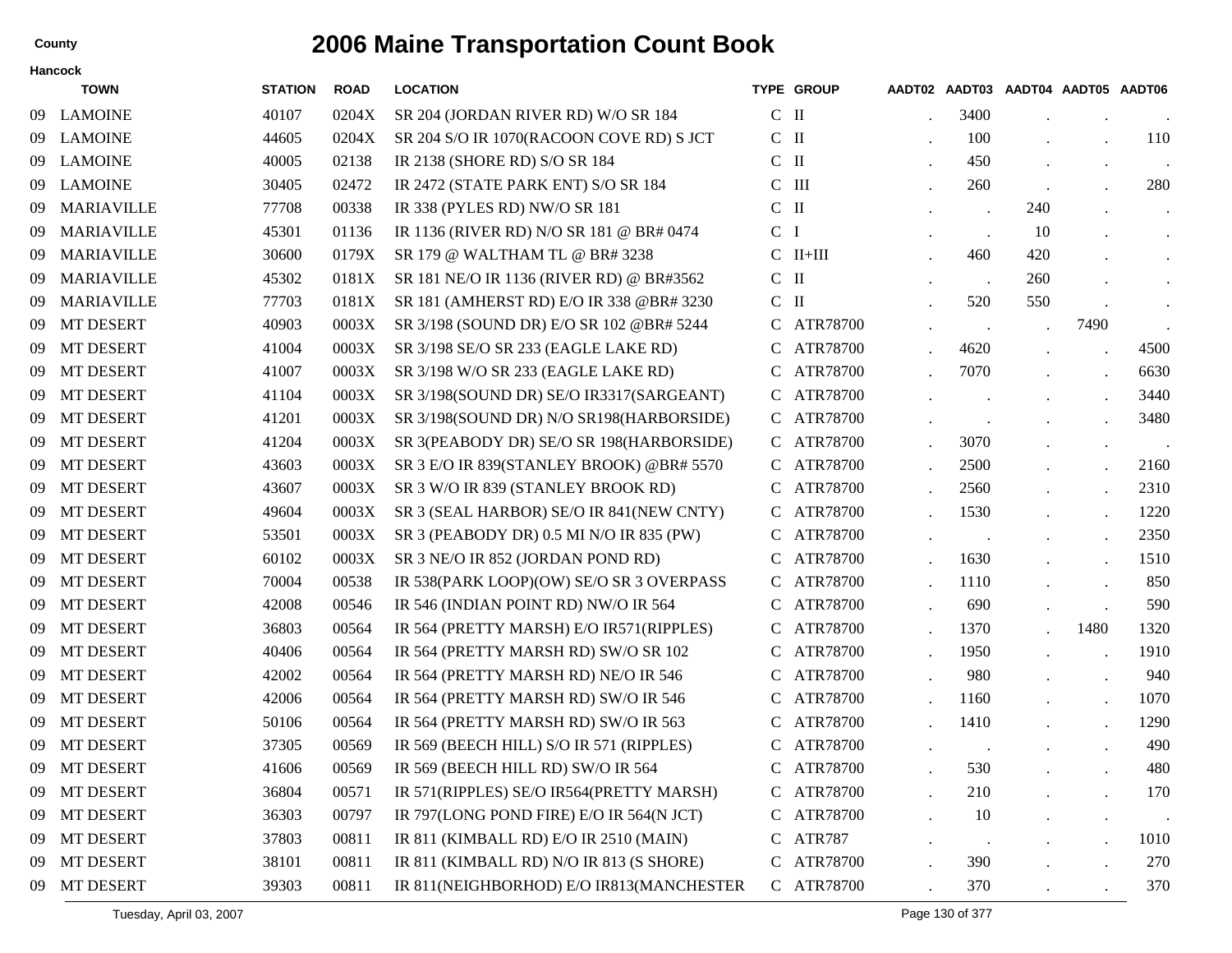County

# 2006 Maine Transportation Count Book

Hancock

| | TOWN | STATION | ROAD | LOCATION | TYPE | GROUP | AADT02 | AADT03 | AADT04 | AADT05 | AADT06 |
|---|---|---|---|---|---|---|---|---|---|---|---|
| 09 | LAMOINE | 40107 | 0204X | SR 204 (JORDAN RIVER RD) W/O SR 184 | C | II | . | 3400 | . | . | . |
| 09 | LAMOINE | 44605 | 0204X | SR 204 S/O IR 1070(RACOON COVE RD) S JCT | C | II | . | 100 | . | . | 110 |
| 09 | LAMOINE | 40005 | 02138 | IR 2138 (SHORE RD) S/O SR 184 | C | II | . | 450 | . | . | . |
| 09 | LAMOINE | 30405 | 02472 | IR 2472 (STATE PARK ENT) S/O SR 184 | C | III | . | 260 | . | . | 280 |
| 09 | MARIAVILLE | 77708 | 00338 | IR 338 (PYLES RD) NW/O SR 181 | C | II | . | . | 240 | . | . |
| 09 | MARIAVILLE | 45301 | 01136 | IR 1136 (RIVER RD) N/O SR 181 @ BR# 0474 | C | I | . | . | 10 | . | . |
| 09 | MARIAVILLE | 30600 | 0179X | SR 179 @ WALTHAM TL @ BR# 3238 | C | II+III | . | 460 | 420 | . | . |
| 09 | MARIAVILLE | 45302 | 0181X | SR 181 NE/O IR 1136 (RIVER RD) @ BR#3562 | C | II | . | . | 260 | . | . |
| 09 | MARIAVILLE | 77703 | 0181X | SR 181 (AMHERST RD) E/O IR 338 @BR# 3230 | C | II | . | 520 | 550 | . | . |
| 09 | MT DESERT | 40903 | 0003X | SR 3/198 (SOUND DR) E/O SR 102 @BR# 5244 | C | ATR78700 | . | . | . | 7490 | . |
| 09 | MT DESERT | 41004 | 0003X | SR 3/198 SE/O SR 233 (EAGLE LAKE RD) | C | ATR78700 | . | 4620 | . | . | 4500 |
| 09 | MT DESERT | 41007 | 0003X | SR 3/198 W/O SR 233 (EAGLE LAKE RD) | C | ATR78700 | . | 7070 | . | . | 6630 |
| 09 | MT DESERT | 41104 | 0003X | SR 3/198(SOUND DR) SE/O IR3317(SARGEANT) | C | ATR78700 | . | . | . | . | 3440 |
| 09 | MT DESERT | 41201 | 0003X | SR 3/198(SOUND DR) N/O SR198(HARBORSIDE) | C | ATR78700 | . | . | . | . | 3480 |
| 09 | MT DESERT | 41204 | 0003X | SR 3(PEABODY DR) SE/O SR 198(HARBORSIDE) | C | ATR78700 | . | 3070 | . | . | . |
| 09 | MT DESERT | 43603 | 0003X | SR 3 E/O IR 839(STANLEY BROOK) @BR# 5570 | C | ATR78700 | . | 2500 | . | . | 2160 |
| 09 | MT DESERT | 43607 | 0003X | SR 3 W/O IR 839 (STANLEY BROOK RD) | C | ATR78700 | . | 2560 | . | . | 2310 |
| 09 | MT DESERT | 49604 | 0003X | SR 3 (SEAL HARBOR) SE/O IR 841(NEW CNTY) | C | ATR78700 | . | 1530 | . | . | 1220 |
| 09 | MT DESERT | 53501 | 0003X | SR 3 (PEABODY DR) 0.5 MI N/O IR 835 (PW) | C | ATR78700 | . | . | . | . | 2350 |
| 09 | MT DESERT | 60102 | 0003X | SR 3 NE/O IR 852 (JORDAN POND RD) | C | ATR78700 | . | 1630 | . | . | 1510 |
| 09 | MT DESERT | 70004 | 00538 | IR 538(PARK LOOP)(OW) SE/O SR 3 OVERPASS | C | ATR78700 | . | 1110 | . | . | 850 |
| 09 | MT DESERT | 42008 | 00546 | IR 546 (INDIAN POINT RD) NW/O IR 564 | C | ATR78700 | . | 690 | . | . | 590 |
| 09 | MT DESERT | 36803 | 00564 | IR 564 (PRETTY MARSH) E/O IR571(RIPPLES) | C | ATR78700 | . | 1370 | . | 1480 | 1320 |
| 09 | MT DESERT | 40406 | 00564 | IR 564 (PRETTY MARSH RD) SW/O SR 102 | C | ATR78700 | . | 1950 | . | . | 1910 |
| 09 | MT DESERT | 42002 | 00564 | IR 564 (PRETTY MARSH RD) NE/O IR 546 | C | ATR78700 | . | 980 | . | . | 940 |
| 09 | MT DESERT | 42006 | 00564 | IR 564 (PRETTY MARSH RD) SW/O IR 546 | C | ATR78700 | . | 1160 | . | . | 1070 |
| 09 | MT DESERT | 50106 | 00564 | IR 564 (PRETTY MARSH RD) SW/O IR 563 | C | ATR78700 | . | 1410 | . | . | 1290 |
| 09 | MT DESERT | 37305 | 00569 | IR 569 (BEECH HILL) S/O IR 571 (RIPPLES) | C | ATR78700 | . | . | . | . | 490 |
| 09 | MT DESERT | 41606 | 00569 | IR 569 (BEECH HILL RD) SW/O IR 564 | C | ATR78700 | . | 530 | . | . | 480 |
| 09 | MT DESERT | 36804 | 00571 | IR 571(RIPPLES) SE/O IR564(PRETTY MARSH) | C | ATR78700 | . | 210 | . | . | 170 |
| 09 | MT DESERT | 36303 | 00797 | IR 797(LONG POND FIRE) E/O IR 564(N JCT) | C | ATR78700 | . | 10 | . | . | . |
| 09 | MT DESERT | 37803 | 00811 | IR 811 (KIMBALL RD) E/O IR 2510 (MAIN) | C | ATR787 | . | . | . | . | 1010 |
| 09 | MT DESERT | 38101 | 00811 | IR 811 (KIMBALL RD) N/O IR 813 (S SHORE) | C | ATR78700 | . | 390 | . | . | 270 |
| 09 | MT DESERT | 39303 | 00811 | IR 811(NEIGHBORHOD) E/O IR813(MANCHESTER | C | ATR78700 | . | 370 | . | . | 370 |

Tuesday, April 03, 2007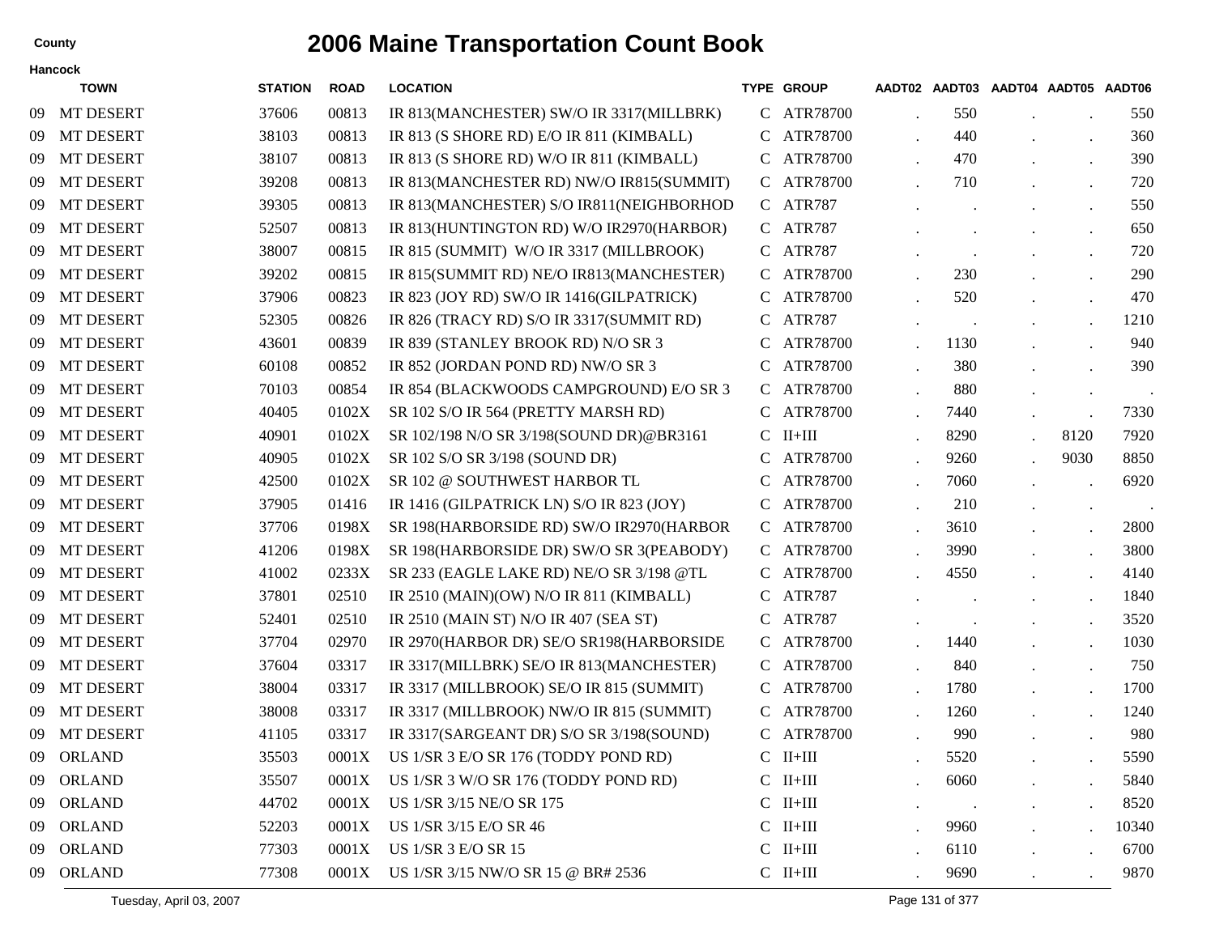County

# 2006 Maine Transportation Count Book

Hancock

| | TOWN | STATION | ROAD | LOCATION | TYPE | GROUP | AADT02 | AADT03 | AADT04 | AADT05 | AADT06 |
|---|---|---|---|---|---|---|---|---|---|---|---|
| 09 | MT DESERT | 37606 | 00813 | IR 813(MANCHESTER) SW/O IR 3317(MILLBRK) | C | ATR78700 | . | 550 | . | . | 550 |
| 09 | MT DESERT | 38103 | 00813 | IR 813 (S SHORE RD) E/O IR 811 (KIMBALL) | C | ATR78700 | . | 440 | . | . | 360 |
| 09 | MT DESERT | 38107 | 00813 | IR 813 (S SHORE RD) W/O IR 811 (KIMBALL) | C | ATR78700 | . | 470 | . | . | 390 |
| 09 | MT DESERT | 39208 | 00813 | IR 813(MANCHESTER RD) NW/O IR815(SUMMIT) | C | ATR78700 | . | 710 | . | . | 720 |
| 09 | MT DESERT | 39305 | 00813 | IR 813(MANCHESTER) S/O IR811(NEIGHBORHOD | C | ATR787 | . | . | . | . | 550 |
| 09 | MT DESERT | 52507 | 00813 | IR 813(HUNTINGTON RD) W/O IR2970(HARBOR) | C | ATR787 | . | . | . | . | 650 |
| 09 | MT DESERT | 38007 | 00815 | IR 815 (SUMMIT) W/O IR 3317 (MILLBROOK) | C | ATR787 | . | . | . | . | 720 |
| 09 | MT DESERT | 39202 | 00815 | IR 815(SUMMIT RD) NE/O IR813(MANCHESTER) | C | ATR78700 | . | 230 | . | . | 290 |
| 09 | MT DESERT | 37906 | 00823 | IR 823 (JOY RD) SW/O IR 1416(GILPATRICK) | C | ATR78700 | . | 520 | . | . | 470 |
| 09 | MT DESERT | 52305 | 00826 | IR 826 (TRACY RD) S/O IR 3317(SUMMIT RD) | C | ATR787 | . | . | . | . | 1210 |
| 09 | MT DESERT | 43601 | 00839 | IR 839 (STANLEY BROOK RD) N/O SR 3 | C | ATR78700 | . | 1130 | . | . | 940 |
| 09 | MT DESERT | 60108 | 00852 | IR 852 (JORDAN POND RD) NW/O SR 3 | C | ATR78700 | . | 380 | . | . | 390 |
| 09 | MT DESERT | 70103 | 00854 | IR 854 (BLACKWOODS CAMPGROUND) E/O SR 3 | C | ATR78700 | . | 880 | . | . | . |
| 09 | MT DESERT | 40405 | 0102X | SR 102 S/O IR 564 (PRETTY MARSH RD) | C | ATR78700 | . | 7440 | . | . | 7330 |
| 09 | MT DESERT | 40901 | 0102X | SR 102/198 N/O SR 3/198(SOUND DR)@BR3161 | C | II+III | . | 8290 | . | 8120 | 7920 |
| 09 | MT DESERT | 40905 | 0102X | SR 102 S/O SR 3/198 (SOUND DR) | C | ATR78700 | . | 9260 | . | 9030 | 8850 |
| 09 | MT DESERT | 42500 | 0102X | SR 102 @ SOUTHWEST HARBOR TL | C | ATR78700 | . | 7060 | . | . | 6920 |
| 09 | MT DESERT | 37905 | 01416 | IR 1416 (GILPATRICK LN) S/O IR 823 (JOY) | C | ATR78700 | . | 210 | . | . | . |
| 09 | MT DESERT | 37706 | 0198X | SR 198(HARBORSIDE RD) SW/O IR2970(HARBOR | C | ATR78700 | . | 3610 | . | . | 2800 |
| 09 | MT DESERT | 41206 | 0198X | SR 198(HARBORSIDE DR) SW/O SR 3(PEABODY) | C | ATR78700 | . | 3990 | . | . | 3800 |
| 09 | MT DESERT | 41002 | 0233X | SR 233 (EAGLE LAKE RD) NE/O SR 3/198 @TL | C | ATR78700 | . | 4550 | . | . | 4140 |
| 09 | MT DESERT | 37801 | 02510 | IR 2510 (MAIN)(OW) N/O IR 811 (KIMBALL) | C | ATR787 | . | . | . | . | 1840 |
| 09 | MT DESERT | 52401 | 02510 | IR 2510 (MAIN ST) N/O IR 407 (SEA ST) | C | ATR787 | . | . | . | . | 3520 |
| 09 | MT DESERT | 37704 | 02970 | IR 2970(HARBOR DR) SE/O SR198(HARBORSIDE | C | ATR78700 | . | 1440 | . | . | 1030 |
| 09 | MT DESERT | 37604 | 03317 | IR 3317(MILLBRK) SE/O IR 813(MANCHESTER) | C | ATR78700 | . | 840 | . | . | 750 |
| 09 | MT DESERT | 38004 | 03317 | IR 3317 (MILLBROOK) SE/O IR 815 (SUMMIT) | C | ATR78700 | . | 1780 | . | . | 1700 |
| 09 | MT DESERT | 38008 | 03317 | IR 3317 (MILLBROOK) NW/O IR 815 (SUMMIT) | C | ATR78700 | . | 1260 | . | . | 1240 |
| 09 | MT DESERT | 41105 | 03317 | IR 3317(SARGEANT DR) S/O SR 3/198(SOUND) | C | ATR78700 | . | 990 | . | . | 980 |
| 09 | ORLAND | 35503 | 0001X | US 1/SR 3 E/O SR 176 (TODDY POND RD) | C | II+III | . | 5520 | . | . | 5590 |
| 09 | ORLAND | 35507 | 0001X | US 1/SR 3 W/O SR 176 (TODDY POND RD) | C | II+III | . | 6060 | . | . | 5840 |
| 09 | ORLAND | 44702 | 0001X | US 1/SR 3/15 NE/O SR 175 | C | II+III | . | . | . | . | 8520 |
| 09 | ORLAND | 52203 | 0001X | US 1/SR 3/15 E/O SR 46 | C | II+III | . | 9960 | . | . | 10340 |
| 09 | ORLAND | 77303 | 0001X | US 1/SR 3 E/O SR 15 | C | II+III | . | 6110 | . | . | 6700 |
| 09 | ORLAND | 77308 | 0001X | US 1/SR 3/15 NW/O SR 15 @ BR# 2536 | C | II+III | . | 9690 | . | . | 9870 |

Tuesday, April 03, 2007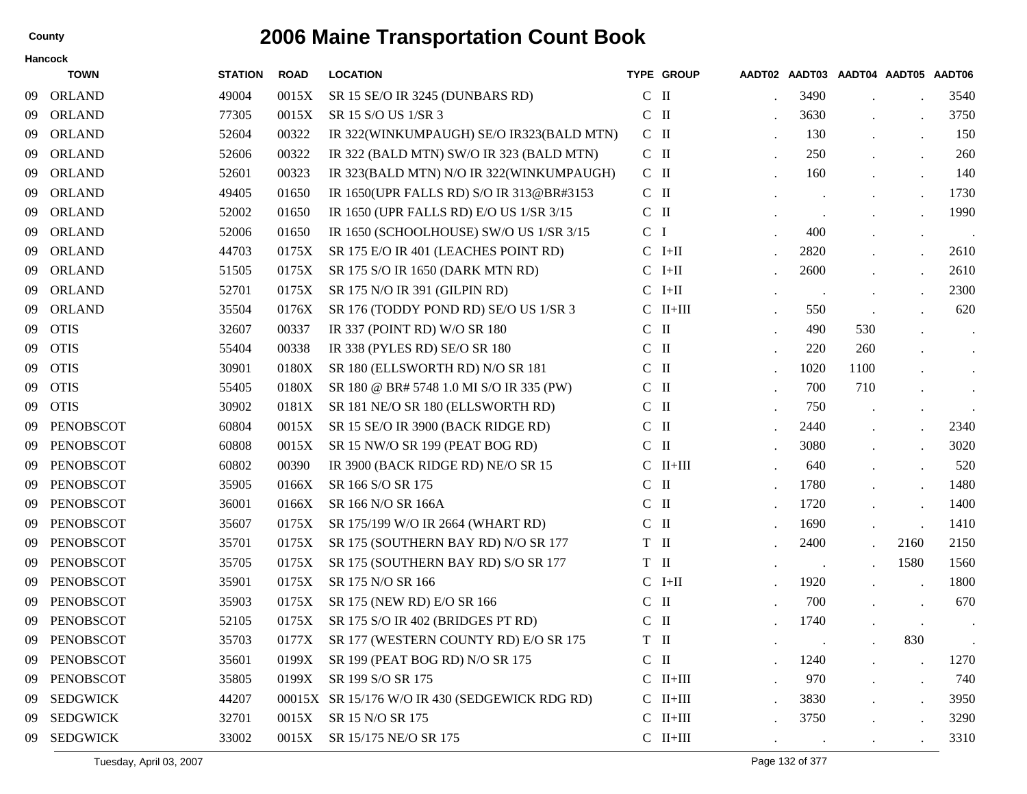County

Hancock

# 2006 Maine Transportation Count Book

| | TOWN | STATION | ROAD | LOCATION | TYPE | GROUP | AADT02 | AADT03 | AADT04 | AADT05 | AADT06 |
|---|---|---|---|---|---|---|---|---|---|---|---|
| 09 | ORLAND | 49004 | 0015X | SR 15 SE/O IR 3245 (DUNBARS RD) | C | II | . | 3490 | . | . | 3540 |
| 09 | ORLAND | 77305 | 0015X | SR 15 S/O US 1/SR 3 | C | II | . | 3630 | . | . | 3750 |
| 09 | ORLAND | 52604 | 00322 | IR 322(WINKUMPAUGH) SE/O IR323(BALD MTN) | C | II | . | 130 | . | . | 150 |
| 09 | ORLAND | 52606 | 00322 | IR 322 (BALD MTN) SW/O IR 323 (BALD MTN) | C | II | . | 250 | . | . | 260 |
| 09 | ORLAND | 52601 | 00323 | IR 323(BALD MTN) N/O IR 322(WINKUMPAUGH) | C | II | . | 160 | . | . | 140 |
| 09 | ORLAND | 49405 | 01650 | IR 1650(UPR FALLS RD) S/O IR 313@BR#3153 | C | II | . | . | . | . | 1730 |
| 09 | ORLAND | 52002 | 01650 | IR 1650 (UPR FALLS RD) E/O US 1/SR 3/15 | C | II | . | . | . | . | 1990 |
| 09 | ORLAND | 52006 | 01650 | IR 1650 (SCHOOLHOUSE) SW/O US 1/SR 3/15 | C | I | . | 400 | . | . | . |
| 09 | ORLAND | 44703 | 0175X | SR 175 E/O IR 401 (LEACHES POINT RD) | C | I+II | . | 2820 | . | . | 2610 |
| 09 | ORLAND | 51505 | 0175X | SR 175 S/O IR 1650 (DARK MTN RD) | C | I+II | . | 2600 | . | . | 2610 |
| 09 | ORLAND | 52701 | 0175X | SR 175 N/O IR 391 (GILPIN RD) | C | I+II | . | . | . | . | 2300 |
| 09 | ORLAND | 35504 | 0176X | SR 176 (TODDY POND RD) SE/O US 1/SR 3 | C | II+III | . | 550 | . | . | 620 |
| 09 | OTIS | 32607 | 00337 | IR 337 (POINT RD) W/O SR 180 | C | II | . | 490 | 530 | . | . |
| 09 | OTIS | 55404 | 00338 | IR 338 (PYLES RD) SE/O SR 180 | C | II | . | 220 | 260 | . | . |
| 09 | OTIS | 30901 | 0180X | SR 180 (ELLSWORTH RD) N/O SR 181 | C | II | . | 1020 | 1100 | . | . |
| 09 | OTIS | 55405 | 0180X | SR 180 @ BR# 5748 1.0 MI S/O IR 335 (PW) | C | II | . | 700 | 710 | . | . |
| 09 | OTIS | 30902 | 0181X | SR 181 NE/O SR 180 (ELLSWORTH RD) | C | II | . | 750 | . | . | . |
| 09 | PENOBSCOT | 60804 | 0015X | SR 15 SE/O IR 3900 (BACK RIDGE RD) | C | II | . | 2440 | . | . | 2340 |
| 09 | PENOBSCOT | 60808 | 0015X | SR 15 NW/O SR 199 (PEAT BOG RD) | C | II | . | 3080 | . | . | 3020 |
| 09 | PENOBSCOT | 60802 | 00390 | IR 3900 (BACK RIDGE RD) NE/O SR 15 | C | II+III | . | 640 | . | . | 520 |
| 09 | PENOBSCOT | 35905 | 0166X | SR 166 S/O SR 175 | C | II | . | 1780 | . | . | 1480 |
| 09 | PENOBSCOT | 36001 | 0166X | SR 166 N/O SR 166A | C | II | . | 1720 | . | . | 1400 |
| 09 | PENOBSCOT | 35607 | 0175X | SR 175/199 W/O IR 2664 (WHART RD) | C | II | . | 1690 | . | . | 1410 |
| 09 | PENOBSCOT | 35701 | 0175X | SR 175 (SOUTHERN BAY RD) N/O SR 177 | T | II | . | 2400 | . | 2160 | 2150 |
| 09 | PENOBSCOT | 35705 | 0175X | SR 175 (SOUTHERN BAY RD) S/O SR 177 | T | II | . | . | . | 1580 | 1560 |
| 09 | PENOBSCOT | 35901 | 0175X | SR 175 N/O SR 166 | C | I+II | . | 1920 | . | . | 1800 |
| 09 | PENOBSCOT | 35903 | 0175X | SR 175 (NEW RD) E/O SR 166 | C | II | . | 700 | . | . | 670 |
| 09 | PENOBSCOT | 52105 | 0175X | SR 175 S/O IR 402 (BRIDGES PT RD) | C | II | . | 1740 | . | . | . |
| 09 | PENOBSCOT | 35703 | 0177X | SR 177 (WESTERN COUNTY RD) E/O SR 175 | T | II | . | . | . | 830 | . |
| 09 | PENOBSCOT | 35601 | 0199X | SR 199 (PEAT BOG RD) N/O SR 175 | C | II | . | 1240 | . | . | 1270 |
| 09 | PENOBSCOT | 35805 | 0199X | SR 199 S/O SR 175 | C | II+III | . | 970 | . | . | 740 |
| 09 | SEDGWICK | 44207 | 00015X | SR 15/176 W/O IR 430 (SEDGEWICK RDG RD) | C | II+III | . | 3830 | . | . | 3950 |
| 09 | SEDGWICK | 32701 | 0015X | SR 15 N/O SR 175 | C | II+III | . | 3750 | . | . | 3290 |
| 09 | SEDGWICK | 33002 | 0015X | SR 15/175 NE/O SR 175 | C | II+III | . | . | . | . | 3310 |

Tuesday, April 03, 2007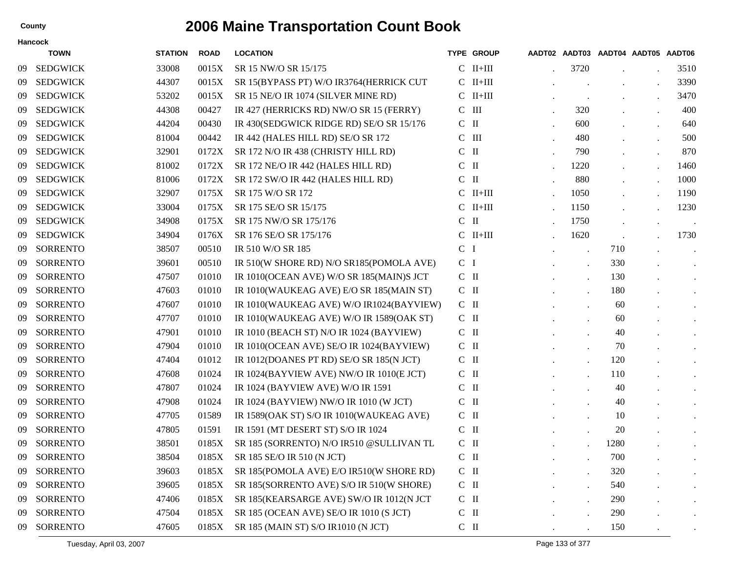County

Hancock

# 2006 Maine Transportation Count Book

| | TOWN | STATION | ROAD | LOCATION | TYPE | GROUP | AADT02 | AADT03 | AADT04 | AADT05 | AADT06 |
|---|---|---|---|---|---|---|---|---|---|---|---|
| 09 | SEDGWICK | 33008 | 0015X | SR 15 NW/O SR 15/175 | C | II+III | . | 3720 | . | . | 3510 |
| 09 | SEDGWICK | 44307 | 0015X | SR 15(BYPASS PT) W/O IR3764(HERRICK CUT | C | II+III | . | . | . | . | 3390 |
| 09 | SEDGWICK | 53202 | 0015X | SR 15 NE/O IR 1074 (SILVER MINE RD) | C | II+III | . | . | . | . | 3470 |
| 09 | SEDGWICK | 44308 | 00427 | IR 427 (HERRICKS RD) NW/O SR 15 (FERRY) | C | III | . | 320 | . | . | 400 |
| 09 | SEDGWICK | 44204 | 00430 | IR 430(SEDGWICK RIDGE RD) SE/O SR 15/176 | C | II | . | 600 | . | . | 640 |
| 09 | SEDGWICK | 81004 | 00442 | IR 442 (HALES HILL RD) SE/O SR 172 | C | III | . | 480 | . | . | 500 |
| 09 | SEDGWICK | 32901 | 0172X | SR 172 N/O IR 438 (CHRISTY HILL RD) | C | II | . | 790 | . | . | 870 |
| 09 | SEDGWICK | 81002 | 0172X | SR 172 NE/O IR 442 (HALES HILL RD) | C | II | . | 1220 | . | . | 1460 |
| 09 | SEDGWICK | 81006 | 0172X | SR 172 SW/O IR 442 (HALES HILL RD) | C | II | . | 880 | . | . | 1000 |
| 09 | SEDGWICK | 32907 | 0175X | SR 175 W/O SR 172 | C | II+III | . | 1050 | . | . | 1190 |
| 09 | SEDGWICK | 33004 | 0175X | SR 175 SE/O SR 15/175 | C | II+III | . | 1150 | . | . | 1230 |
| 09 | SEDGWICK | 34908 | 0175X | SR 175 NW/O SR 175/176 | C | II | . | 1750 | . | . | . |
| 09 | SEDGWICK | 34904 | 0176X | SR 176 SE/O SR 175/176 | C | II+III | . | 1620 | . | . | 1730 |
| 09 | SORRENTO | 38507 | 00510 | IR 510 W/O SR 185 | C | I | . | . | 710 | . | . |
| 09 | SORRENTO | 39601 | 00510 | IR 510(W SHORE RD) N/O SR185(POMOLA AVE) | C | I | . | . | 330 | . | . |
| 09 | SORRENTO | 47507 | 01010 | IR 1010(OCEAN AVE) W/O SR 185(MAIN)S JCT | C | II | . | . | 130 | . | . |
| 09 | SORRENTO | 47603 | 01010 | IR 1010(WAUKEAG AVE) E/O SR 185(MAIN ST) | C | II | . | . | 180 | . | . |
| 09 | SORRENTO | 47607 | 01010 | IR 1010(WAUKEAG AVE) W/O IR1024(BAYVIEW) | C | II | . | . | 60 | . | . |
| 09 | SORRENTO | 47707 | 01010 | IR 1010(WAUKEAG AVE) W/O IR 1589(OAK ST) | C | II | . | . | 60 | . | . |
| 09 | SORRENTO | 47901 | 01010 | IR 1010 (BEACH ST) N/O IR 1024 (BAYVIEW) | C | II | . | . | 40 | . | . |
| 09 | SORRENTO | 47904 | 01010 | IR 1010(OCEAN AVE) SE/O IR 1024(BAYVIEW) | C | II | . | . | 70 | . | . |
| 09 | SORRENTO | 47404 | 01012 | IR 1012(DOANES PT RD) SE/O SR 185(N JCT) | C | II | . | . | 120 | . | . |
| 09 | SORRENTO | 47608 | 01024 | IR 1024(BAYVIEW AVE) NW/O IR 1010(E JCT) | C | II | . | . | 110 | . | . |
| 09 | SORRENTO | 47807 | 01024 | IR 1024 (BAYVIEW AVE) W/O IR 1591 | C | II | . | . | 40 | . | . |
| 09 | SORRENTO | 47908 | 01024 | IR 1024 (BAYVIEW) NW/O IR 1010 (W JCT) | C | II | . | . | 40 | . | . |
| 09 | SORRENTO | 47705 | 01589 | IR 1589(OAK ST) S/O IR 1010(WAUKEAG AVE) | C | II | . | . | 10 | . | . |
| 09 | SORRENTO | 47805 | 01591 | IR 1591 (MT DESERT ST) S/O IR 1024 | C | II | . | . | 20 | . | . |
| 09 | SORRENTO | 38501 | 0185X | SR 185 (SORRENTO) N/O IR510 @SULLIVAN TL | C | II | . | . | 1280 | . | . |
| 09 | SORRENTO | 38504 | 0185X | SR 185 SE/O IR 510 (N JCT) | C | II | . | . | 700 | . | . |
| 09 | SORRENTO | 39603 | 0185X | SR 185(POMOLA AVE) E/O IR510(W SHORE RD) | C | II | . | . | 320 | . | . |
| 09 | SORRENTO | 39605 | 0185X | SR 185(SORRENTO AVE) S/O IR 510(W SHORE) | C | II | . | . | 540 | . | . |
| 09 | SORRENTO | 47406 | 0185X | SR 185(KEARSARGE AVE) SW/O IR 1012(N JCT | C | II | . | . | 290 | . | . |
| 09 | SORRENTO | 47504 | 0185X | SR 185 (OCEAN AVE) SE/O IR 1010 (S JCT) | C | II | . | . | 290 | . | . |
| 09 | SORRENTO | 47605 | 0185X | SR 185 (MAIN ST) S/O IR1010 (N JCT) | C | II | . | . | 150 | . | . |

Tuesday, April 03, 2007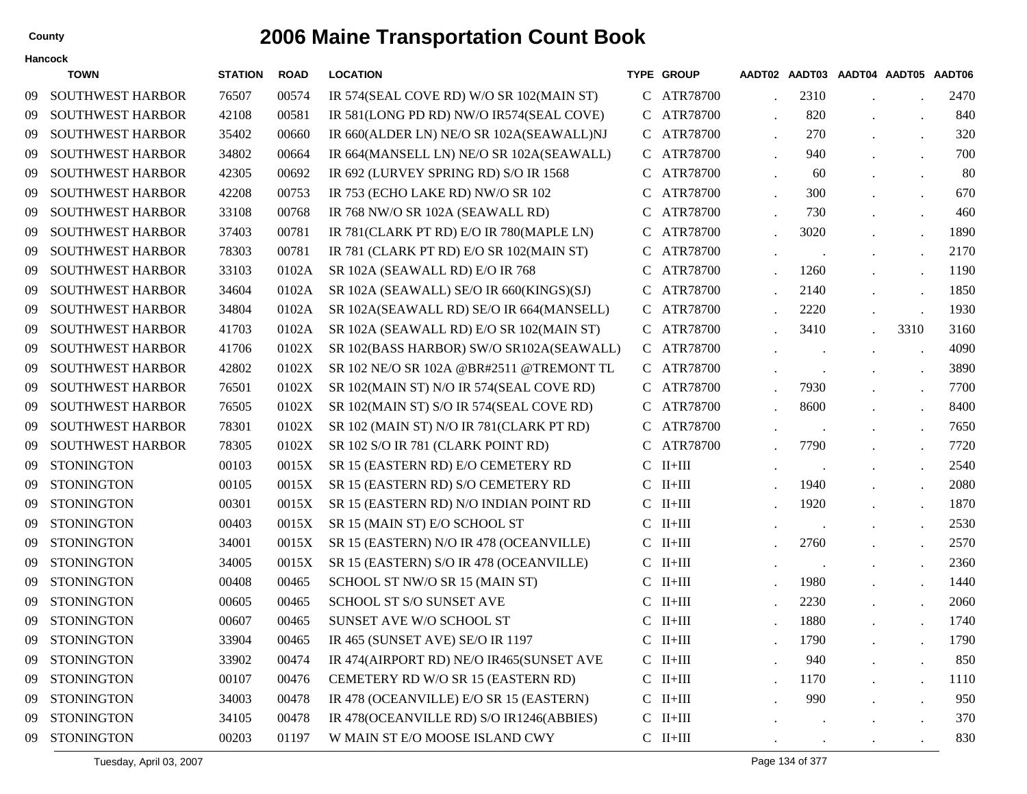# 2006 Maine Transportation Count Book

County

**Hancock**

| | TOWN | STATION | ROAD | LOCATION | TYPE | GROUP | AADT02 | AADT03 | AADT04 | AADT05 | AADT06 |
|---|---|---|---|---|---|---|---|---|---|---|---|
| 09 | SOUTHWEST HARBOR | 76507 | 00574 | IR 574(SEAL COVE RD) W/O SR 102(MAIN ST) | C | ATR78700 | . | 2310 | . | . | 2470 |
| 09 | SOUTHWEST HARBOR | 42108 | 00581 | IR 581(LONG PD RD) NW/O IR574(SEAL COVE) | C | ATR78700 | . | 820 | . | . | 840 |
| 09 | SOUTHWEST HARBOR | 35402 | 00660 | IR 660(ALDER LN) NE/O SR 102A(SEAWALL)NJ | C | ATR78700 | . | 270 | . | . | 320 |
| 09 | SOUTHWEST HARBOR | 34802 | 00664 | IR 664(MANSELL LN) NE/O SR 102A(SEAWALL) | C | ATR78700 | . | 940 | . | . | 700 |
| 09 | SOUTHWEST HARBOR | 42305 | 00692 | IR 692 (LURVEY SPRING RD) S/O IR 1568 | C | ATR78700 | . | 60 | . | . | 80 |
| 09 | SOUTHWEST HARBOR | 42208 | 00753 | IR 753 (ECHO LAKE RD) NW/O SR 102 | C | ATR78700 | . | 300 | . | . | 670 |
| 09 | SOUTHWEST HARBOR | 33108 | 00768 | IR 768 NW/O SR 102A (SEAWALL RD) | C | ATR78700 | . | 730 | . | . | 460 |
| 09 | SOUTHWEST HARBOR | 37403 | 00781 | IR 781(CLARK PT RD) E/O IR 780(MAPLE LN) | C | ATR78700 | . | 3020 | . | . | 1890 |
| 09 | SOUTHWEST HARBOR | 78303 | 00781 | IR 781 (CLARK PT RD) E/O SR 102(MAIN ST) | C | ATR78700 | . | . | . | . | 2170 |
| 09 | SOUTHWEST HARBOR | 33103 | 0102A | SR 102A (SEAWALL RD) E/O IR 768 | C | ATR78700 | . | 1260 | . | . | 1190 |
| 09 | SOUTHWEST HARBOR | 34604 | 0102A | SR 102A (SEAWALL) SE/O IR 660(KINGS)(SJ) | C | ATR78700 | . | 2140 | . | . | 1850 |
| 09 | SOUTHWEST HARBOR | 34804 | 0102A | SR 102A(SEAWALL RD) SE/O IR 664(MANSELL) | C | ATR78700 | . | 2220 | . | . | 1930 |
| 09 | SOUTHWEST HARBOR | 41703 | 0102A | SR 102A (SEAWALL RD) E/O SR 102(MAIN ST) | C | ATR78700 | . | 3410 | . | 3310 | 3160 |
| 09 | SOUTHWEST HARBOR | 41706 | 0102X | SR 102(BASS HARBOR) SW/O SR102A(SEAWALL) | C | ATR78700 | . | . | . | . | 4090 |
| 09 | SOUTHWEST HARBOR | 42802 | 0102X | SR 102 NE/O SR 102A @BR#2511 @TREMONT TL | C | ATR78700 | . | . | . | . | 3890 |
| 09 | SOUTHWEST HARBOR | 76501 | 0102X | SR 102(MAIN ST) N/O IR 574(SEAL COVE RD) | C | ATR78700 | . | 7930 | . | . | 7700 |
| 09 | SOUTHWEST HARBOR | 76505 | 0102X | SR 102(MAIN ST) S/O IR 574(SEAL COVE RD) | C | ATR78700 | . | 8600 | . | . | 8400 |
| 09 | SOUTHWEST HARBOR | 78301 | 0102X | SR 102 (MAIN ST) N/O IR 781(CLARK PT RD) | C | ATR78700 | . | . | . | . | 7650 |
| 09 | SOUTHWEST HARBOR | 78305 | 0102X | SR 102 S/O IR 781 (CLARK POINT RD) | C | ATR78700 | . | 7790 | . | . | 7720 |
| 09 | STONINGTON | 00103 | 0015X | SR 15 (EASTERN RD) E/O CEMETERY RD | C | II+III | . | . | . | . | 2540 |
| 09 | STONINGTON | 00105 | 0015X | SR 15 (EASTERN RD) S/O CEMETERY RD | C | II+III | . | 1940 | . | . | 2080 |
| 09 | STONINGTON | 00301 | 0015X | SR 15 (EASTERN RD) N/O INDIAN POINT RD | C | II+III | . | 1920 | . | . | 1870 |
| 09 | STONINGTON | 00403 | 0015X | SR 15 (MAIN ST) E/O SCHOOL ST | C | II+III | . | . | . | . | 2530 |
| 09 | STONINGTON | 34001 | 0015X | SR 15 (EASTERN) N/O IR 478 (OCEANVILLE) | C | II+III | . | 2760 | . | . | 2570 |
| 09 | STONINGTON | 34005 | 0015X | SR 15 (EASTERN) S/O IR 478 (OCEANVILLE) | C | II+III | . | . | . | . | 2360 |
| 09 | STONINGTON | 00408 | 00465 | SCHOOL ST NW/O SR 15 (MAIN ST) | C | II+III | . | 1980 | . | . | 1440 |
| 09 | STONINGTON | 00605 | 00465 | SCHOOL ST S/O SUNSET AVE | C | II+III | . | 2230 | . | . | 2060 |
| 09 | STONINGTON | 00607 | 00465 | SUNSET AVE W/O SCHOOL ST | C | II+III | . | 1880 | . | . | 1740 |
| 09 | STONINGTON | 33904 | 00465 | IR 465 (SUNSET AVE) SE/O IR 1197 | C | II+III | . | 1790 | . | . | 1790 |
| 09 | STONINGTON | 33902 | 00474 | IR 474(AIRPORT RD) NE/O IR465(SUNSET AVE | C | II+III | . | 940 | . | . | 850 |
| 09 | STONINGTON | 00107 | 00476 | CEMETERY RD W/O SR 15 (EASTERN RD) | C | II+III | . | 1170 | . | . | 1110 |
| 09 | STONINGTON | 34003 | 00478 | IR 478 (OCEANVILLE) E/O SR 15 (EASTERN) | C | II+III | . | 990 | . | . | 950 |
| 09 | STONINGTON | 34105 | 00478 | IR 478(OCEANVILLE RD) S/O IR1246(ABBIES) | C | II+III | . | . | . | . | 370 |
| 09 | STONINGTON | 00203 | 01197 | W MAIN ST E/O MOOSE ISLAND CWY | C | II+III | . | . | . | . | 830 |

Tuesday, April 03, 2007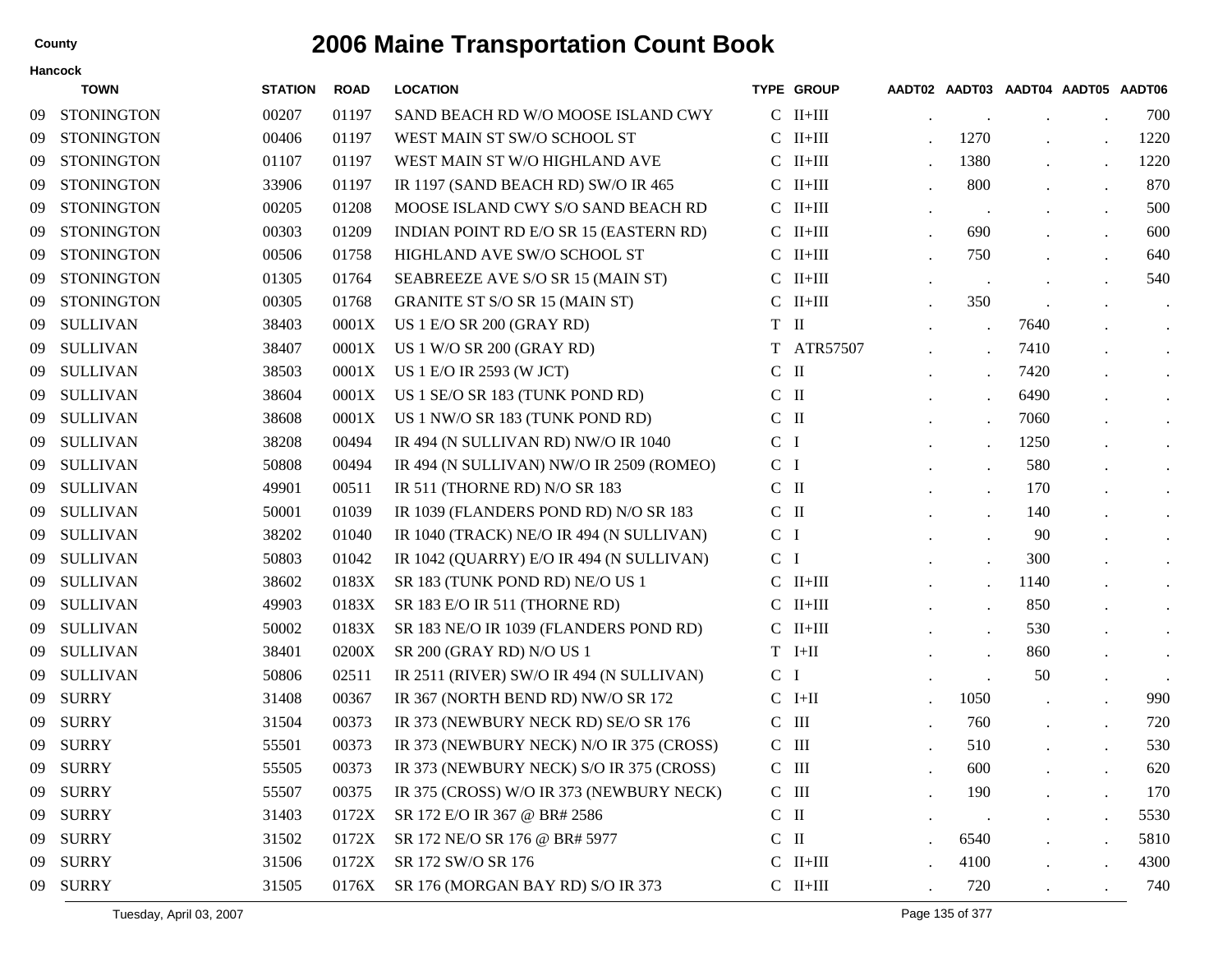# 2006 Maine Transportation Count Book

County: Hancock

| | TOWN | STATION | ROAD | LOCATION | TYPE | GROUP | AADT02 | AADT03 | AADT04 | AADT05 | AADT06 |
|---|---|---|---|---|---|---|---|---|---|---|---|
| 09 | STONINGTON | 00207 | 01197 | SAND BEACH RD W/O MOOSE ISLAND CWY | C | II+III | . | . | . | . | 700 |
| 09 | STONINGTON | 00406 | 01197 | WEST MAIN ST SW/O SCHOOL ST | C | II+III | . | 1270 | . | . | 1220 |
| 09 | STONINGTON | 01107 | 01197 | WEST MAIN ST W/O HIGHLAND AVE | C | II+III | . | 1380 | . | . | 1220 |
| 09 | STONINGTON | 33906 | 01197 | IR 1197 (SAND BEACH RD) SW/O IR 465 | C | II+III | . | 800 | . | . | 870 |
| 09 | STONINGTON | 00205 | 01208 | MOOSE ISLAND CWY S/O SAND BEACH RD | C | II+III | . | . | . | . | 500 |
| 09 | STONINGTON | 00303 | 01209 | INDIAN POINT RD E/O SR 15 (EASTERN RD) | C | II+III | . | 690 | . | . | 600 |
| 09 | STONINGTON | 00506 | 01758 | HIGHLAND AVE SW/O SCHOOL ST | C | II+III | . | 750 | . | . | 640 |
| 09 | STONINGTON | 01305 | 01764 | SEABREEZE AVE S/O SR 15 (MAIN ST) | C | II+III | . | . | . | . | 540 |
| 09 | STONINGTON | 00305 | 01768 | GRANITE ST S/O SR 15 (MAIN ST) | C | II+III | . | 350 | . | . | . |
| 09 | SULLIVAN | 38403 | 0001X | US 1 E/O SR 200 (GRAY RD) | T | II | . | . | 7640 | . | . |
| 09 | SULLIVAN | 38407 | 0001X | US 1 W/O SR 200 (GRAY RD) | T | ATR57507 | . | . | 7410 | . | . |
| 09 | SULLIVAN | 38503 | 0001X | US 1 E/O IR 2593 (W JCT) | C | II | . | . | 7420 | . | . |
| 09 | SULLIVAN | 38604 | 0001X | US 1 SE/O SR 183 (TUNK POND RD) | C | II | . | . | 6490 | . | . |
| 09 | SULLIVAN | 38608 | 0001X | US 1 NW/O SR 183 (TUNK POND RD) | C | II | . | . | 7060 | . | . |
| 09 | SULLIVAN | 38208 | 00494 | IR 494 (N SULLIVAN RD) NW/O IR 1040 | C | I | . | . | 1250 | . | . |
| 09 | SULLIVAN | 50808 | 00494 | IR 494 (N SULLIVAN) NW/O IR 2509 (ROMEO) | C | I | . | . | 580 | . | . |
| 09 | SULLIVAN | 49901 | 00511 | IR 511 (THORNE RD) N/O SR 183 | C | II | . | . | 170 | . | . |
| 09 | SULLIVAN | 50001 | 01039 | IR 1039 (FLANDERS POND RD) N/O SR 183 | C | II | . | . | 140 | . | . |
| 09 | SULLIVAN | 38202 | 01040 | IR 1040 (TRACK) NE/O IR 494 (N SULLIVAN) | C | I | . | . | 90 | . | . |
| 09 | SULLIVAN | 50803 | 01042 | IR 1042 (QUARRY) E/O IR 494 (N SULLIVAN) | C | I | . | . | 300 | . | . |
| 09 | SULLIVAN | 38602 | 0183X | SR 183 (TUNK POND RD) NE/O US 1 | C | II+III | . | . | 1140 | . | . |
| 09 | SULLIVAN | 49903 | 0183X | SR 183 E/O IR 511 (THORNE RD) | C | II+III | . | . | 850 | . | . |
| 09 | SULLIVAN | 50002 | 0183X | SR 183 NE/O IR 1039 (FLANDERS POND RD) | C | II+III | . | . | 530 | . | . |
| 09 | SULLIVAN | 38401 | 0200X | SR 200 (GRAY RD) N/O US 1 | T | I+II | . | . | 860 | . | . |
| 09 | SULLIVAN | 50806 | 02511 | IR 2511 (RIVER) SW/O IR 494 (N SULLIVAN) | C | I | . | . | 50 | . | . |
| 09 | SURRY | 31408 | 00367 | IR 367 (NORTH BEND RD) NW/O SR 172 | C | I+II | . | 1050 | . | . | 990 |
| 09 | SURRY | 31504 | 00373 | IR 373 (NEWBURY NECK RD) SE/O SR 176 | C | III | . | 760 | . | . | 720 |
| 09 | SURRY | 55501 | 00373 | IR 373 (NEWBURY NECK) N/O IR 375 (CROSS) | C | III | . | 510 | . | . | 530 |
| 09 | SURRY | 55505 | 00373 | IR 373 (NEWBURY NECK) S/O IR 375 (CROSS) | C | III | . | 600 | . | . | 620 |
| 09 | SURRY | 55507 | 00375 | IR 375 (CROSS) W/O IR 373 (NEWBURY NECK) | C | III | . | 190 | . | . | 170 |
| 09 | SURRY | 31403 | 0172X | SR 172 E/O IR 367 @ BR# 2586 | C | II | . | . | . | . | 5530 |
| 09 | SURRY | 31502 | 0172X | SR 172 NE/O SR 176 @ BR# 5977 | C | II | . | 6540 | . | . | 5810 |
| 09 | SURRY | 31506 | 0172X | SR 172 SW/O SR 176 | C | II+III | . | 4100 | . | . | 4300 |
| 09 | SURRY | 31505 | 0176X | SR 176 (MORGAN BAY RD) S/O IR 373 | C | II+III | . | 720 | . | . | 740 |

Tuesday, April 03, 2007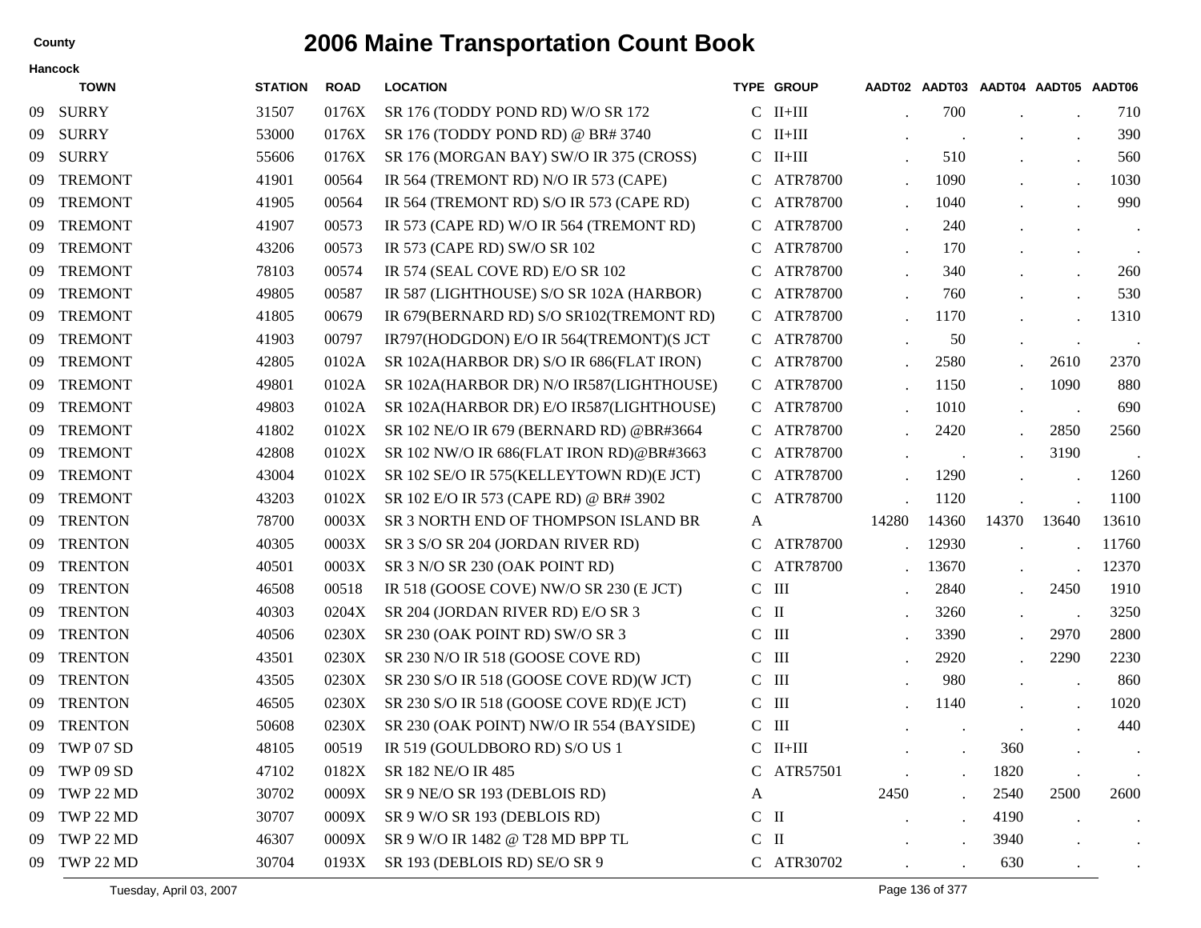County

# 2006 Maine Transportation Count Book

Hancock

| | TOWN | STATION | ROAD | LOCATION | TYPE | GROUP | AADT02 | AADT03 | AADT04 | AADT05 | AADT06 |
|---|---|---|---|---|---|---|---|---|---|---|---|
| 09 | SURRY | 31507 | 0176X | SR 176 (TODDY POND RD) W/O SR 172 | C | II+III | . | 700 | . | . | 710 |
| 09 | SURRY | 53000 | 0176X | SR 176 (TODDY POND RD) @ BR# 3740 | C | II+III | . | . | . | . | 390 |
| 09 | SURRY | 55606 | 0176X | SR 176 (MORGAN BAY) SW/O IR 375 (CROSS) | C | II+III | . | 510 | . | . | 560 |
| 09 | TREMONT | 41901 | 00564 | IR 564 (TREMONT RD) N/O IR 573 (CAPE) | C | ATR78700 | . | 1090 | . | . | 1030 |
| 09 | TREMONT | 41905 | 00564 | IR 564 (TREMONT RD) S/O IR 573 (CAPE RD) | C | ATR78700 | . | 1040 | . | . | 990 |
| 09 | TREMONT | 41907 | 00573 | IR 573 (CAPE RD) W/O IR 564 (TREMONT RD) | C | ATR78700 | . | 240 | . | . | . |
| 09 | TREMONT | 43206 | 00573 | IR 573 (CAPE RD) SW/O SR 102 | C | ATR78700 | . | 170 | . | . | . |
| 09 | TREMONT | 78103 | 00574 | IR 574 (SEAL COVE RD) E/O SR 102 | C | ATR78700 | . | 340 | . | . | 260 |
| 09 | TREMONT | 49805 | 00587 | IR 587 (LIGHTHOUSE) S/O SR 102A (HARBOR) | C | ATR78700 | . | 760 | . | . | 530 |
| 09 | TREMONT | 41805 | 00679 | IR 679(BERNARD RD) S/O SR102(TREMONT RD) | C | ATR78700 | . | 1170 | . | . | 1310 |
| 09 | TREMONT | 41903 | 00797 | IR797(HODGDON) E/O IR 564(TREMONT)(S JCT | C | ATR78700 | . | 50 | . | . | . |
| 09 | TREMONT | 42805 | 0102A | SR 102A(HARBOR DR) S/O IR 686(FLAT IRON) | C | ATR78700 | . | 2580 | . | 2610 | 2370 |
| 09 | TREMONT | 49801 | 0102A | SR 102A(HARBOR DR) N/O IR587(LIGHTHOUSE) | C | ATR78700 | . | 1150 | . | 1090 | 880 |
| 09 | TREMONT | 49803 | 0102A | SR 102A(HARBOR DR) E/O IR587(LIGHTHOUSE) | C | ATR78700 | . | 1010 | . | . | 690 |
| 09 | TREMONT | 41802 | 0102X | SR 102 NE/O IR 679 (BERNARD RD) @BR#3664 | C | ATR78700 | . | 2420 | . | 2850 | 2560 |
| 09 | TREMONT | 42808 | 0102X | SR 102 NW/O IR 686(FLAT IRON RD)@BR#3663 | C | ATR78700 | . | . | . | 3190 | . |
| 09 | TREMONT | 43004 | 0102X | SR 102 SE/O IR 575(KELLEYTOWN RD)(E JCT) | C | ATR78700 | . | 1290 | . | . | 1260 |
| 09 | TREMONT | 43203 | 0102X | SR 102 E/O IR 573 (CAPE RD) @ BR# 3902 | C | ATR78700 | . | 1120 | . | . | 1100 |
| 09 | TRENTON | 78700 | 0003X | SR 3 NORTH END OF THOMPSON ISLAND BR | A | | 14280 | 14360 | 14370 | 13640 | 13610 |
| 09 | TRENTON | 40305 | 0003X | SR 3 S/O SR 204 (JORDAN RIVER RD) | C | ATR78700 | . | 12930 | . | . | 11760 |
| 09 | TRENTON | 40501 | 0003X | SR 3 N/O SR 230 (OAK POINT RD) | C | ATR78700 | . | 13670 | . | . | 12370 |
| 09 | TRENTON | 46508 | 00518 | IR 518 (GOOSE COVE) NW/O SR 230 (E JCT) | C | III | . | 2840 | . | 2450 | 1910 |
| 09 | TRENTON | 40303 | 0204X | SR 204 (JORDAN RIVER RD) E/O SR 3 | C | II | . | 3260 | . | . | 3250 |
| 09 | TRENTON | 40506 | 0230X | SR 230 (OAK POINT RD) SW/O SR 3 | C | III | . | 3390 | . | 2970 | 2800 |
| 09 | TRENTON | 43501 | 0230X | SR 230 N/O IR 518 (GOOSE COVE RD) | C | III | . | 2920 | . | 2290 | 2230 |
| 09 | TRENTON | 43505 | 0230X | SR 230 S/O IR 518 (GOOSE COVE RD)(W JCT) | C | III | . | 980 | . | . | 860 |
| 09 | TRENTON | 46505 | 0230X | SR 230 S/O IR 518 (GOOSE COVE RD)(E JCT) | C | III | . | 1140 | . | . | 1020 |
| 09 | TRENTON | 50608 | 0230X | SR 230 (OAK POINT) NW/O IR 554 (BAYSIDE) | C | III | . | . | . | . | 440 |
| 09 | TWP 07 SD | 48105 | 00519 | IR 519 (GOULDBORO RD) S/O US 1 | C | II+III | . | . | 360 | . | . |
| 09 | TWP 09 SD | 47102 | 0182X | SR 182 NE/O IR 485 | C | ATR57501 | . | . | 1820 | . | . |
| 09 | TWP 22 MD | 30702 | 0009X | SR 9 NE/O SR 193 (DEBLOIS RD) | A | | 2450 | . | 2540 | 2500 | 2600 |
| 09 | TWP 22 MD | 30707 | 0009X | SR 9 W/O SR 193 (DEBLOIS RD) | C | II | . | . | 4190 | . | . |
| 09 | TWP 22 MD | 46307 | 0009X | SR 9 W/O IR 1482 @ T28 MD BPP TL | C | II | . | . | 3940 | . | . |
| 09 | TWP 22 MD | 30704 | 0193X | SR 193 (DEBLOIS RD) SE/O SR 9 | C | ATR30702 | . | . | 630 | . | . |

Tuesday, April 03, 2007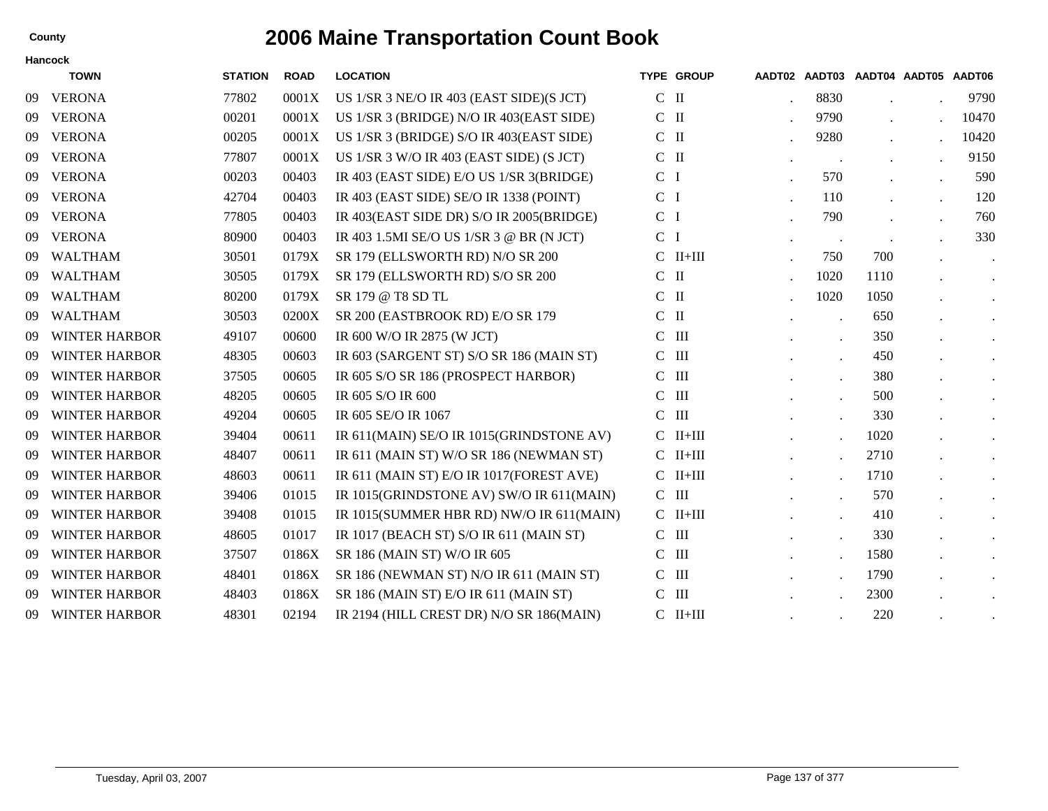County

# 2006 Maine Transportation Count Book

Hancock

| | TOWN | STATION | ROAD | LOCATION | TYPE | GROUP | AADT02 | AADT03 | AADT04 | AADT05 | AADT06 |
|---|---|---|---|---|---|---|---|---|---|---|---|
| 09 | VERONA | 77802 | 0001X | US 1/SR 3 NE/O IR 403 (EAST SIDE)(S JCT) | C | II | . | 8830 | . | . | 9790 |
| 09 | VERONA | 00201 | 0001X | US 1/SR 3 (BRIDGE) N/O IR 403(EAST SIDE) | C | II | . | 9790 | . | . | 10470 |
| 09 | VERONA | 00205 | 0001X | US 1/SR 3 (BRIDGE) S/O IR 403(EAST SIDE) | C | II | . | 9280 | . | . | 10420 |
| 09 | VERONA | 77807 | 0001X | US 1/SR 3 W/O IR 403 (EAST SIDE) (S JCT) | C | II | . | . | . | . | 9150 |
| 09 | VERONA | 00203 | 00403 | IR 403 (EAST SIDE) E/O US 1/SR 3(BRIDGE) | C | I | . | 570 | . | . | 590 |
| 09 | VERONA | 42704 | 00403 | IR 403 (EAST SIDE) SE/O IR 1338 (POINT) | C | I | . | 110 | . | . | 120 |
| 09 | VERONA | 77805 | 00403 | IR 403(EAST SIDE DR) S/O IR 2005(BRIDGE) | C | I | . | 790 | . | . | 760 |
| 09 | VERONA | 80900 | 00403 | IR 403 1.5MI SE/O US 1/SR 3 @ BR (N JCT) | C | I | . | . | . | . | 330 |
| 09 | WALTHAM | 30501 | 0179X | SR 179 (ELLSWORTH RD) N/O SR 200 | C | II+III | . | 750 | 700 | . | . |
| 09 | WALTHAM | 30505 | 0179X | SR 179 (ELLSWORTH RD) S/O SR 200 | C | II | . | 1020 | 1110 | . | . |
| 09 | WALTHAM | 80200 | 0179X | SR 179 @ T8 SD TL | C | II | . | 1020 | 1050 | . | . |
| 09 | WALTHAM | 30503 | 0200X | SR 200 (EASTBROOK RD) E/O SR 179 | C | II | . | . | 650 | . | . |
| 09 | WINTER HARBOR | 49107 | 00600 | IR 600 W/O IR 2875 (W JCT) | C | III | . | . | 350 | . | . |
| 09 | WINTER HARBOR | 48305 | 00603 | IR 603 (SARGENT ST) S/O SR 186 (MAIN ST) | C | III | . | . | 450 | . | . |
| 09 | WINTER HARBOR | 37505 | 00605 | IR 605 S/O SR 186 (PROSPECT HARBOR) | C | III | . | . | 380 | . | . |
| 09 | WINTER HARBOR | 48205 | 00605 | IR 605 S/O IR 600 | C | III | . | . | 500 | . | . |
| 09 | WINTER HARBOR | 49204 | 00605 | IR 605 SE/O IR 1067 | C | III | . | . | 330 | . | . |
| 09 | WINTER HARBOR | 39404 | 00611 | IR 611(MAIN) SE/O IR 1015(GRINDSTONE AV) | C | II+III | . | . | 1020 | . | . |
| 09 | WINTER HARBOR | 48407 | 00611 | IR 611 (MAIN ST) W/O SR 186 (NEWMAN ST) | C | II+III | . | . | 2710 | . | . |
| 09 | WINTER HARBOR | 48603 | 00611 | IR 611 (MAIN ST) E/O IR 1017(FOREST AVE) | C | II+III | . | . | 1710 | . | . |
| 09 | WINTER HARBOR | 39406 | 01015 | IR 1015(GRINDSTONE AV) SW/O IR 611(MAIN) | C | III | . | . | 570 | . | . |
| 09 | WINTER HARBOR | 39408 | 01015 | IR 1015(SUMMER HBR RD) NW/O IR 611(MAIN) | C | II+III | . | . | 410 | . | . |
| 09 | WINTER HARBOR | 48605 | 01017 | IR 1017 (BEACH ST) S/O IR 611 (MAIN ST) | C | III | . | . | 330 | . | . |
| 09 | WINTER HARBOR | 37507 | 0186X | SR 186 (MAIN ST) W/O IR 605 | C | III | . | . | 1580 | . | . |
| 09 | WINTER HARBOR | 48401 | 0186X | SR 186 (NEWMAN ST) N/O IR 611 (MAIN ST) | C | III | . | . | 1790 | . | . |
| 09 | WINTER HARBOR | 48403 | 0186X | SR 186 (MAIN ST) E/O IR 611 (MAIN ST) | C | III | . | . | 2300 | . | . |
| 09 | WINTER HARBOR | 48301 | 02194 | IR 2194 (HILL CREST DR) N/O SR 186(MAIN) | C | II+III | . | . | 220 | . | . |

Tuesday, April 03, 2007